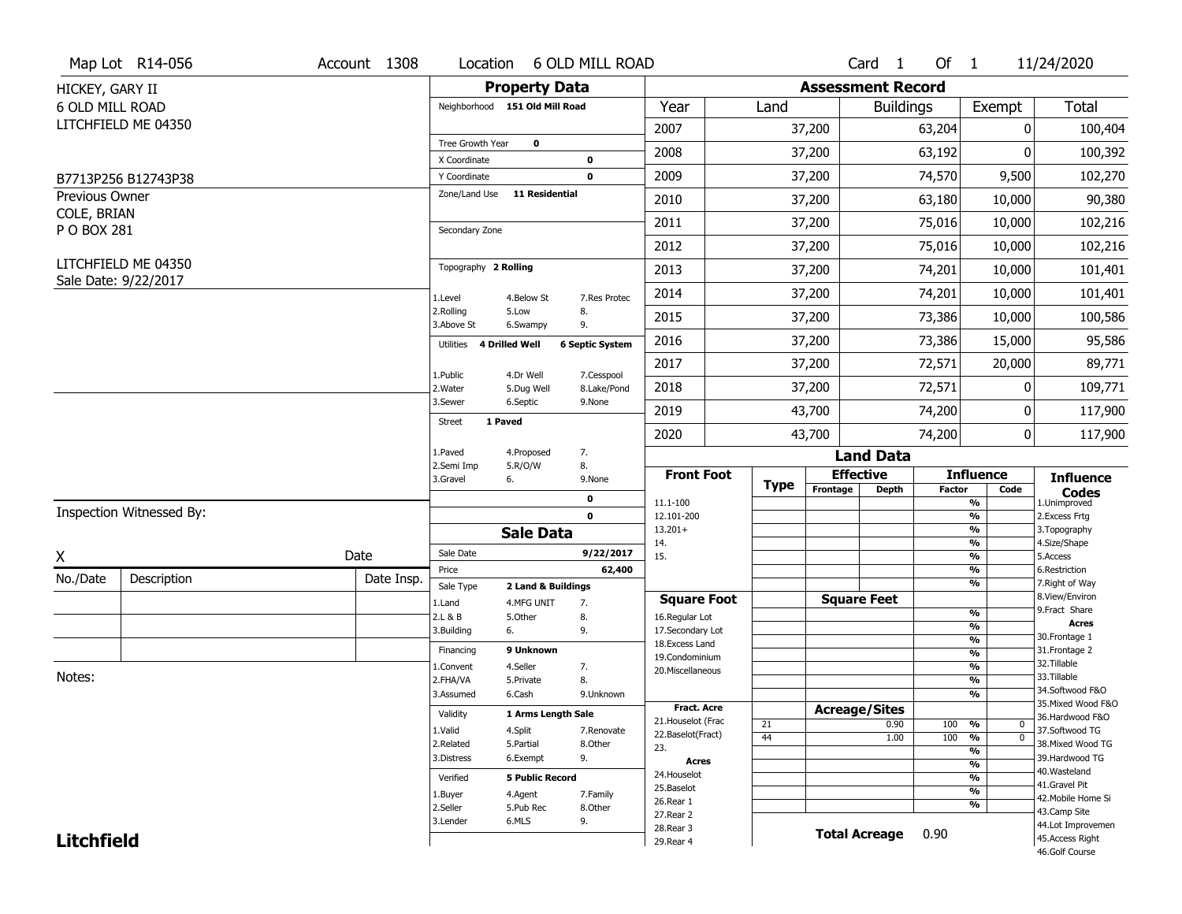Map Lot R14-056 | Account 1308 | Location 6 OLD MILL ROAD | Card 1 Of 1 | 11/24/2020

HICKEY, GARY II
6 OLD MILL ROAD
LITCHFIELD ME 04350

B7713P256 B12743P38

Previous Owner
COLE, BRIAN
P O BOX 281

LITCHFIELD ME 04350
Sale Date: 9/22/2017

## Property Data

Neighborhood **151 Old Mill Road**

Tree Growth Year **0**
X Coordinate **0**
Y Coordinate **0**
Zone/Land Use **11 Residential**

Secondary Zone

Topography **2 Rolling**

1.Level 4.Below St 7.Res Protec
2.Rolling 5.Low 8.
3.Above St 6.Swampy 9.

Utilities **4 Drilled Well** **6 Septic System**

1.Public 4.Dr Well 7.Cesspool
2.Water 5.Dug Well 8.Lake/Pond
3.Sewer 6.Septic 9.None

Street **1 Paved**

1.Paved 4.Proposed 7.
2.Semi Imp 5.R/O/W 8.
3.Gravel 6. 9.None

**0**
**0**

## Sale Data

Sale Date **9/22/2017**
Price **62,400**
Sale Type **2 Land & Buildings**

1.Land 4.MFG UNIT 7.
2.L & B 5.Other 8.
3.Building 6. 9.

Financing **9 Unknown**

1.Convent 4.Seller 7.
2.FHA/VA 5.Private 8.
3.Assumed 6.Cash 9.Unknown

Validity **1 Arms Length Sale**

1.Valid 4.Split 7.Renovate
2.Related 5.Partial 8.Other
3.Distress 6.Exempt 9.

Verified **5 Public Record**

1.Buyer 4.Agent 7.Family
2.Seller 5.Pub Rec 8.Other
3.Lender 6.MLS 9.

## Assessment Record

| Year | Land | Buildings | Exempt | Total |
|---|---|---|---|---|
| 2007 | 37,200 | 63,204 | 0 | 100,404 |
| 2008 | 37,200 | 63,192 | 0 | 100,392 |
| 2009 | 37,200 | 74,570 | 9,500 | 102,270 |
| 2010 | 37,200 | 63,180 | 10,000 | 90,380 |
| 2011 | 37,200 | 75,016 | 10,000 | 102,216 |
| 2012 | 37,200 | 75,016 | 10,000 | 102,216 |
| 2013 | 37,200 | 74,201 | 10,000 | 101,401 |
| 2014 | 37,200 | 74,201 | 10,000 | 101,401 |
| 2015 | 37,200 | 73,386 | 10,000 | 100,586 |
| 2016 | 37,200 | 73,386 | 15,000 | 95,586 |
| 2017 | 37,200 | 72,571 | 20,000 | 89,771 |
| 2018 | 37,200 | 72,571 | 0 | 109,771 |
| 2019 | 43,700 | 74,200 | 0 | 117,900 |
| 2020 | 43,700 | 74,200 | 0 | 117,900 |

## Land Data

| Type | Effective Frontage | Effective Depth | Influence Factor | Influence Code |
|---|---|---|---|---|
| 21 | | 0.90 | 100 % | 0 |
| 44 | | 1.00 | 100 % | 0 |

Front Foot: 11.1-100, 12.101-200, 13.201+, 14., 15.

Square Foot: 16.Regular Lot, 17.Secondary Lot, 18.Excess Land, 19.Condominium, 20.Miscellaneous

Fract. Acre: 21.Houselot (Frac, 22.Baselot(Fract), 23.

Acres: 24.Houselot, 25.Baselot, 26.Rear 1, 27.Rear 2, 28.Rear 3, 29.Rear 4

**Total Acreage** 0.90

Influence Codes: 1.Unimproved, 2.Excess Frtg, 3.Topography, 4.Size/Shape, 5.Access, 6.Restriction, 7.Right of Way, 8.View/Environ, 9.Fract Share

Acres: 30.Frontage 1, 31.Frontage 2, 32.Tillable, 33.Tillable, 34.Softwood F&O, 35.Mixed Wood F&O, 36.Hardwood F&O, 37.Softwood TG, 38.Mixed Wood TG, 39.Hardwood TG, 40.Wasteland, 41.Gravel Pit, 42.Mobile Home Si, 43.Camp Site, 44.Lot Improvemen, 45.Access Right, 46.Golf Course

Inspection Witnessed By:

X Date

| No./Date | Description | Date Insp. |
|---|---|---|
| | | |
| | | |
| | | |

Notes:

**Litchfield**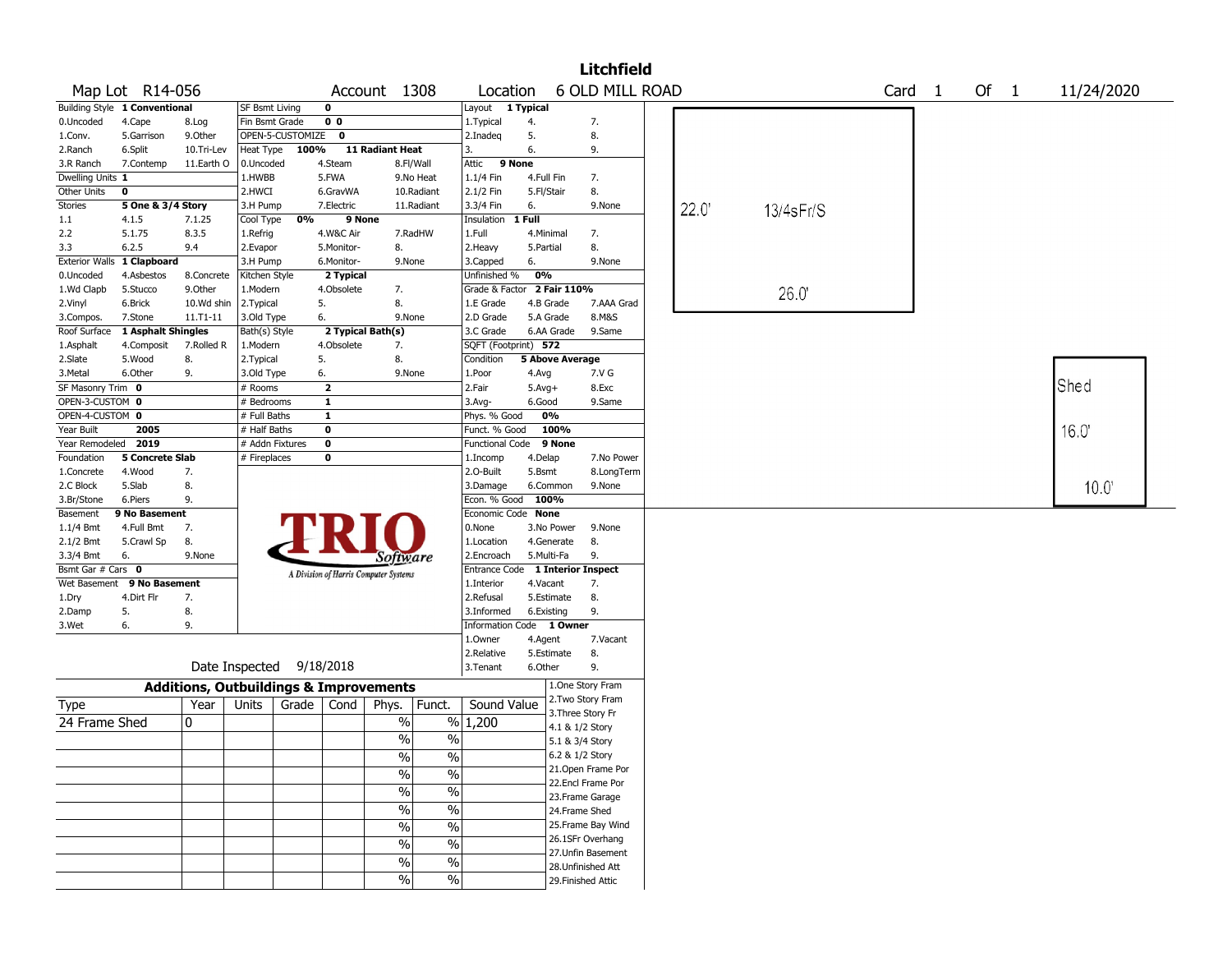# Litchfield

**Map Lot** R14-056 | **Account** 1308 | **Location** 6 OLD MILL ROAD | **Card** 1 **Of** 1 | 11/24/2020

| Building Style | 1 Conventional | SF Bsmt Living | 0 | Layout | 1 Typical |
|---|---|---|---|---|---|
| 0.Uncoded 4.Cape 8.Log | | Fin Bsmt Grade | 0 0 | 1.Typical 4. 7. | |
| 1.Conv. 5.Garrison 9.Other | | OPEN-5-CUSTOMIZE | 0 | 2.Inadeq 5. 8. | |
| 2.Ranch 6.Split 10.Tri-Lev | | Heat Type 100% | 11 Radiant Heat | 3. 6. 9. | |
| 3.R Ranch 7.Contemp 11.Earth O | | 0.Uncoded 4.Steam 8.Fl/Wall | | Attic | 9 None |
| Dwelling Units | 1 | 1.HWBB 5.FWA 9.No Heat | | 1.1/4 Fin 4.Full Fin 7. | |
| Other Units | 0 | 2.HWCI 6.GravWA 10.Radiant | | 2.1/2 Fin 5.Fl/Stair 8. | |
| Stories | 5 One & 3/4 Story | 3.H Pump 7.Electric 11.Radiant | | 3.3/4 Fin 6. 9.None | |
| 1.1 4.1.5 7.1.25 | | Cool Type 0% | 9 None | Insulation | 1 Full |
| 2.2 5.1.75 8.3.5 | | 1.Refrig 4.W&C Air 7.RadHW | | 1.Full 4.Minimal 7. | |
| 3.3 6.2.5 9.4 | | 2.Evapor 5.Monitor- 8. | | 2.Heavy 5.Partial 8. | |
| Exterior Walls | 1 Clapboard | 3.H Pump 6.Monitor- 9.None | | 3.Capped 6. 9.None | |
| 0.Uncoded 4.Asbestos 8.Concrete | | Kitchen Style | 2 Typical | Unfinished % | 0% |
| 1.Wd Clapb 5.Stucco 9.Other | | 1.Modern 4.Obsolete 7. | | Grade & Factor | 2 Fair 110% |
| 2.Vinyl 6.Brick 10.Wd shin | | 2.Typical 5. 8. | | 1.E Grade 4.B Grade 7.AAA Grad | |
| 3.Compos. 7.Stone 11.T1-11 | | 3.Old Type 6. 9.None | | 2.D Grade 5.A Grade 8.M&S | |
| Roof Surface | 1 Asphalt Shingles | Bath(s) Style | 2 Typical Bath(s) | 3.C Grade 6.AA Grade 9.Same | |
| 1.Asphalt 4.Composit 7.Rolled R | | 1.Modern 4.Obsolete 7. | | SQFT (Footprint) | 572 |
| 2.Slate 5.Wood 8. | | 2.Typical 5. 8. | | Condition | 5 Above Average |
| 3.Metal 6.Other 9. | | 3.Old Type 6. 9.None | | 1.Poor 4.Avg 7.V G | |
| SF Masonry Trim | 0 | # Rooms | 2 | 2.Fair 5.Avg+ 8.Exc | |
| OPEN-3-CUSTOM | 0 | # Bedrooms | 1 | 3.Avg- 6.Good 9.Same | |
| OPEN-4-CUSTOM | 0 | # Full Baths | 1 | Phys. % Good | 0% |
| Year Built | 2005 | # Half Baths | 0 | Funct. % Good | 100% |
| Year Remodeled | 2019 | # Addn Fixtures | 0 | Functional Code | 9 None |
| Foundation | 5 Concrete Slab | # Fireplaces | 0 | 1.Incomp 4.Delap 7.No Power | |
| 1.Concrete 4.Wood 7. | | | | 2.O-Built 5.Bsmt 8.LongTerm | |
| 2.C Block 5.Slab 8. | | | | 3.Damage 6.Common 9.None | |
| 3.Br/Stone 6.Piers 9. | | | | Econ. % Good | 100% |
| Basement | 9 No Basement | | | Economic Code | None |
| 1.1/4 Bmt 4.Full Bmt 7. | | | | 0.None 3.No Power 9.None | |
| 2.1/2 Bmt 5.Crawl Sp 8. | | | | 1.Location 4.Generate 8. | |
| 3.3/4 Bmt 6. 9.None | | | | 2.Encroach 5.Multi-Fa 9. | |
| Bsmt Gar # Cars | 0 | | | Entrance Code | 1 Interior Inspect |
| Wet Basement | 9 No Basement | | | 1.Interior 4.Vacant 7. | |
| 1.Dry 4.Dirt Flr 7. | | | | 2.Refusal 5.Estimate 8. | |
| 2.Damp 5. 8. | | | | 3.Informed 6.Existing 9. | |
| 3.Wet 6. 9. | | | | Information Code | 1 Owner |
| | | | | 1.Owner 4.Agent 7.Vacant | |
| | | | | 2.Relative 5.Estimate 8. | |
| | | Date Inspected | 9/18/2018 | 3.Tenant 6.Other 9. | |

TRIO Software — A Division of Harris Computer Systems

Sketch: 13/4sFr/S 22.0' x 26.0'; Shed 16.0' x 10.0'

## Additions, Outbuildings & Improvements

| Type | Year | Units | Grade | Cond | Phys. | Funct. | Sound Value |
|---|---|---|---|---|---|---|---|
| 24 Frame Shed | 0 | | | | % | % | 1,200 |
| | | | | | % | % | |
| | | | | | % | % | |
| | | | | | % | % | |
| | | | | | % | % | |
| | | | | | % | % | |
| | | | | | % | % | |
| | | | | | % | % | |
| | | | | | % | % | |

1.One Story Fram
2.Two Story Fram
3.Three Story Fr
4.1 & 1/2 Story
5.1 & 3/4 Story
6.2 & 1/2 Story
21.Open Frame Por
22.Encl Frame Por
23.Frame Garage
24.Frame Shed
25.Frame Bay Wind
26.1SFr Overhang
27.Unfin Basement
28.Unfinished Att
29.Finished Attic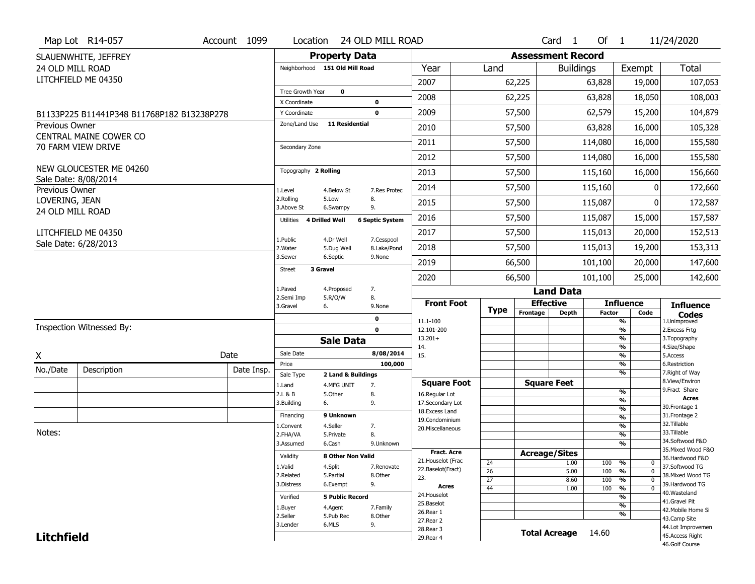Map Lot R14-057 | Account 1099 | Location 24 OLD MILL ROAD | Card 1 Of 1 | 11/24/2020

SLAUENWHITE, JEFFREY
24 OLD MILL ROAD
LITCHFIELD ME 04350

B1133P225 B11441P348 B11768P182 B13238P278

Previous Owner
CENTRAL MAINE COWER CO
70 FARM VIEW DRIVE

NEW GLOUCESTER ME 04260
Sale Date: 8/08/2014

Previous Owner
LOVERING, JEAN
24 OLD MILL ROAD

LITCHFIELD ME 04350
Sale Date: 6/28/2013

Inspection Witnessed By:

X Date

| No./Date | Description | Date Insp. |
|---|---|---|
| | | |
| | | |
| | | |

Notes:

**Litchfield**

## Property Data

Neighborhood **151 Old Mill Road**

Tree Growth Year **0**
X Coordinate **0**
Y Coordinate **0**
Zone/Land Use **11 Residential**

Secondary Zone

Topography **2 Rolling**

1.Level 4.Below St 7.Res Protec
2.Rolling 5.Low 8.
3.Above St 6.Swampy 9.

Utilities **4 Drilled Well** **6 Septic System**

1.Public 4.Dr Well 7.Cesspool
2.Water 5.Dug Well 8.Lake/Pond
3.Sewer 6.Septic 9.None

Street **3 Gravel**

1.Paved 4.Proposed 7.
2.Semi Imp 5.R/O/W 8.
3.Gravel 6. 9.None

0
0

## Sale Data

Sale Date **8/08/2014**
Price **100,000**
Sale Type **2 Land & Buildings**

1.Land 4.MFG UNIT 7.
2.L & B 5.Other 8.
3.Building 6. 9.

Financing **9 Unknown**

1.Convent 4.Seller 7.
2.FHA/VA 5.Private 8.
3.Assumed 6.Cash 9.Unknown

Validity **8 Other Non Valid**

1.Valid 4.Split 7.Renovate
2.Related 5.Partial 8.Other
3.Distress 6.Exempt 9.

Verified **5 Public Record**

1.Buyer 4.Agent 7.Family
2.Seller 5.Pub Rec 8.Other
3.Lender 6.MLS 9.

## Assessment Record

| Year | Land | Buildings | Exempt | Total |
|---|---|---|---|---|
| 2007 | 62,225 | 63,828 | 19,000 | 107,053 |
| 2008 | 62,225 | 63,828 | 18,050 | 108,003 |
| 2009 | 57,500 | 62,579 | 15,200 | 104,879 |
| 2010 | 57,500 | 63,828 | 16,000 | 105,328 |
| 2011 | 57,500 | 114,080 | 16,000 | 155,580 |
| 2012 | 57,500 | 114,080 | 16,000 | 155,580 |
| 2013 | 57,500 | 115,160 | 16,000 | 156,660 |
| 2014 | 57,500 | 115,160 | 0 | 172,660 |
| 2015 | 57,500 | 115,087 | 0 | 172,587 |
| 2016 | 57,500 | 115,087 | 15,000 | 157,587 |
| 2017 | 57,500 | 115,013 | 20,000 | 152,513 |
| 2018 | 57,500 | 115,013 | 19,200 | 153,313 |
| 2019 | 66,500 | 101,100 | 20,000 | 147,600 |
| 2020 | 66,500 | 101,100 | 25,000 | 142,600 |

## Land Data

Front Foot: 11.1-100, 12.101-200, 13.201+, 14., 15.

Square Foot: 16.Regular Lot, 17.Secondary Lot, 18.Excess Land, 19.Condominium, 20.Miscellaneous

Fract. Acre: 21.Houselot (Frac, 22.Baselot(Fract), 23.

Acres: 24.Houselot, 25.Baselot, 26.Rear 1, 27.Rear 2, 28.Rear 3, 29.Rear 4

### Acreage/Sites

| Type | Acreage/Sites | Influence Factor | Code |
|---|---|---|---|
| 24 | 1.00 | 100 % | 0 |
| 26 | 5.00 | 100 % | 0 |
| 27 | 8.60 | 100 % | 0 |
| 44 | 1.00 | 100 % | 0 |

**Total Acreage** 14.60

### Influence Codes

1.Unimproved
2.Excess Frtg
3.Topography
4.Size/Shape
5.Access
6.Restriction
7.Right of Way
8.View/Environ
9.Fract Share

**Acres**

30.Frontage 1
31.Frontage 2
32.Tillable
33.Tillable
34.Softwood F&O
35.Mixed Wood F&O
36.Hardwood F&O
37.Softwood TG
38.Mixed Wood TG
39.Hardwood TG
40.Wasteland
41.Gravel Pit
42.Mobile Home Si
43.Camp Site
44.Lot Improvemen
45.Access Right
46.Golf Course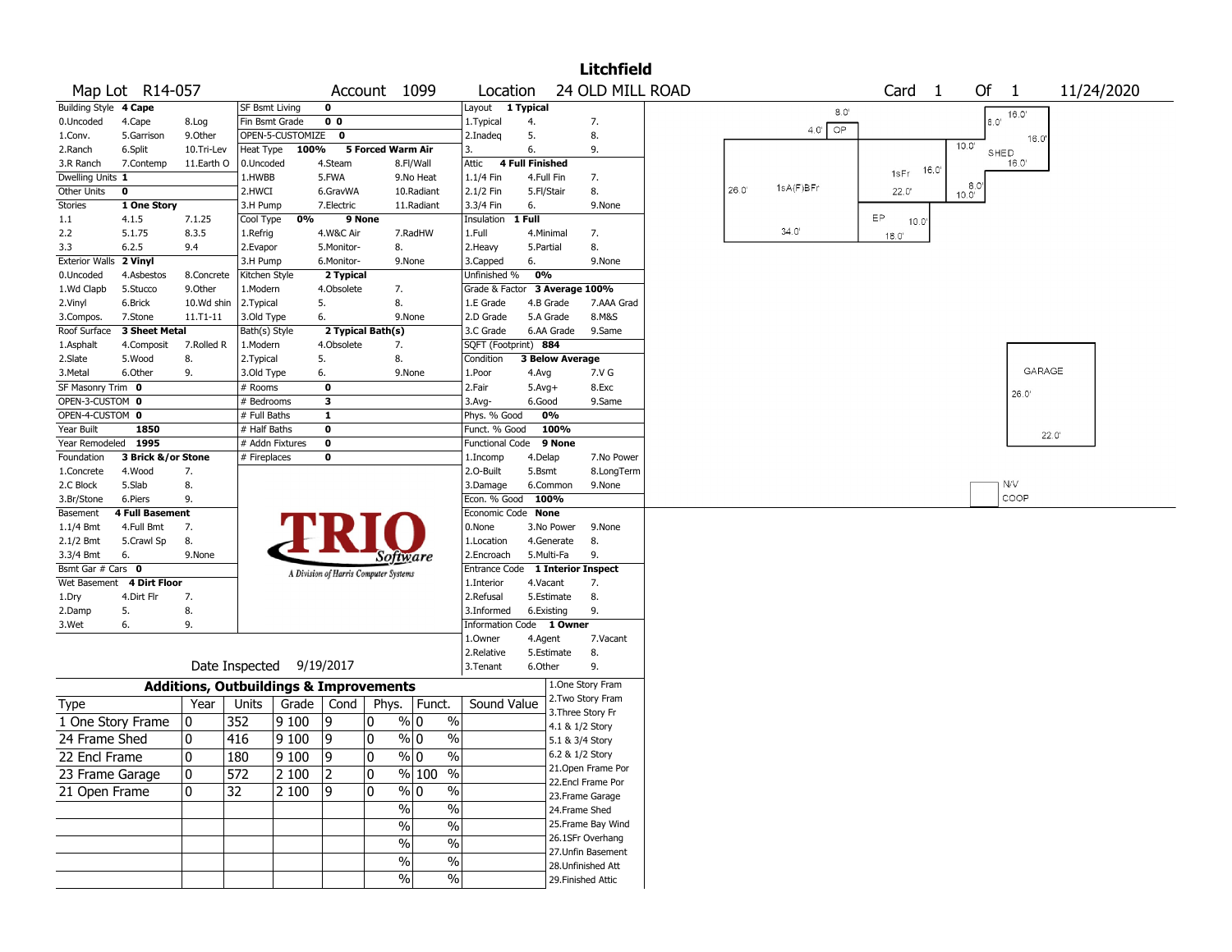# Litchfield

**Map Lot** R14-057 **Account** 1099 **Location** 24 OLD MILL ROAD **Card** 1 **Of** 1 11/24/2020

| Building Style | 4 Cape | | SF Bsmt Living | 0 | | | Layout | 1 Typical | |
|---|---|---|---|---|---|---|---|---|---|
| 0.Uncoded | 4.Cape | 8.Log | Fin Bsmt Grade | 0 0 | | | 1.Typical | 4. | 7. |
| 1.Conv. | 5.Garrison | 9.Other | OPEN-5-CUSTOMIZE | 0 | | | 2.Inadeq | 5. | 8. |
| 2.Ranch | 6.Split | 10.Tri-Lev | Heat Type | 100% | 5 Forced Warm Air | | 3. | 6. | 9. |
| 3.R Ranch | 7.Contemp | 11.Earth O | 0.Uncoded | 4.Steam | 8.Fl/Wall | | Attic | 4 Full Finished | |
| Dwelling Units | 1 | | 1.HWBB | 5.FWA | 9.No Heat | | 1.1/4 Fin | 4.Full Fin | 7. |
| Other Units | 0 | | 2.HWCI | 6.GravWA | 10.Radiant | | 2.1/2 Fin | 5.Fl/Stair | 8. |
| Stories | 1 One Story | | 3.H Pump | 7.Electric | 11.Radiant | | 3.3/4 Fin | 6. | 9.None |
| 1.1 | 4.1.5 | 7.1.25 | Cool Type | 0% | 9 None | | Insulation | 1 Full | |
| 2.2 | 5.1.75 | 8.3.5 | 1.Refrig | 4.W&C Air | 7.RadHW | | 1.Full | 4.Minimal | 7. |
| 3.3 | 6.2.5 | 9.4 | 2.Evapor | 5.Monitor- | 8. | | 2.Heavy | 5.Partial | 8. |
| Exterior Walls | 2 Vinyl | | 3.H Pump | 6.Monitor- | 9.None | | 3.Capped | 6. | 9.None |
| 0.Uncoded | 4.Asbestos | 8.Concrete | Kitchen Style | 2 Typical | | | Unfinished % | 0% | |
| 1.Wd Clapb | 5.Stucco | 9.Other | 1.Modern | 4.Obsolete | 7. | | Grade & Factor | 3 Average 100% | |
| 2.Vinyl | 6.Brick | 10.Wd shin | 2.Typical | 5. | 8. | | 1.E Grade | 4.B Grade | 7.AAA Grad |
| 3.Compos. | 7.Stone | 11.T1-11 | 3.Old Type | 6. | 9.None | | 2.D Grade | 5.A Grade | 8.M&S |
| Roof Surface | 3 Sheet Metal | | Bath(s) Style | 2 Typical Bath(s) | | | 3.C Grade | 6.AA Grade | 9.Same |
| 1.Asphalt | 4.Composit | 7.Rolled R | 1.Modern | 4.Obsolete | 7. | | SQFT (Footprint) | 884 | |
| 2.Slate | 5.Wood | 8. | 2.Typical | 5. | 8. | | Condition | 3 Below Average | |
| 3.Metal | 6.Other | 9. | 3.Old Type | 6. | 9.None | | 1.Poor | 4.Avg | 7.V G |
| SF Masonry Trim | 0 | | # Rooms | 0 | | | 2.Fair | 5.Avg+ | 8.Exc |
| OPEN-3-CUSTOM | 0 | | # Bedrooms | 3 | | | 3.Avg- | 6.Good | 9.Same |
| OPEN-4-CUSTOM | 0 | | # Full Baths | 1 | | | Phys. % Good | 0% | |
| Year Built | 1850 | | # Half Baths | 0 | | | Funct. % Good | 100% | |
| Year Remodeled | 1995 | | # Addn Fixtures | 0 | | | Functional Code | 9 None | |
| Foundation | 3 Brick &/or Stone | | # Fireplaces | 0 | | | 1.Incomp | 4.Delap | 7.No Power |
| 1.Concrete | 4.Wood | 7. | | | | | 2.O-Built | 5.Bsmt | 8.LongTerm |
| 2.C Block | 5.Slab | 8. | | | | | 3.Damage | 6.Common | 9.None |
| 3.Br/Stone | 6.Piers | 9. | | | | | Econ. % Good | 100% | |
| Basement | 4 Full Basement | | | | | | Economic Code | None | |
| 1.1/4 Bmt | 4.Full Bmt | 7. | | | | | 0.None | 3.No Power | 9.None |
| 2.1/2 Bmt | 5.Crawl Sp | 8. | | | | | 1.Location | 4.Generate | 8. |
| 3.3/4 Bmt | 6. | 9.None | | | | | 2.Encroach | 5.Multi-Fa | 9. |
| Bsmt Gar # Cars | 0 | | | | | | Entrance Code | 1 Interior Inspect | |
| Wet Basement | 4 Dirt Floor | | | | | | 1.Interior | 4.Vacant | 7. |
| 1.Dry | 4.Dirt Flr | 7. | | | | | 2.Refusal | 5.Estimate | 8. |
| 2.Damp | 5. | 8. | | | | | 3.Informed | 6.Existing | 9. |
| 3.Wet | 6. | 9. | | | | | Information Code | 1 Owner | |
| | | | | | | | 1.Owner | 4.Agent | 7.Vacant |
| | | | | | | | 2.Relative | 5.Estimate | 8. |
| Date Inspected | 9/19/2017 | | | | | | 3.Tenant | 6.Other | 9. |

TRIO Software — A Division of Harris Computer Systems

## Additions, Outbuildings & Improvements

| Type | Year | Units | Grade | Cond | Phys. | Funct. | Sound Value |
|---|---|---|---|---|---|---|---|
| 1 One Story Frame | 0 | 352 | 9 100 | 9 | 0 % | 0 % | |
| 24 Frame Shed | 0 | 416 | 9 100 | 9 | 0 % | 0 % | |
| 22 Encl Frame | 0 | 180 | 9 100 | 9 | 0 % | 0 % | |
| 23 Frame Garage | 0 | 572 | 2 100 | 2 | 0 % | 100 % | |
| 21 Open Frame | 0 | 32 | 2 100 | 9 | 0 % | 0 % | |
| | | | | | % | % | |
| | | | | | % | % | |
| | | | | | % | % | |
| | | | | | % | % | |
| | | | | | % | % | |

1.One Story Fram
2.Two Story Fram
3.Three Story Fr
4.1 & 1/2 Story
5.1 & 3/4 Story
6.2 & 1/2 Story
21.Open Frame Por
22.Encl Frame Por
23.Frame Garage
24.Frame Shed
25.Frame Bay Wind
26.1SFr Overhang
27.Unfin Basement
28.Unfinished Att
29.Finished Attic

Sketch labels: 8.0' OP 4.0'; 1sA(F)BFr 26.0' 34.0'; 1sFr 16.0' 22.0'; EP 10.0' 18.0'; SHED 16.0' 8.0' 16.0' 10.0' 16.0' 8.0' 10.0'; GARAGE 26.0' 22.0'; N/V COOP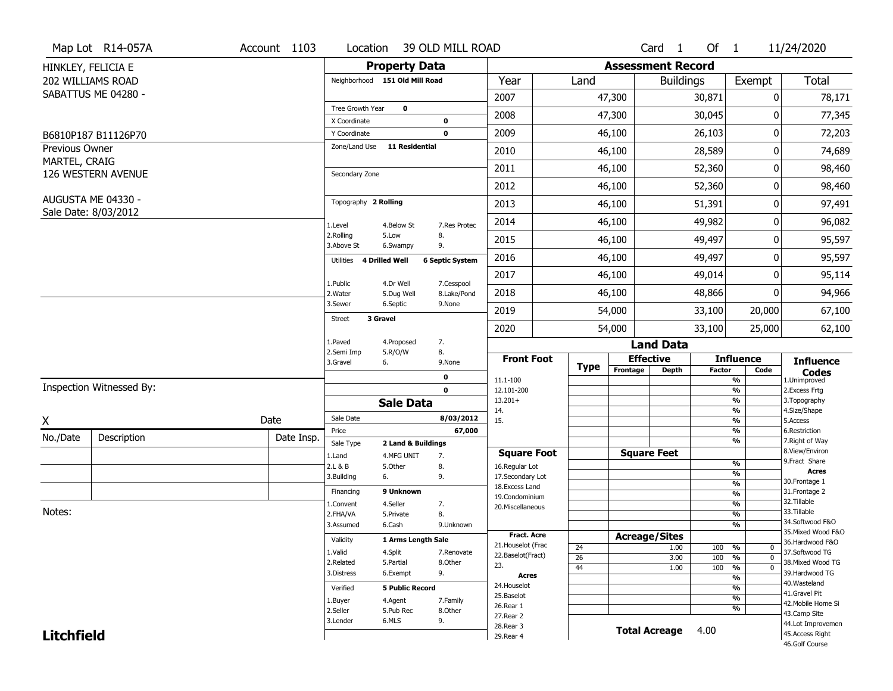Map Lot R14-057A | Account 1103 | Location 39 OLD MILL ROAD | Card 1 Of 1 | 11/24/2020

HINKLEY, FELICIA E
202 WILLIAMS ROAD
SABATTUS ME 04280 -

B6810P187 B11126P70

Previous Owner
MARTEL, CRAIG
126 WESTERN AVENUE

AUGUSTA ME 04330 -
Sale Date: 8/03/2012

## Property Data

Neighborhood **151 Old Mill Road**

Tree Growth Year **0**
X Coordinate **0**
Y Coordinate **0**
Zone/Land Use **11 Residential**

Secondary Zone

Topography **2 Rolling**

1.Level 4.Below St 7.Res Protec
2.Rolling 5.Low 8.
3.Above St 6.Swampy 9.

Utilities **4 Drilled Well** **6 Septic System**

1.Public 4.Dr Well 7.Cesspool
2.Water 5.Dug Well 8.Lake/Pond
3.Sewer 6.Septic 9.None

Street **3 Gravel**

1.Paved 4.Proposed 7.
2.Semi Imp 5.R/O/W 8.
3.Gravel 6. 9.None

0
0

## Assessment Record

| Year | Land | Buildings | Exempt | Total |
|---|---|---|---|---|
| 2007 | 47,300 | 30,871 | 0 | 78,171 |
| 2008 | 47,300 | 30,045 | 0 | 77,345 |
| 2009 | 46,100 | 26,103 | 0 | 72,203 |
| 2010 | 46,100 | 28,589 | 0 | 74,689 |
| 2011 | 46,100 | 52,360 | 0 | 98,460 |
| 2012 | 46,100 | 52,360 | 0 | 98,460 |
| 2013 | 46,100 | 51,391 | 0 | 97,491 |
| 2014 | 46,100 | 49,982 | 0 | 96,082 |
| 2015 | 46,100 | 49,497 | 0 | 95,597 |
| 2016 | 46,100 | 49,497 | 0 | 95,597 |
| 2017 | 46,100 | 49,014 | 0 | 95,114 |
| 2018 | 46,100 | 48,866 | 0 | 94,966 |
| 2019 | 54,000 | 33,100 | 20,000 | 67,100 |
| 2020 | 54,000 | 33,100 | 25,000 | 62,100 |

## Land Data

| Front Foot | Type | Effective Frontage | Effective Depth | Influence Factor | Influence Code |
|---|---|---|---|---|---|
| 11.1-100 | | | | % | |
| 12.101-200 | | | | % | |
| 13.201+ | | | | % | |
| 14. | | | | % | |
| 15. | | | | % | |
| | | | | % | |
| | | | | % | |

| Square Foot | Square Feet | | Influence Factor | |
|---|---|---|---|---|
| 16.Regular Lot | | | % | |
| 17.Secondary Lot | | | % | |
| 18.Excess Land | | | % | |
| 19.Condominium | | | % | |
| 20.Miscellaneous | | | % | |
| | | | % | |
| | | | % | |

| Fract. Acre | Type | Acreage/Sites | Influence Factor | Influence Code |
|---|---|---|---|---|
| 21.Houselot (Frac | 24 | 1.00 | 100 % | 0 |
| 22.Baselot(Fract) | 26 | 3.00 | 100 % | 0 |
| 23. | 44 | 1.00 | 100 % | 0 |
| **Acres** | | | % | |
| 24.Houselot | | | % | |
| 25.Baselot | | | % | |
| 26.Rear 1 | | | % | |
| 27.Rear 2 | | | | |
| 28.Rear 3 | | | | |
| 29.Rear 4 | | | | |

**Total Acreage** 4.00

**Influence Codes**
1.Unimproved
2.Excess Frtg
3.Topography
4.Size/Shape
5.Access
6.Restriction
7.Right of Way
8.View/Environ
9.Fract Share
**Acres**
30.Frontage 1
31.Frontage 2
32.Tillable
33.Tillable
34.Softwood F&O
35.Mixed Wood F&O
36.Hardwood F&O
37.Softwood TG
38.Mixed Wood TG
39.Hardwood TG
40.Wasteland
41.Gravel Pit
42.Mobile Home Si
43.Camp Site
44.Lot Improvemen
45.Access Right
46.Golf Course

## Sale Data

Sale Date **8/03/2012**
Price **67,000**
Sale Type **2 Land & Buildings**

1.Land 4.MFG UNIT 7.
2.L & B 5.Other 8.
3.Building 6. 9.

Financing **9 Unknown**

1.Convent 4.Seller 7.
2.FHA/VA 5.Private 8.
3.Assumed 6.Cash 9.Unknown

Validity **1 Arms Length Sale**

1.Valid 4.Split 7.Renovate
2.Related 5.Partial 8.Other
3.Distress 6.Exempt 9.

Verified **5 Public Record**

1.Buyer 4.Agent 7.Family
2.Seller 5.Pub Rec 8.Other
3.Lender 6.MLS 9.

Inspection Witnessed By:

X ____________________ Date

| No./Date | Description | Date Insp. |
|---|---|---|
| | | |
| | | |
| | | |

Notes:

**Litchfield**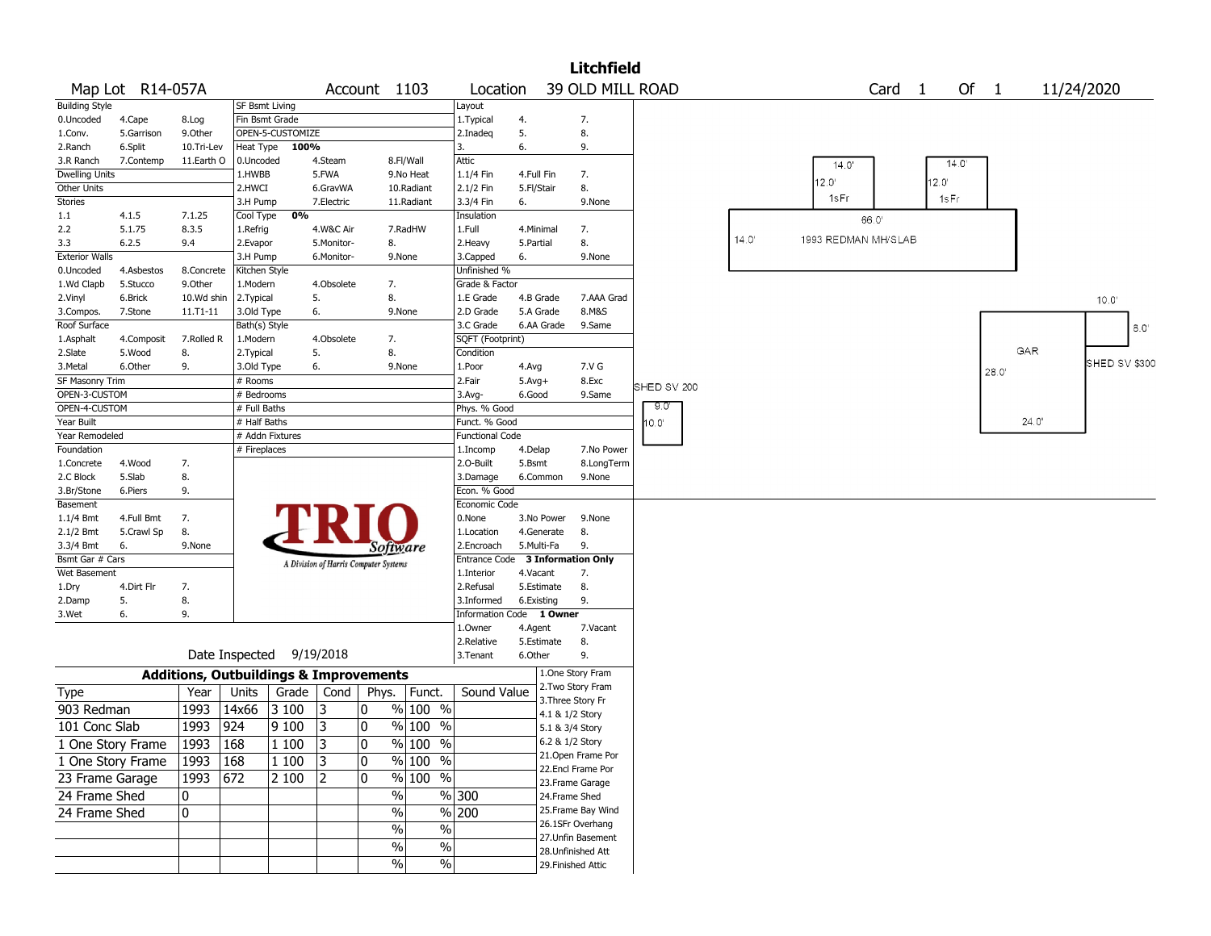# Litchfield

**Map Lot** R14-057A **Account** 1103 **Location** 39 OLD MILL ROAD **Card** 1 **Of** 1 11/24/2020

| Building Style | | | SF Bsmt Living | | | Layout | | |
|---|---|---|---|---|---|---|---|---|
| 0.Uncoded | 4.Cape | 8.Log | Fin Bsmt Grade | | | 1.Typical | 4. | 7. |
| 1.Conv. | 5.Garrison | 9.Other | OPEN-5-CUSTOMIZE | | | 2.Inadeq | 5. | 8. |
| 2.Ranch | 6.Split | 10.Tri-Lev | Heat Type 100% | | | 3. | 6. | 9. |
| 3.R Ranch | 7.Contemp | 11.Earth O | 0.Uncoded | 4.Steam | 8.Fl/Wall | Attic | | |
| Dwelling Units | | | 1.HWBB | 5.FWA | 9.No Heat | 1.1/4 Fin | 4.Full Fin | 7. |
| Other Units | | | 2.HWCI | 6.GravWA | 10.Radiant | 2.1/2 Fin | 5.Fl/Stair | 8. |
| Stories | | | 3.H Pump | 7.Electric | 11.Radiant | 3.3/4 Fin | 6. | 9.None |
| 1.1 | 4.1.5 | 7.1.25 | Cool Type 0% | | | Insulation | | |
| 2.2 | 5.1.75 | 8.3.5 | 1.Refrig | 4.W&C Air | 7.RadHW | 1.Full | 4.Minimal | 7. |
| 3.3 | 6.2.5 | 9.4 | 2.Evapor | 5.Monitor- | 8. | 2.Heavy | 5.Partial | 8. |
| Exterior Walls | | | 3.H Pump | 6.Monitor- | 9.None | 3.Capped | 6. | 9.None |
| 0.Uncoded | 4.Asbestos | 8.Concrete | Kitchen Style | | | Unfinished % | | |
| 1.Wd Clapb | 5.Stucco | 9.Other | 1.Modern | 4.Obsolete | 7. | Grade & Factor | | |
| 2.Vinyl | 6.Brick | 10.Wd shin | 2.Typical | 5. | 8. | 1.E Grade | 4.B Grade | 7.AAA Grad |
| 3.Compos. | 7.Stone | 11.T1-11 | 3.Old Type | 6. | 9.None | 2.D Grade | 5.A Grade | 8.M&S |
| Roof Surface | | | Bath(s) Style | | | 3.C Grade | 6.AA Grade | 9.Same |
| 1.Asphalt | 4.Composit | 7.Rolled R | 1.Modern | 4.Obsolete | 7. | SQFT (Footprint) | | |
| 2.Slate | 5.Wood | 8. | 2.Typical | 5. | 8. | Condition | | |
| 3.Metal | 6.Other | 9. | 3.Old Type | 6. | 9.None | 1.Poor | 4.Avg | 7.V G |
| SF Masonry Trim | | | # Rooms | | | 2.Fair | 5.Avg+ | 8.Exc |
| OPEN-3-CUSTOM | | | # Bedrooms | | | 3.Avg- | 6.Good | 9.Same |
| OPEN-4-CUSTOM | | | # Full Baths | | | Phys. % Good | | |
| Year Built | | | # Half Baths | | | Funct. % Good | | |
| Year Remodeled | | | # Addn Fixtures | | | Functional Code | | |
| Foundation | | | # Fireplaces | | | 1.Incomp | 4.Delap | 7.No Power |
| 1.Concrete | 4.Wood | 7. | | | | 2.O-Built | 5.Bsmt | 8.LongTerm |
| 2.C Block | 5.Slab | 8. | | | | 3.Damage | 6.Common | 9.None |
| 3.Br/Stone | 6.Piers | 9. | | | | Econ. % Good | | |
| Basement | | | | | | Economic Code | | |
| 1.1/4 Bmt | 4.Full Bmt | 7. | | | | 0.None | 3.No Power | 9.None |
| 2.1/2 Bmt | 5.Crawl Sp | 8. | | | | 1.Location | 4.Generate | 8. |
| 3.3/4 Bmt | 6. | 9.None | | | | 2.Encroach | 5.Multi-Fa | 9. |
| Bsmt Gar # Cars | | | | | | Entrance Code 3 Information Only | | |
| Wet Basement | | | | | | 1.Interior | 4.Vacant | 7. |
| 1.Dry | 4.Dirt Flr | 7. | | | | 2.Refusal | 5.Estimate | 8. |
| 2.Damp | 5. | 8. | | | | 3.Informed | 6.Existing | 9. |
| 3.Wet | 6. | 9. | | | | Information Code 1 Owner | | |
| | | | | | | 1.Owner | 4.Agent | 7.Vacant |
| | | | | | | 2.Relative | 5.Estimate | 8. |
| Date Inspected 9/19/2018 | | | | | | 3.Tenant | 6.Other | 9. |

TRIO Software — A Division of Harris Computer Systems

## Additions, Outbuildings & Improvements

| Type | Year | Units | Grade | Cond | Phys. | Funct. | Sound Value |
|---|---|---|---|---|---|---|---|
| 903 Redman | 1993 | 14x66 | 3 100 | 3 | 0 % | 100 % | |
| 101 Conc Slab | 1993 | 924 | 9 100 | 3 | 0 % | 100 % | |
| 1 One Story Frame | 1993 | 168 | 1 100 | 3 | 0 % | 100 % | |
| 1 One Story Frame | 1993 | 168 | 1 100 | 3 | 0 % | 100 % | |
| 23 Frame Garage | 1993 | 672 | 2 100 | 2 | 0 % | 100 % | |
| 24 Frame Shed | 0 | | | | % | % | 300 |
| 24 Frame Shed | 0 | | | | % | % | 200 |
| | | | | | % | % | |
| | | | | | % | % | |
| | | | | | % | % | |

1.One Story Fram, 2.Two Story Fram, 3.Three Story Fr, 4.1 & 1/2 Story, 5.1 & 3/4 Story, 6.2 & 1/2 Story, 21.Open Frame Por, 22.Encl Frame Por, 23.Frame Garage, 24.Frame Shed, 25.Frame Bay Wind, 26.1SFr Overhang, 27.Unfin Basement, 28.Unfinished Att, 29.Finished Attic

Sketch labels: 14.0' 12.0' 1sFr; 14.0' 12.0' 1sFr; 66.0' 14.0' 1993 REDMAN MH/SLAB; SHED SV 200 9.0' 10.0'; GAR 28.0' 24.0'; SHED SV $300 10.0' 8.0'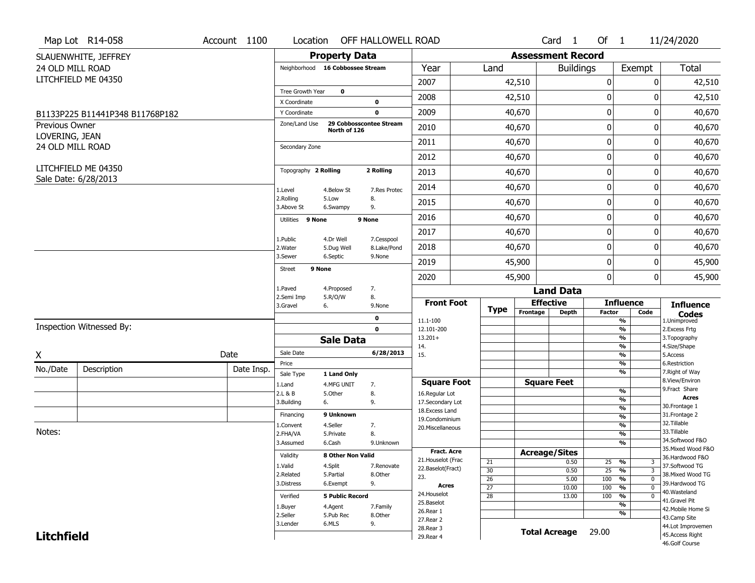Map Lot R14-058 | Account 1100 | Location OFF HALLOWELL ROAD | Card 1 Of 1 | 11/24/2020

SLAUENWHITE, JEFFREY
24 OLD MILL ROAD
LITCHFIELD ME 04350

B1133P225 B11441P348 B11768P182

Previous Owner
LOVERING, JEAN
24 OLD MILL ROAD

LITCHFIELD ME 04350
Sale Date: 6/28/2013

## Property Data

| | | |
|---|---|---|
| Neighborhood | 16 Cobbossee Stream | |
| Tree Growth Year | 0 | |
| X Coordinate | | 0 |
| Y Coordinate | | 0 |
| Zone/Land Use | 29 Cobbosscontee Stream North of 126 | |
| Secondary Zone | | |
| Topography | 2 Rolling | 2 Rolling |
| Utilities | 9 None | 9 None |
| Street | 9 None | |
| | | 0 |
| | | 0 |

Topography codes: 1.Level, 2.Rolling, 3.Above St, 4.Below St, 5.Low, 6.Swampy, 7.Res Protec, 8., 9.

Utilities codes: 1.Public, 2.Water, 3.Sewer, 4.Dr Well, 5.Dug Well, 6.Septic, 7.Cesspool, 8.Lake/Pond, 9.None

Street codes: 1.Paved, 2.Semi Imp, 3.Gravel, 4.Proposed, 5.R/O/W, 6., 7., 8., 9.None

## Sale Data

| | |
|---|---|
| Sale Date | 6/28/2013 |
| Price | |
| Sale Type | 1 Land Only |
| Financing | 9 Unknown |
| Validity | 8 Other Non Valid |
| Verified | 5 Public Record |

Sale Type codes: 1.Land, 2.L & B, 3.Building, 4.MFG UNIT, 5.Other, 6., 7., 8., 9.

Financing codes: 1.Convent, 2.FHA/VA, 3.Assumed, 4.Seller, 5.Private, 6.Cash, 7., 8., 9.Unknown

Validity codes: 1.Valid, 2.Related, 3.Distress, 4.Split, 5.Partial, 6.Exempt, 7.Renovate, 8.Other, 9.

Verified codes: 1.Buyer, 2.Seller, 3.Lender, 4.Agent, 5.Pub Rec, 6.MLS, 7.Family, 8.Other, 9.

## Assessment Record

| Year | Land | Buildings | Exempt | Total |
|---|---|---|---|---|
| 2007 | 42,510 | 0 | 0 | 42,510 |
| 2008 | 42,510 | 0 | 0 | 42,510 |
| 2009 | 40,670 | 0 | 0 | 40,670 |
| 2010 | 40,670 | 0 | 0 | 40,670 |
| 2011 | 40,670 | 0 | 0 | 40,670 |
| 2012 | 40,670 | 0 | 0 | 40,670 |
| 2013 | 40,670 | 0 | 0 | 40,670 |
| 2014 | 40,670 | 0 | 0 | 40,670 |
| 2015 | 40,670 | 0 | 0 | 40,670 |
| 2016 | 40,670 | 0 | 0 | 40,670 |
| 2017 | 40,670 | 0 | 0 | 40,670 |
| 2018 | 40,670 | 0 | 0 | 40,670 |
| 2019 | 45,900 | 0 | 0 | 45,900 |
| 2020 | 45,900 | 0 | 0 | 45,900 |

## Land Data

Front Foot: 11.1-100, 12.101-200, 13.201+, 14., 15.

Square Foot: 16.Regular Lot, 17.Secondary Lot, 18.Excess Land, 19.Condominium, 20.Miscellaneous

Fract. Acre: 21.Houselot (Frac, 22.Baselot(Fract), 23.

Acres: 24.Houselot, 25.Baselot, 26.Rear 1, 27.Rear 2, 28.Rear 3, 29.Rear 4

### Acreage/Sites

| Type | Acreage/Sites | Influence Factor | Code |
|---|---|---|---|
| 21 | 0.50 | 25 % | 3 |
| 30 | 0.50 | 25 % | 3 |
| 26 | 5.00 | 100 % | 0 |
| 27 | 10.00 | 100 % | 0 |
| 28 | 13.00 | 100 % | 0 |

**Total Acreage** 29.00

### Influence Codes

1.Unimproved, 2.Excess Frtg, 3.Topography, 4.Size/Shape, 5.Access, 6.Restriction, 7.Right of Way, 8.View/Environ, 9.Fract Share

**Acres**: 30.Frontage 1, 31.Frontage 2, 32.Tillable, 33.Tillable, 34.Softwood F&O, 35.Mixed Wood F&O, 36.Hardwood F&O, 37.Softwood TG, 38.Mixed Wood TG, 39.Hardwood TG, 40.Wasteland, 41.Gravel Pit, 42.Mobile Home Si, 43.Camp Site, 44.Lot Improvemen, 45.Access Right, 46.Golf Course

Inspection Witnessed By:

X __________ Date

| No./Date | Description | Date Insp. |
|---|---|---|
| | | |
| | | |
| | | |

Notes:

**Litchfield**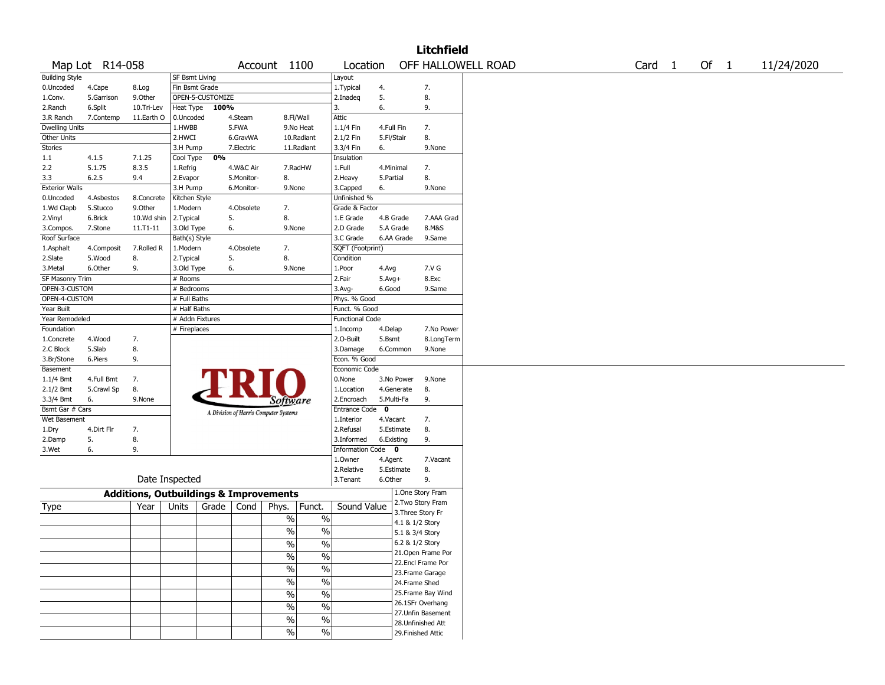# Litchfield

Map Lot R14-058 | Account 1100 | Location OFF HALLOWELL ROAD | Card 1 Of 1 | 11/24/2020

| Building Style | | | SF Bsmt Living | | | Layout | | |
|---|---|---|---|---|---|---|---|---|
| 0.Uncoded | 4.Cape | 8.Log | Fin Bsmt Grade | | | 1.Typical | 4. | 7. |
| 1.Conv. | 5.Garrison | 9.Other | OPEN-5-CUSTOMIZE | | | 2.Inadeq | 5. | 8. |
| 2.Ranch | 6.Split | 10.Tri-Lev | Heat Type 100% | | | 3. | 6. | 9. |
| 3.R Ranch | 7.Contemp | 11.Earth O | 0.Uncoded | 4.Steam | 8.Fl/Wall | Attic | | |
| Dwelling Units | | | 1.HWBB | 5.FWA | 9.No Heat | 1.1/4 Fin | 4.Full Fin | 7. |
| Other Units | | | 2.HWCI | 6.GravWA | 10.Radiant | 2.1/2 Fin | 5.Fl/Stair | 8. |
| Stories | | | 3.H Pump | 7.Electric | 11.Radiant | 3.3/4 Fin | 6. | 9.None |
| 1.1 | 4.1.5 | 7.1.25 | Cool Type 0% | | | Insulation | | |
| 2.2 | 5.1.75 | 8.3.5 | 1.Refrig | 4.W&C Air | 7.RadHW | 1.Full | 4.Minimal | 7. |
| 3.3 | 6.2.5 | 9.4 | 2.Evapor | 5.Monitor- | 8. | 2.Heavy | 5.Partial | 8. |
| Exterior Walls | | | 3.H Pump | 6.Monitor- | 9.None | 3.Capped | 6. | 9.None |
| 0.Uncoded | 4.Asbestos | 8.Concrete | Kitchen Style | | | Unfinished % | | |
| 1.Wd Clapb | 5.Stucco | 9.Other | 1.Modern | 4.Obsolete | 7. | Grade & Factor | | |
| 2.Vinyl | 6.Brick | 10.Wd shin | 2.Typical | 5. | 8. | 1.E Grade | 4.B Grade | 7.AAA Grad |
| 3.Compos. | 7.Stone | 11.T1-11 | 3.Old Type | 6. | 9.None | 2.D Grade | 5.A Grade | 8.M&S |
| Roof Surface | | | Bath(s) Style | | | 3.C Grade | 6.AA Grade | 9.Same |
| 1.Asphalt | 4.Composit | 7.Rolled R | 1.Modern | 4.Obsolete | 7. | SQFT (Footprint) | | |
| 2.Slate | 5.Wood | 8. | 2.Typical | 5. | 8. | Condition | | |
| 3.Metal | 6.Other | 9. | 3.Old Type | 6. | 9.None | 1.Poor | 4.Avg | 7.V G |
| SF Masonry Trim | | | # Rooms | | | 2.Fair | 5.Avg+ | 8.Exc |
| OPEN-3-CUSTOM | | | # Bedrooms | | | 3.Avg- | 6.Good | 9.Same |
| OPEN-4-CUSTOM | | | # Full Baths | | | Phys. % Good | | |
| Year Built | | | # Half Baths | | | Funct. % Good | | |
| Year Remodeled | | | # Addn Fixtures | | | Functional Code | | |
| Foundation | | | # Fireplaces | | | 1.Incomp | 4.Delap | 7.No Power |
| 1.Concrete | 4.Wood | 7. | | | | 2.O-Built | 5.Bsmt | 8.LongTerm |
| 2.C Block | 5.Slab | 8. | | | | 3.Damage | 6.Common | 9.None |
| 3.Br/Stone | 6.Piers | 9. | | | | Econ. % Good | | |
| Basement | | | | | | Economic Code | | |
| 1.1/4 Bmt | 4.Full Bmt | 7. | | | | 0.None | 3.No Power | 9.None |
| 2.1/2 Bmt | 5.Crawl Sp | 8. | | | | 1.Location | 4.Generate | 8. |
| 3.3/4 Bmt | 6. | 9.None | | | | 2.Encroach | 5.Multi-Fa | 9. |
| Bsmt Gar # Cars | | | | | | Entrance Code 0 | | |
| Wet Basement | | | | | | 1.Interior | 4.Vacant | 7. |
| 1.Dry | 4.Dirt Flr | 7. | | | | 2.Refusal | 5.Estimate | 8. |
| 2.Damp | 5. | 8. | | | | 3.Informed | 6.Existing | 9. |
| 3.Wet | 6. | 9. | | | | Information Code 0 | | |
| | | | | | | 1.Owner | 4.Agent | 7.Vacant |
| | | | | | | 2.Relative | 5.Estimate | 8. |
| | Date Inspected | | | | | 3.Tenant | 6.Other | 9. |

TRIO Software — A Division of Harris Computer Systems

## Additions, Outbuildings & Improvements

| Type | Year | Units | Grade | Cond | Phys. | Funct. | Sound Value |
|---|---|---|---|---|---|---|---|
| | | | | | % | % | |
| | | | | | % | % | |
| | | | | | % | % | |
| | | | | | % | % | |
| | | | | | % | % | |
| | | | | | % | % | |
| | | | | | % | % | |
| | | | | | % | % | |
| | | | | | % | % | |
| | | | | | % | % | |

1.One Story Fram
2.Two Story Fram
3.Three Story Fr
4.1 & 1/2 Story
5.1 & 3/4 Story
6.2 & 1/2 Story
21.Open Frame Por
22.Encl Frame Por
23.Frame Garage
24.Frame Shed
25.Frame Bay Wind
26.1SFr Overhang
27.Unfin Basement
28.Unfinished Att
29.Finished Attic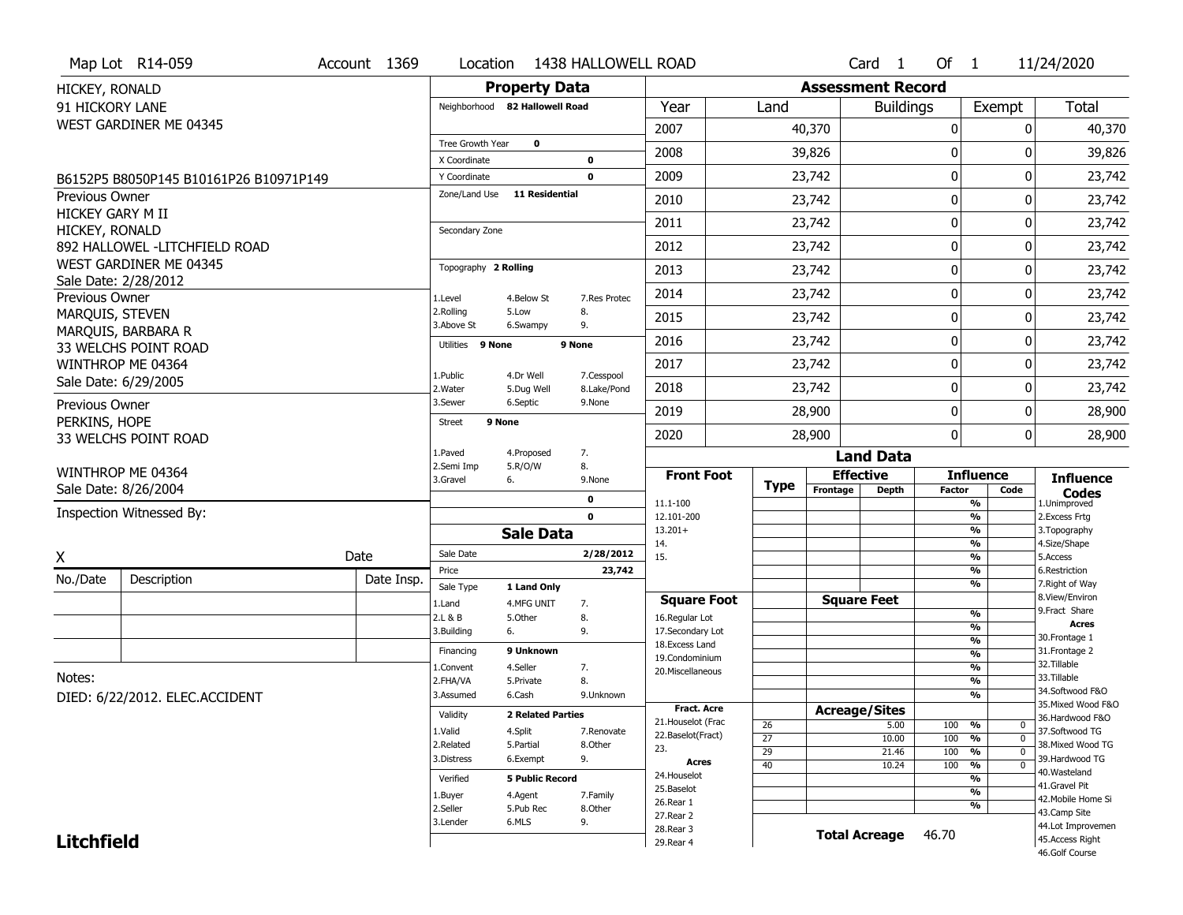Map Lot R14-059 | Account 1369 | Location 1438 HALLOWELL ROAD | Card 1 Of 1 | 11/24/2020

HICKEY, RONALD
91 HICKORY LANE
WEST GARDINER ME 04345

B6152P5 B8050P145 B10161P26 B10971P149

Previous Owner
HICKEY GARY M II
HICKEY, RONALD
892 HALLOWEL -LITCHFIELD ROAD
WEST GARDINER ME 04345
Sale Date: 2/28/2012

Previous Owner
MARQUIS, STEVEN
MARQUIS, BARBARA R
33 WELCHS POINT ROAD
WINTHROP ME 04364
Sale Date: 6/29/2005

Previous Owner
PERKINS, HOPE
33 WELCHS POINT ROAD

WINTHROP ME 04364
Sale Date: 8/26/2004

Inspection Witnessed By:

X ______________________ Date

| No./Date | Description | Date Insp. |
|---|---|---|
| | | |
| | | |
| | | |

Notes:
DIED: 6/22/2012. ELEC.ACCIDENT

## Property Data

Neighborhood **82 Hallowell Road**

Tree Growth Year **0**
X Coordinate **0**
Y Coordinate **0**
Zone/Land Use **11 Residential**

Secondary Zone

Topography **2 Rolling**

| | | |
|---|---|---|
| 1.Level | 4.Below St | 7.Res Protec |
| 2.Rolling | 5.Low | 8. |
| 3.Above St | 6.Swampy | 9. |

Utilities **9 None** **9 None**

| | | |
|---|---|---|
| 1.Public | 4.Dr Well | 7.Cesspool |
| 2.Water | 5.Dug Well | 8.Lake/Pond |
| 3.Sewer | 6.Septic | 9.None |

Street **9 None**

| | | |
|---|---|---|
| 1.Paved | 4.Proposed | 7. |
| 2.Semi Imp | 5.R/O/W | 8. |
| 3.Gravel | 6. | 9.None |

**0**
**0**

## Sale Data

Sale Date **2/28/2012**
Price **23,742**
Sale Type **1 Land Only**

| | | |
|---|---|---|
| 1.Land | 4.MFG UNIT | 7. |
| 2.L & B | 5.Other | 8. |
| 3.Building | 6. | 9. |

Financing **9 Unknown**

| | | |
|---|---|---|
| 1.Convent | 4.Seller | 7. |
| 2.FHA/VA | 5.Private | 8. |
| 3.Assumed | 6.Cash | 9.Unknown |

Validity **2 Related Parties**

| | | |
|---|---|---|
| 1.Valid | 4.Split | 7.Renovate |
| 2.Related | 5.Partial | 8.Other |
| 3.Distress | 6.Exempt | 9. |

Verified **5 Public Record**

| | | |
|---|---|---|
| 1.Buyer | 4.Agent | 7.Family |
| 2.Seller | 5.Pub Rec | 8.Other |
| 3.Lender | 6.MLS | 9. |

## Assessment Record

| Year | Land | Buildings | Exempt | Total |
|---|---|---|---|---|
| 2007 | 40,370 | 0 | 0 | 40,370 |
| 2008 | 39,826 | 0 | 0 | 39,826 |
| 2009 | 23,742 | 0 | 0 | 23,742 |
| 2010 | 23,742 | 0 | 0 | 23,742 |
| 2011 | 23,742 | 0 | 0 | 23,742 |
| 2012 | 23,742 | 0 | 0 | 23,742 |
| 2013 | 23,742 | 0 | 0 | 23,742 |
| 2014 | 23,742 | 0 | 0 | 23,742 |
| 2015 | 23,742 | 0 | 0 | 23,742 |
| 2016 | 23,742 | 0 | 0 | 23,742 |
| 2017 | 23,742 | 0 | 0 | 23,742 |
| 2018 | 23,742 | 0 | 0 | 23,742 |
| 2019 | 28,900 | 0 | 0 | 28,900 |
| 2020 | 28,900 | 0 | 0 | 28,900 |

## Land Data

| Front Foot | Type | Effective Frontage | Effective Depth | Influence Factor | Influence Code |
|---|---|---|---|---|---|
| 11.1-100 | | | | % | |
| 12.101-200 | | | | % | |
| 13.201+ | | | | % | |
| 14. | | | | % | |
| 15. | | | | % | |
| | | | | % | |
| | | | | % | |
| **Square Foot** | | **Square Feet** | | | |
| 16.Regular Lot | | | | % | |
| 17.Secondary Lot | | | | % | |
| 18.Excess Land | | | | % | |
| 19.Condominium | | | | % | |
| 20.Miscellaneous | | | | % | |
| | | | | % | |
| | | | | % | |
| **Fract. Acre** | | **Acreage/Sites** | | | |
| 21.Houselot (Frac | 26 | | 5.00 | 100 % | 0 |
| 22.Baselot(Fract) | 27 | | 10.00 | 100 % | 0 |
| 23. | 29 | | 21.46 | 100 % | 0 |
| **Acres** | 40 | | 10.24 | 100 % | 0 |
| 24.Houselot | | | | % | |
| 25.Baselot | | | | % | |
| 26.Rear 1 | | | | % | |
| 27.Rear 2 | | | | | |
| 28.Rear 3 | | | | | |
| 29.Rear 4 | | | | | |

**Total Acreage** 46.70

**Influence Codes**
1.Unimproved
2.Excess Frtg
3.Topography
4.Size/Shape
5.Access
6.Restriction
7.Right of Way
8.View/Environ
9.Fract Share
**Acres**
30.Frontage 1
31.Frontage 2
32.Tillable
33.Tillable
34.Softwood F&O
35.Mixed Wood F&O
36.Hardwood F&O
37.Softwood TG
38.Mixed Wood TG
39.Hardwood TG
40.Wasteland
41.Gravel Pit
42.Mobile Home Si
43.Camp Site
44.Lot Improvemen
45.Access Right
46.Golf Course

**Litchfield**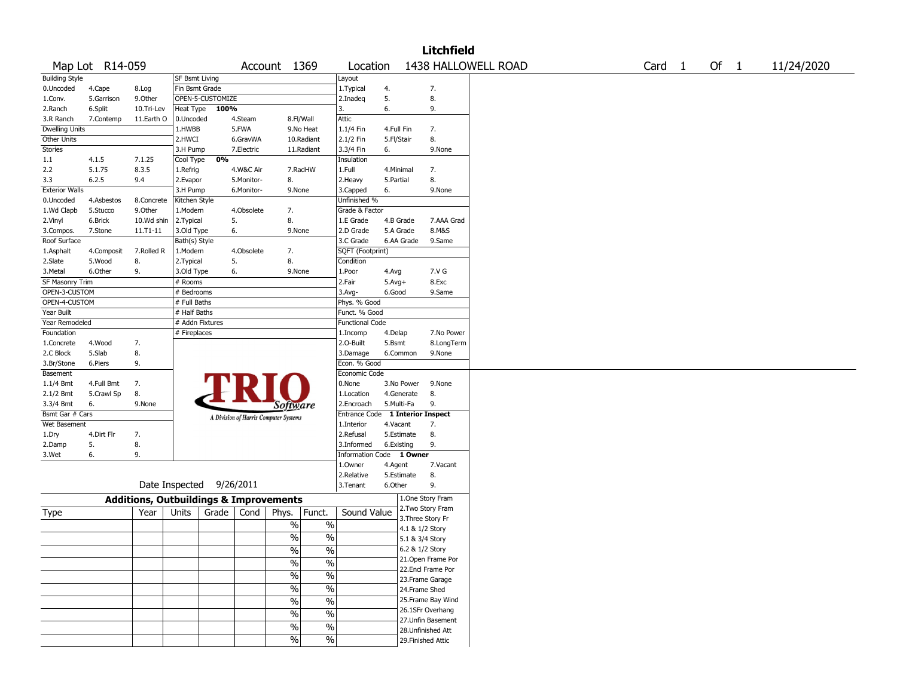# Litchfield

Map Lot R14-059 | Account 1369 | Location 1438 HALLOWELL ROAD | Card 1 Of 1 | 11/24/2020

| Building Style | | | SF Bsmt Living | | | Layout | | |
|---|---|---|---|---|---|---|---|---|
| 0.Uncoded | 4.Cape | 8.Log | Fin Bsmt Grade | | | 1.Typical | 4. | 7. |
| 1.Conv. | 5.Garrison | 9.Other | OPEN-5-CUSTOMIZE | | | 2.Inadeq | 5. | 8. |
| 2.Ranch | 6.Split | 10.Tri-Lev | Heat Type **100%** | | | 3. | 6. | 9. |
| 3.R Ranch | 7.Contemp | 11.Earth O | 0.Uncoded | 4.Steam | 8.Fl/Wall | Attic | | |
| Dwelling Units | | | 1.HWBB | 5.FWA | 9.No Heat | 1.1/4 Fin | 4.Full Fin | 7. |
| Other Units | | | 2.HWCI | 6.GravWA | 10.Radiant | 2.1/2 Fin | 5.Fl/Stair | 8. |
| Stories | | | 3.H Pump | 7.Electric | 11.Radiant | 3.3/4 Fin | 6. | 9.None |
| 1.1 | 4.1.5 | 7.1.25 | Cool Type **0%** | | | Insulation | | |
| 2.2 | 5.1.75 | 8.3.5 | 1.Refrig | 4.W&C Air | 7.RadHW | 1.Full | 4.Minimal | 7. |
| 3.3 | 6.2.5 | 9.4 | 2.Evapor | 5.Monitor- | 8. | 2.Heavy | 5.Partial | 8. |
| Exterior Walls | | | 3.H Pump | 6.Monitor- | 9.None | 3.Capped | 6. | 9.None |
| 0.Uncoded | 4.Asbestos | 8.Concrete | Kitchen Style | | | Unfinished % | | |
| 1.Wd Clapb | 5.Stucco | 9.Other | 1.Modern | 4.Obsolete | 7. | Grade & Factor | | |
| 2.Vinyl | 6.Brick | 10.Wd shin | 2.Typical | 5. | 8. | 1.E Grade | 4.B Grade | 7.AAA Grad |
| 3.Compos. | 7.Stone | 11.T1-11 | 3.Old Type | 6. | 9.None | 2.D Grade | 5.A Grade | 8.M&S |
| Roof Surface | | | Bath(s) Style | | | 3.C Grade | 6.AA Grade | 9.Same |
| 1.Asphalt | 4.Composit | 7.Rolled R | 1.Modern | 4.Obsolete | 7. | SQFT (Footprint) | | |
| 2.Slate | 5.Wood | 8. | 2.Typical | 5. | 8. | Condition | | |
| 3.Metal | 6.Other | 9. | 3.Old Type | 6. | 9.None | 1.Poor | 4.Avg | 7.V G |
| SF Masonry Trim | | | # Rooms | | | 2.Fair | 5.Avg+ | 8.Exc |
| OPEN-3-CUSTOM | | | # Bedrooms | | | 3.Avg- | 6.Good | 9.Same |
| OPEN-4-CUSTOM | | | # Full Baths | | | Phys. % Good | | |
| Year Built | | | # Half Baths | | | Funct. % Good | | |
| Year Remodeled | | | # Addn Fixtures | | | Functional Code | | |
| Foundation | | | # Fireplaces | | | 1.Incomp | 4.Delap | 7.No Power |
| 1.Concrete | 4.Wood | 7. | | | | 2.O-Built | 5.Bsmt | 8.LongTerm |
| 2.C Block | 5.Slab | 8. | | | | 3.Damage | 6.Common | 9.None |
| 3.Br/Stone | 6.Piers | 9. | | | | Econ. % Good | | |
| Basement | | | | | | Economic Code | | |
| 1.1/4 Bmt | 4.Full Bmt | 7. | | | | 0.None | 3.No Power | 9.None |
| 2.1/2 Bmt | 5.Crawl Sp | 8. | | | | 1.Location | 4.Generate | 8. |
| 3.3/4 Bmt | 6. | 9.None | | | | 2.Encroach | 5.Multi-Fa | 9. |
| Bsmt Gar # Cars | | | | | | Entrance Code **1 Interior Inspect** | | |
| Wet Basement | | | | | | 1.Interior | 4.Vacant | 7. |
| 1.Dry | 4.Dirt Flr | 7. | | | | 2.Refusal | 5.Estimate | 8. |
| 2.Damp | 5. | 8. | | | | 3.Informed | 6.Existing | 9. |
| 3.Wet | 6. | 9. | | | | Information Code **1 Owner** | | |
| | | | | | | 1.Owner | 4.Agent | 7.Vacant |
| | | | | | | 2.Relative | 5.Estimate | 8. |
| Date Inspected 9/26/2011 | | | | | | 3.Tenant | 6.Other | 9. |

TRIO Software — A Division of Harris Computer Systems

## Additions, Outbuildings & Improvements

| Type | Year | Units | Grade | Cond | Phys. | Funct. | Sound Value |
|---|---|---|---|---|---|---|---|
| | | | | | % | % | |
| | | | | | % | % | |
| | | | | | % | % | |
| | | | | | % | % | |
| | | | | | % | % | |
| | | | | | % | % | |
| | | | | | % | % | |
| | | | | | % | % | |
| | | | | | % | % | |
| | | | | | % | % | |

1.One Story Fram
2.Two Story Fram
3.Three Story Fr
4.1 & 1/2 Story
5.1 & 3/4 Story
6.2 & 1/2 Story
21.Open Frame Por
22.Encl Frame Por
23.Frame Garage
24.Frame Shed
25.Frame Bay Wind
26.1SFr Overhang
27.Unfin Basement
28.Unfinished Att
29.Finished Attic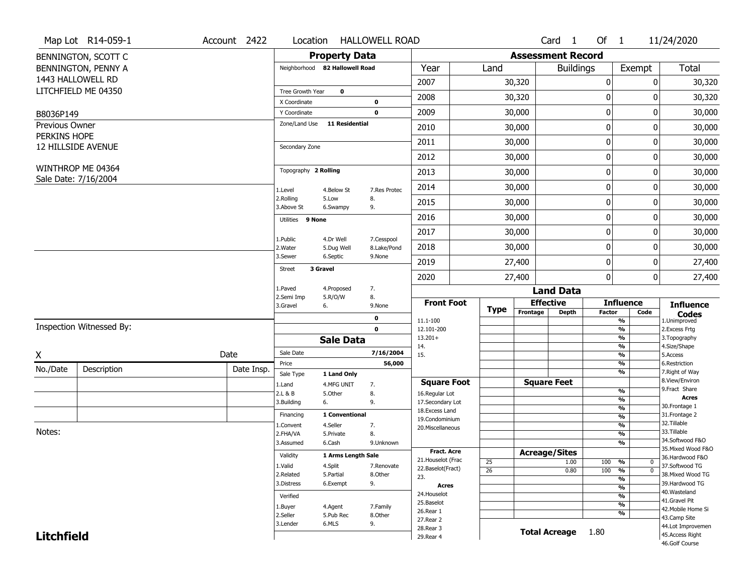Map Lot R14-059-1 | Account 2422 | Location HALLOWELL ROAD | Card 1 Of 1 | 11/24/2020

BENNINGTON, SCOTT C
BENNINGTON, PENNY A
1443 HALLOWELL RD
LITCHFIELD ME 04350

B8036P149

Previous Owner
PERKINS HOPE
12 HILLSIDE AVENUE

WINTHROP ME 04364
Sale Date: 7/16/2004

## Property Data

Neighborhood **82 Hallowell Road**

Tree Growth Year **0**
X Coordinate **0**
Y Coordinate **0**
Zone/Land Use **11 Residential**

Secondary Zone

Topography **2 Rolling**

1.Level 4.Below St 7.Res Protec
2.Rolling 5.Low 8.
3.Above St 6.Swampy 9.

Utilities **9 None**

1.Public 4.Dr Well 7.Cesspool
2.Water 5.Dug Well 8.Lake/Pond
3.Sewer 6.Septic 9.None

Street **3 Gravel**

1.Paved 4.Proposed 7.
2.Semi Imp 5.R/O/W 8.
3.Gravel 6. 9.None

0
0

## Sale Data

Sale Date **7/16/2004**
Price **56,000**
Sale Type **1 Land Only**

1.Land 4.MFG UNIT 7.
2.L & B 5.Other 8.
3.Building 6. 9.

Financing **1 Conventional**

1.Convent 4.Seller 7.
2.FHA/VA 5.Private 8.
3.Assumed 6.Cash 9.Unknown

Validity **1 Arms Length Sale**

1.Valid 4.Split 7.Renovate
2.Related 5.Partial 8.Other
3.Distress 6.Exempt 9.

Verified

1.Buyer 4.Agent 7.Family
2.Seller 5.Pub Rec 8.Other
3.Lender 6.MLS 9.

## Assessment Record

| Year | Land | Buildings | Exempt | Total |
|---|---|---|---|---|
| 2007 | 30,320 | 0 | 0 | 30,320 |
| 2008 | 30,320 | 0 | 0 | 30,320 |
| 2009 | 30,000 | 0 | 0 | 30,000 |
| 2010 | 30,000 | 0 | 0 | 30,000 |
| 2011 | 30,000 | 0 | 0 | 30,000 |
| 2012 | 30,000 | 0 | 0 | 30,000 |
| 2013 | 30,000 | 0 | 0 | 30,000 |
| 2014 | 30,000 | 0 | 0 | 30,000 |
| 2015 | 30,000 | 0 | 0 | 30,000 |
| 2016 | 30,000 | 0 | 0 | 30,000 |
| 2017 | 30,000 | 0 | 0 | 30,000 |
| 2018 | 30,000 | 0 | 0 | 30,000 |
| 2019 | 27,400 | 0 | 0 | 27,400 |
| 2020 | 27,400 | 0 | 0 | 27,400 |

## Land Data

| Front Foot | Type | Effective Frontage | Effective Depth | Influence Factor | Influence Code |
|---|---|---|---|---|---|
| 11.1-100 | | | | % | |
| 12.101-200 | | | | % | |
| 13.201+ | | | | % | |
| 14. | | | | % | |
| 15. | | | | % | |
| | | | | % | |
| | | | | % | |

| Square Foot | | Square Feet | | |
|---|---|---|---|---|
| 16.Regular Lot | | | % | |
| 17.Secondary Lot | | | % | |
| 18.Excess Land | | | % | |
| 19.Condominium | | | % | |
| 20.Miscellaneous | | | % | |
| | | | % | |
| | | | % | |

| Fract. Acre / Acres | Type | Acreage/Sites | Influence Factor | Influence Code |
|---|---|---|---|---|
| 21.Houselot (Frac | 25 | 1.00 | 100 % | 0 |
| 22.Baselot(Fract) | 26 | 0.80 | 100 % | 0 |
| 23. | | | % | |
| 24.Houselot | | | % | |
| 25.Baselot | | | % | |
| 26.Rear 1 | | | % | |
| 27.Rear 2 | | | % | |
| 28.Rear 3 | | | | |
| 29.Rear 4 | | | | |

**Total Acreage** 1.80

**Influence Codes**
1.Unimproved
2.Excess Frtg
3.Topography
4.Size/Shape
5.Access
6.Restriction
7.Right of Way
8.View/Environ
9.Fract Share

**Acres**
30.Frontage 1
31.Frontage 2
32.Tillable
33.Tillable
34.Softwood F&O
35.Mixed Wood F&O
36.Hardwood F&O
37.Softwood TG
38.Mixed Wood TG
39.Hardwood TG
40.Wasteland
41.Gravel Pit
42.Mobile Home Si
43.Camp Site
44.Lot Improvemen
45.Access Right
46.Golf Course

Inspection Witnessed By:

X ____________________ Date

| No./Date | Description | Date Insp. |
|---|---|---|
| | | |
| | | |
| | | |

Notes:

**Litchfield**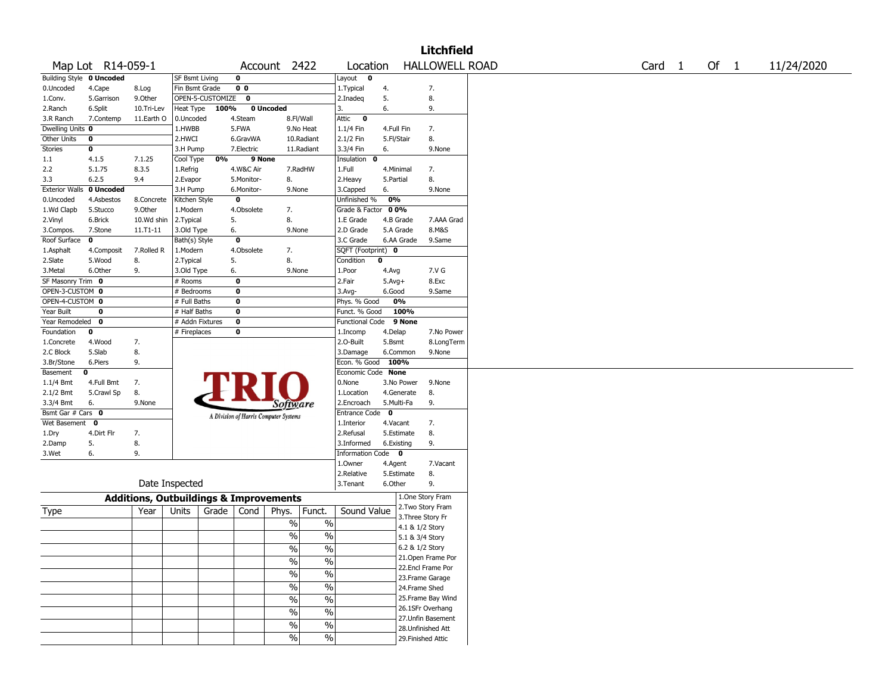# Litchfield

Map Lot R14-059-1 | Account 2422 | Location HALLOWELL ROAD | Card 1 Of 1 | 11/24/2020

| Building Style | 0 Uncoded | | SF Bsmt Living | 0 | | Layout | 0 | |
|---|---|---|---|---|---|---|---|---|
| 0.Uncoded | 4.Cape | 8.Log | Fin Bsmt Grade | 0 0 | | 1.Typical | 4. | 7. |
| 1.Conv. | 5.Garrison | 9.Other | OPEN-5-CUSTOMIZE | 0 | | 2.Inadeq | 5. | 8. |
| 2.Ranch | 6.Split | 10.Tri-Lev | Heat Type 100% | 0 Uncoded | | 3. | 6. | 9. |
| 3.R Ranch | 7.Contemp | 11.Earth O | 0.Uncoded | 4.Steam | 8.Fl/Wall | Attic | 0 | |
| Dwelling Units | 0 | | 1.HWBB | 5.FWA | 9.No Heat | 1.1/4 Fin | 4.Full Fin | 7. |
| Other Units | 0 | | 2.HWCI | 6.GravWA | 10.Radiant | 2.1/2 Fin | 5.Fl/Stair | 8. |
| Stories | 0 | | 3.H Pump | 7.Electric | 11.Radiant | 3.3/4 Fin | 6. | 9.None |
| 1.1 | 4.1.5 | 7.1.25 | Cool Type 0% | 9 None | | Insulation | 0 | |
| 2.2 | 5.1.75 | 8.3.5 | 1.Refrig | 4.W&C Air | 7.RadHW | 1.Full | 4.Minimal | 7. |
| 3.3 | 6.2.5 | 9.4 | 2.Evapor | 5.Monitor- | 8. | 2.Heavy | 5.Partial | 8. |
| Exterior Walls | 0 Uncoded | | 3.H Pump | 6.Monitor- | 9.None | 3.Capped | 6. | 9.None |
| 0.Uncoded | 4.Asbestos | 8.Concrete | Kitchen Style | 0 | | Unfinished % | 0% | |
| 1.Wd Clapb | 5.Stucco | 9.Other | 1.Modern | 4.Obsolete | 7. | Grade & Factor | 0 0% | |
| 2.Vinyl | 6.Brick | 10.Wd shin | 2.Typical | 5. | 8. | 1.E Grade | 4.B Grade | 7.AAA Grad |
| 3.Compos. | 7.Stone | 11.T1-11 | 3.Old Type | 6. | 9.None | 2.D Grade | 5.A Grade | 8.M&S |
| Roof Surface | 0 | | Bath(s) Style | 0 | | 3.C Grade | 6.AA Grade | 9.Same |
| 1.Asphalt | 4.Composit | 7.Rolled R | 1.Modern | 4.Obsolete | 7. | SQFT (Footprint) | 0 | |
| 2.Slate | 5.Wood | 8. | 2.Typical | 5. | 8. | Condition | 0 | |
| 3.Metal | 6.Other | 9. | 3.Old Type | 6. | 9.None | 1.Poor | 4.Avg | 7.V G |
| SF Masonry Trim | 0 | | # Rooms | 0 | | 2.Fair | 5.Avg+ | 8.Exc |
| OPEN-3-CUSTOM | 0 | | # Bedrooms | 0 | | 3.Avg- | 6.Good | 9.Same |
| OPEN-4-CUSTOM | 0 | | # Full Baths | 0 | | Phys. % Good | 0% | |
| Year Built | 0 | | # Half Baths | 0 | | Funct. % Good | 100% | |
| Year Remodeled | 0 | | # Addn Fixtures | 0 | | Functional Code | 9 None | |
| Foundation | 0 | | # Fireplaces | 0 | | 1.Incomp | 4.Delap | 7.No Power |
| 1.Concrete | 4.Wood | 7. | | | | 2.O-Built | 5.Bsmt | 8.LongTerm |
| 2.C Block | 5.Slab | 8. | | | | 3.Damage | 6.Common | 9.None |
| 3.Br/Stone | 6.Piers | 9. | | | | Econ. % Good | 100% | |
| Basement | 0 | | | | | Economic Code | None | |
| 1.1/4 Bmt | 4.Full Bmt | 7. | | | | 0.None | 3.No Power | 9.None |
| 2.1/2 Bmt | 5.Crawl Sp | 8. | | | | 1.Location | 4.Generate | 8. |
| 3.3/4 Bmt | 6. | 9.None | | | | 2.Encroach | 5.Multi-Fa | 9. |
| Bsmt Gar # Cars | 0 | | | | | Entrance Code | 0 | |
| Wet Basement | 0 | | | | | 1.Interior | 4.Vacant | 7. |
| 1.Dry | 4.Dirt Flr | 7. | | | | 2.Refusal | 5.Estimate | 8. |
| 2.Damp | 5. | 8. | | | | 3.Informed | 6.Existing | 9. |
| 3.Wet | 6. | 9. | | | | Information Code | 0 | |
| | | | | | | 1.Owner | 4.Agent | 7.Vacant |
| | | | | | | 2.Relative | 5.Estimate | 8. |
| Date Inspected | | | | | | 3.Tenant | 6.Other | 9. |

TRIO Software — A Division of Harris Computer Systems

## Additions, Outbuildings & Improvements

| Type | Year | Units | Grade | Cond | Phys. | Funct. | Sound Value | |
|---|---|---|---|---|---|---|---|---|
| | | | | | % | % | | 1.One Story Fram |
| | | | | | % | % | | 2.Two Story Fram |
| | | | | | % | % | | 3.Three Story Fr |
| | | | | | % | % | | 4.1 & 1/2 Story |
| | | | | | % | % | | 5.1 & 3/4 Story |
| | | | | | % | % | | 6.2 & 1/2 Story |
| | | | | | % | % | | 21.Open Frame Por |
| | | | | | % | % | | 22.Encl Frame Por |
| | | | | | % | % | | 23.Frame Garage |
| | | | | | % | % | | 24.Frame Shed |
| | | | | | | | | 25.Frame Bay Wind |
| | | | | | | | | 26.1SFr Overhang |
| | | | | | | | | 27.Unfin Basement |
| | | | | | | | | 28.Unfinished Att |
| | | | | | | | | 29.Finished Attic |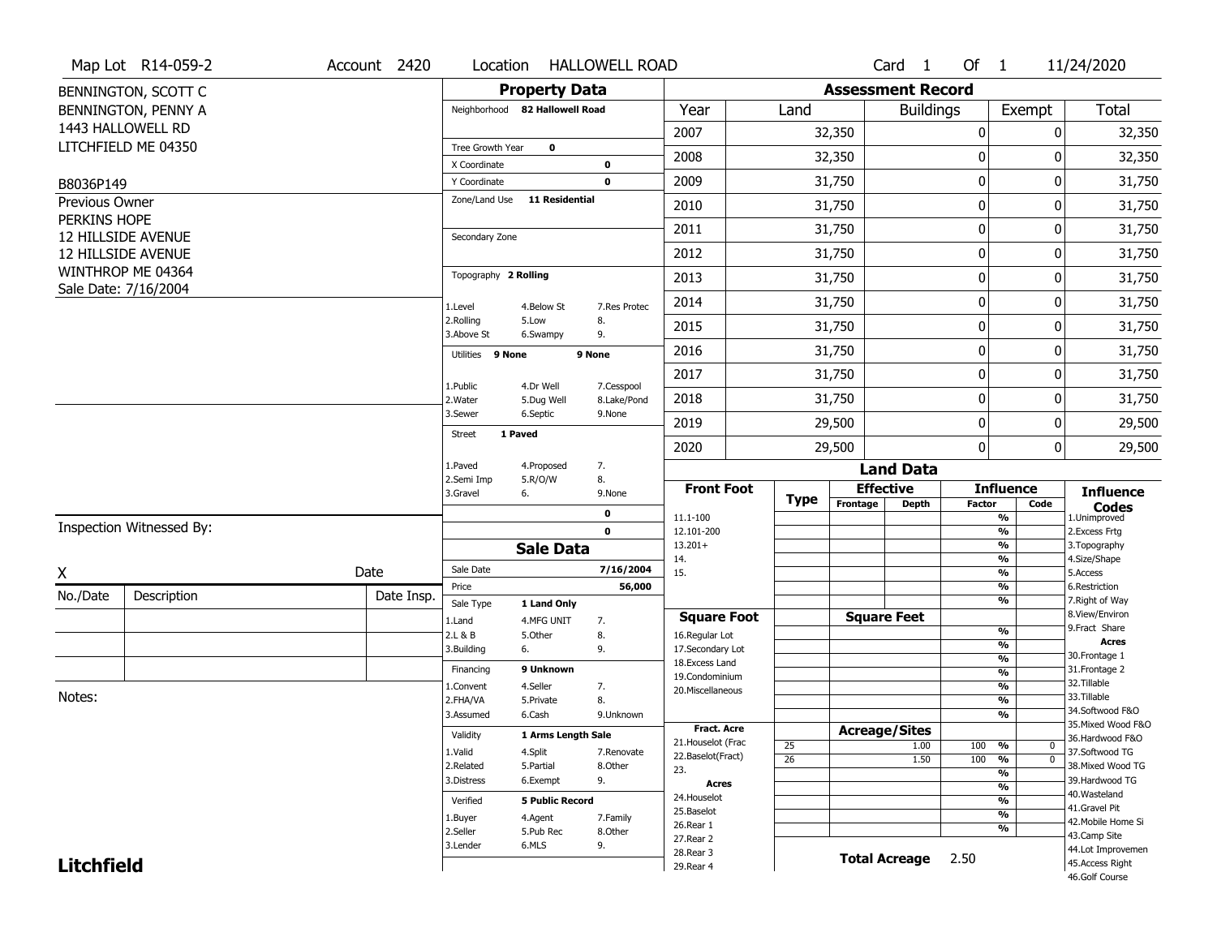Map Lot R14-059-2 | Account 2420 | Location HALLOWELL ROAD | Card 1 Of 1 | 11/24/2020

BENNINGTON, SCOTT C
BENNINGTON, PENNY A
1443 HALLOWELL RD
LITCHFIELD ME 04350

B8036P149

Previous Owner
PERKINS HOPE
12 HILLSIDE AVENUE
12 HILLSIDE AVENUE
WINTHROP ME 04364
Sale Date: 7/16/2004

## Property Data

Neighborhood 82 Hallowell Road

Tree Growth Year 0
X Coordinate 0
Y Coordinate 0
Zone/Land Use 11 Residential

Secondary Zone

Topography 2 Rolling

1.Level 4.Below St 7.Res Protec
2.Rolling 5.Low 8.
3.Above St 6.Swampy 9.

Utilities 9 None 9 None

1.Public 4.Dr Well 7.Cesspool
2.Water 5.Dug Well 8.Lake/Pond
3.Sewer 6.Septic 9.None

Street 1 Paved

1.Paved 4.Proposed 7.
2.Semi Imp 5.R/O/W 8.
3.Gravel 6. 9.None

0
0

## Sale Data

Sale Date 7/16/2004
Price 56,000
Sale Type 1 Land Only

1.Land 4.MFG UNIT 7.
2.L & B 5.Other 8.
3.Building 6. 9.

Financing 9 Unknown

1.Convent 4.Seller 7.
2.FHA/VA 5.Private 8.
3.Assumed 6.Cash 9.Unknown

Validity 1 Arms Length Sale

1.Valid 4.Split 7.Renovate
2.Related 5.Partial 8.Other
3.Distress 6.Exempt 9.

Verified 5 Public Record

1.Buyer 4.Agent 7.Family
2.Seller 5.Pub Rec 8.Other
3.Lender 6.MLS 9.

## Assessment Record

| Year | Land | Buildings | Exempt | Total |
|---|---|---|---|---|
| 2007 | 32,350 | 0 | 0 | 32,350 |
| 2008 | 32,350 | 0 | 0 | 32,350 |
| 2009 | 31,750 | 0 | 0 | 31,750 |
| 2010 | 31,750 | 0 | 0 | 31,750 |
| 2011 | 31,750 | 0 | 0 | 31,750 |
| 2012 | 31,750 | 0 | 0 | 31,750 |
| 2013 | 31,750 | 0 | 0 | 31,750 |
| 2014 | 31,750 | 0 | 0 | 31,750 |
| 2015 | 31,750 | 0 | 0 | 31,750 |
| 2016 | 31,750 | 0 | 0 | 31,750 |
| 2017 | 31,750 | 0 | 0 | 31,750 |
| 2018 | 31,750 | 0 | 0 | 31,750 |
| 2019 | 29,500 | 0 | 0 | 29,500 |
| 2020 | 29,500 | 0 | 0 | 29,500 |

## Land Data

| Front Foot | Type | Effective Frontage | Effective Depth | Influence Factor | Influence Code |
|---|---|---|---|---|---|
| 11.1-100 | | | | % | |
| 12.101-200 | | | | % | |
| 13.201+ | | | | % | |
| 14. | | | | % | |
| 15. | | | | % | |
| | | | | % | |
| | | | | % | |

| Square Foot | | Square Feet | | | |
|---|---|---|---|---|---|
| 16.Regular Lot | | | | % | |
| 17.Secondary Lot | | | | % | |
| 18.Excess Land | | | | % | |
| 19.Condominium | | | | % | |
| 20.Miscellaneous | | | | % | |
| | | | | % | |
| | | | | % | |

| Fract. Acre | Type | Acreage/Sites | | Factor | Code |
|---|---|---|---|---|---|
| 21.Houselot (Frac | 25 | | 1.00 | 100 % | 0 |
| 22.Baselot(Fract) | 26 | | 1.50 | 100 % | 0 |
| 23. | | | | % | |
| **Acres** | | | | % | |
| 24.Houselot | | | | % | |
| 25.Baselot | | | | % | |
| 26.Rear 1 | | | | % | |
| 27.Rear 2 | | | | | |
| 28.Rear 3 | | | | | |
| 29.Rear 4 | | | | | |

**Total Acreage** 2.50

**Influence Codes**
1.Unimproved
2.Excess Frtg
3.Topography
4.Size/Shape
5.Access
6.Restriction
7.Right of Way
8.View/Environ
9.Fract Share

**Acres**
30.Frontage 1
31.Frontage 2
32.Tillable
33.Tillable
34.Softwood F&O
35.Mixed Wood F&O
36.Hardwood F&O
37.Softwood TG
38.Mixed Wood TG
39.Hardwood TG
40.Wasteland
41.Gravel Pit
42.Mobile Home Si
43.Camp Site
44.Lot Improvemen
45.Access Right
46.Golf Course

Inspection Witnessed By:

X Date

| No./Date | Description | Date Insp. |
|---|---|---|
| | | |
| | | |
| | | |

Notes:

**Litchfield**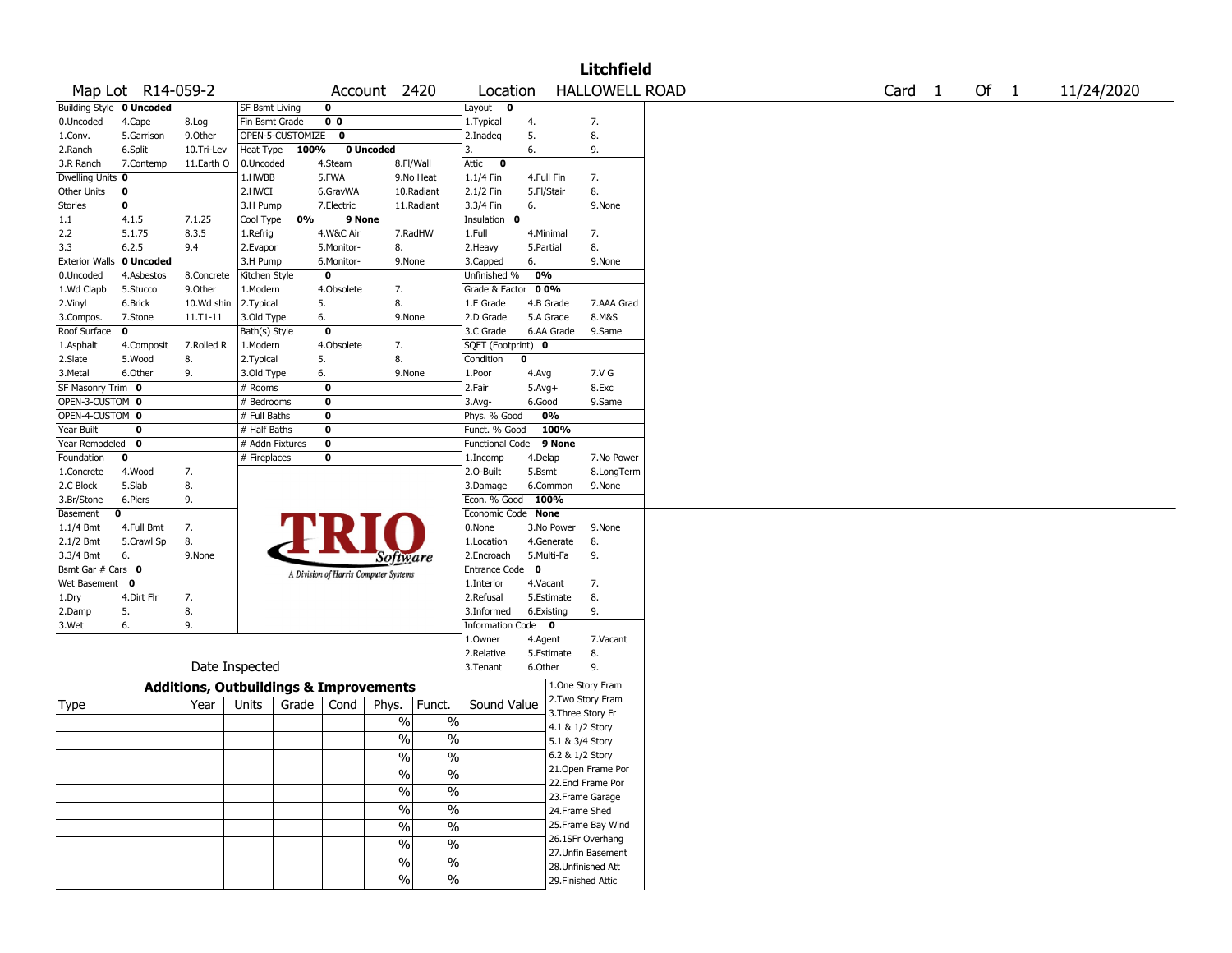# Litchfield

**Map Lot** R14-059-2 **Account** 2420 **Location** HALLOWELL ROAD **Card** 1 **Of** 1 11/24/2020

| Building Style | **0 Uncoded** | | SF Bsmt Living | **0** | | | Layout **0** | | |
|---|---|---|---|---|---|---|---|---|---|
| 0.Uncoded | 4.Cape | 8.Log | Fin Bsmt Grade | **0 0** | | | 1.Typical | 4. | 7. |
| 1.Conv. | 5.Garrison | 9.Other | OPEN-5-CUSTOMIZE | **0** | | | 2.Inadeq | 5. | 8. |
| 2.Ranch | 6.Split | 10.Tri-Lev | Heat Type **100%** | **0 Uncoded** | | | 3. | 6. | 9. |
| 3.R Ranch | 7.Contemp | 11.Earth O | 0.Uncoded | 4.Steam | 8.Fl/Wall | | Attic **0** | | |
| Dwelling Units **0** | | | 1.HWBB | 5.FWA | 9.No Heat | | 1.1/4 Fin | 4.Full Fin | 7. |
| Other Units **0** | | | 2.HWCI | 6.GravWA | 10.Radiant | | 2.1/2 Fin | 5.Fl/Stair | 8. |
| Stories **0** | | | 3.H Pump | 7.Electric | 11.Radiant | | 3.3/4 Fin | 6. | 9.None |
| 1.1 | 4.1.5 | 7.1.25 | Cool Type **0%** | **9 None** | | | Insulation **0** | | |
| 2.2 | 5.1.75 | 8.3.5 | 1.Refrig | 4.W&C Air | 7.RadHW | | 1.Full | 4.Minimal | 7. |
| 3.3 | 6.2.5 | 9.4 | 2.Evapor | 5.Monitor- | 8. | | 2.Heavy | 5.Partial | 8. |
| Exterior Walls **0 Uncoded** | | | 3.H Pump | 6.Monitor- | 9.None | | 3.Capped | 6. | 9.None |
| 0.Uncoded | 4.Asbestos | 8.Concrete | Kitchen Style | **0** | | | Unfinished % **0%** | | |
| 1.Wd Clapb | 5.Stucco | 9.Other | 1.Modern | 4.Obsolete | 7. | | Grade & Factor **0 0%** | | |
| 2.Vinyl | 6.Brick | 10.Wd shin | 2.Typical | 5. | 8. | | 1.E Grade | 4.B Grade | 7.AAA Grad |
| 3.Compos. | 7.Stone | 11.T1-11 | 3.Old Type | 6. | 9.None | | 2.D Grade | 5.A Grade | 8.M&S |
| Roof Surface **0** | | | Bath(s) Style | **0** | | | 3.C Grade | 6.AA Grade | 9.Same |
| 1.Asphalt | 4.Composit | 7.Rolled R | 1.Modern | 4.Obsolete | 7. | | SQFT (Footprint) **0** | | |
| 2.Slate | 5.Wood | 8. | 2.Typical | 5. | 8. | | Condition **0** | | |
| 3.Metal | 6.Other | 9. | 3.Old Type | 6. | 9.None | | 1.Poor | 4.Avg | 7.V G |
| SF Masonry Trim **0** | | | # Rooms | **0** | | | 2.Fair | 5.Avg+ | 8.Exc |
| OPEN-3-CUSTOM **0** | | | # Bedrooms | **0** | | | 3.Avg- | 6.Good | 9.Same |
| OPEN-4-CUSTOM **0** | | | # Full Baths | **0** | | | Phys. % Good | **0%** | |
| Year Built **0** | | | # Half Baths | **0** | | | Funct. % Good | **100%** | |
| Year Remodeled **0** | | | # Addn Fixtures | **0** | | | Functional Code | **9 None** | |
| Foundation **0** | | | # Fireplaces | **0** | | | 1.Incomp | 4.Delap | 7.No Power |
| 1.Concrete | 4.Wood | 7. | | | | | 2.O-Built | 5.Bsmt | 8.LongTerm |
| 2.C Block | 5.Slab | 8. | | | | | 3.Damage | 6.Common | 9.None |
| 3.Br/Stone | 6.Piers | 9. | | | | | Econ. % Good | **100%** | |
| Basement **0** | | | | | | | Economic Code | **None** | |
| 1.1/4 Bmt | 4.Full Bmt | 7. | | | | | 0.None | 3.No Power | 9.None |
| 2.1/2 Bmt | 5.Crawl Sp | 8. | | | | | 1.Location | 4.Generate | 8. |
| 3.3/4 Bmt | 6. | 9.None | | | | | 2.Encroach | 5.Multi-Fa | 9. |
| Bsmt Gar # Cars **0** | | | | | | | Entrance Code **0** | | |
| Wet Basement **0** | | | | | | | 1.Interior | 4.Vacant | 7. |
| 1.Dry | 4.Dirt Flr | 7. | | | | | 2.Refusal | 5.Estimate | 8. |
| 2.Damp | 5. | 8. | | | | | 3.Informed | 6.Existing | 9. |
| 3.Wet | 6. | 9. | | | | | Information Code **0** | | |
| | | | | | | | 1.Owner | 4.Agent | 7.Vacant |
| | | | | | | | 2.Relative | 5.Estimate | 8. |
| | Date Inspected | | | | | | 3.Tenant | 6.Other | 9. |

TRIO Software — A Division of Harris Computer Systems

## Additions, Outbuildings & Improvements

| Type | Year | Units | Grade | Cond | Phys. | Funct. | Sound Value |
|---|---|---|---|---|---|---|---|
| | | | | | % | % | |
| | | | | | % | % | |
| | | | | | % | % | |
| | | | | | % | % | |
| | | | | | % | % | |
| | | | | | % | % | |
| | | | | | % | % | |
| | | | | | % | % | |
| | | | | | % | % | |
| | | | | | % | % | |

1.One Story Fram
2.Two Story Fram
3.Three Story Fr
4.1 & 1/2 Story
5.1 & 3/4 Story
6.2 & 1/2 Story
21.Open Frame Por
22.Encl Frame Por
23.Frame Garage
24.Frame Shed
25.Frame Bay Wind
26.1SFr Overhang
27.Unfin Basement
28.Unfinished Att
29.Finished Attic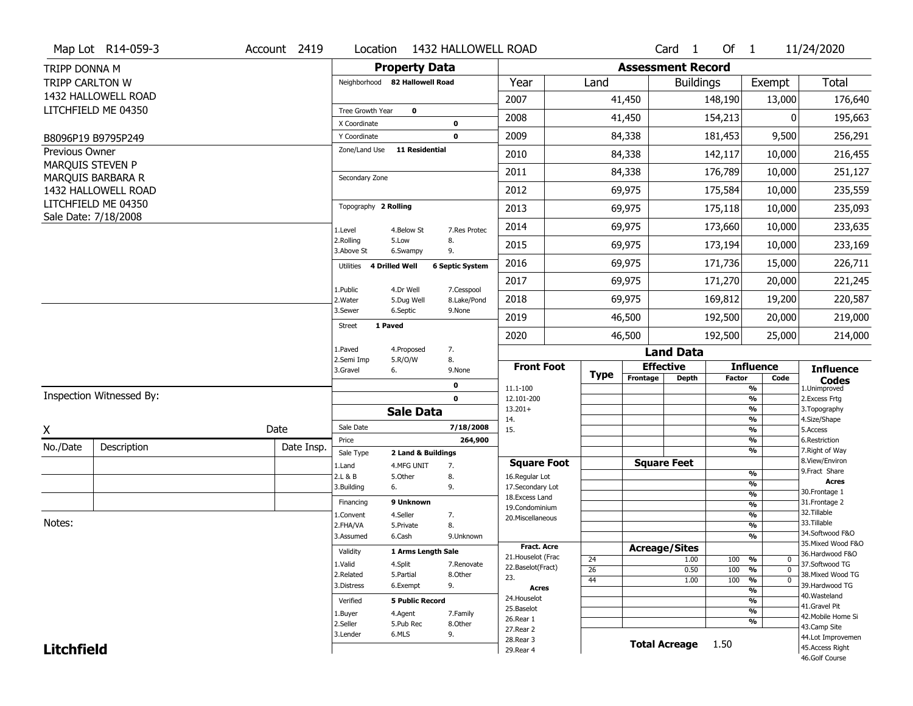Map Lot R14-059-3 | Account 2419 | Location 1432 HALLOWELL ROAD | Card 1 Of 1 | 11/24/2020

TRIPP DONNA M
TRIPP CARLTON W
1432 HALLOWELL ROAD
LITCHFIELD ME 04350

B8096P19 B9795P249

Previous Owner
MARQUIS STEVEN P
MARQUIS BARBARA R
1432 HALLOWELL ROAD
LITCHFIELD ME 04350
Sale Date: 7/18/2008

## Property Data

Neighborhood **82 Hallowell Road**

Tree Growth Year **0**
X Coordinate **0**
Y Coordinate **0**
Zone/Land Use **11 Residential**

Secondary Zone

Topography **2 Rolling**

1.Level 4.Below St 7.Res Protec
2.Rolling 5.Low 8.
3.Above St 6.Swampy 9.

Utilities **4 Drilled Well** **6 Septic System**

1.Public 4.Dr Well 7.Cesspool
2.Water 5.Dug Well 8.Lake/Pond
3.Sewer 6.Septic 9.None

Street **1 Paved**

1.Paved 4.Proposed 7.
2.Semi Imp 5.R/O/W 8.
3.Gravel 6. 9.None

**0**
**0**

## Sale Data

Sale Date **7/18/2008**
Price **264,900**
Sale Type **2 Land & Buildings**

1.Land 4.MFG UNIT 7.
2.L & B 5.Other 8.
3.Building 6. 9.

Financing **9 Unknown**

1.Convent 4.Seller 7.
2.FHA/VA 5.Private 8.
3.Assumed 6.Cash 9.Unknown

Validity **1 Arms Length Sale**

1.Valid 4.Split 7.Renovate
2.Related 5.Partial 8.Other
3.Distress 6.Exempt 9.

Verified **5 Public Record**

1.Buyer 4.Agent 7.Family
2.Seller 5.Pub Rec 8.Other
3.Lender 6.MLS 9.

## Assessment Record

| Year | Land | Buildings | Exempt | Total |
|---|---|---|---|---|
| 2007 | 41,450 | 148,190 | 13,000 | 176,640 |
| 2008 | 41,450 | 154,213 | 0 | 195,663 |
| 2009 | 84,338 | 181,453 | 9,500 | 256,291 |
| 2010 | 84,338 | 142,117 | 10,000 | 216,455 |
| 2011 | 84,338 | 176,789 | 10,000 | 251,127 |
| 2012 | 69,975 | 175,584 | 10,000 | 235,559 |
| 2013 | 69,975 | 175,118 | 10,000 | 235,093 |
| 2014 | 69,975 | 173,660 | 10,000 | 233,635 |
| 2015 | 69,975 | 173,194 | 10,000 | 233,169 |
| 2016 | 69,975 | 171,736 | 15,000 | 226,711 |
| 2017 | 69,975 | 171,270 | 20,000 | 221,245 |
| 2018 | 69,975 | 169,812 | 19,200 | 220,587 |
| 2019 | 46,500 | 192,500 | 20,000 | 219,000 |
| 2020 | 46,500 | 192,500 | 25,000 | 214,000 |

## Land Data

| Front Foot | Type | Effective Frontage | Effective Depth | Influence Factor | Influence Code |
|---|---|---|---|---|---|
| 11.1-100 | | | | % | |
| 12.101-200 | | | | % | |
| 13.201+ | | | | % | |
| 14. | | | | % | |
| 15. | | | | % | |
| | | | | % | |
| | | | | % | |

| Square Foot | Square Feet | | Influence Factor | Influence Code |
|---|---|---|---|---|
| 16.Regular Lot | | | % | |
| 17.Secondary Lot | | | % | |
| 18.Excess Land | | | % | |
| 19.Condominium | | | % | |
| 20.Miscellaneous | | | % | |
| | | | % | |
| | | | % | |

| Fract. Acre | Type | Acreage/Sites | Influence Factor | Influence Code |
|---|---|---|---|---|
| 21.Houselot (Frac | 24 | 1.00 | 100 % | 0 |
| 22.Baselot(Fract) | 26 | 0.50 | 100 % | 0 |
| 23. | 44 | 1.00 | 100 % | 0 |
| **Acres** | | | % | |
| 24.Houselot | | | % | |
| 25.Baselot | | | % | |
| 26.Rear 1 | | | % | |
| 27.Rear 2 | | | | |
| 28.Rear 3 | | | | |
| 29.Rear 4 | | | | |

**Total Acreage** 1.50

**Influence Codes**
1.Unimproved
2.Excess Frtg
3.Topography
4.Size/Shape
5.Access
6.Restriction
7.Right of Way
8.View/Environ
9.Fract Share

**Acres**
30.Frontage 1
31.Frontage 2
32.Tillable
33.Tillable
34.Softwood F&O
35.Mixed Wood F&O
36.Hardwood F&O
37.Softwood TG
38.Mixed Wood TG
39.Hardwood TG
40.Wasteland
41.Gravel Pit
42.Mobile Home Si
43.Camp Site
44.Lot Improvemen
45.Access Right
46.Golf Course

Inspection Witnessed By:

X Date

| No./Date | Description | Date Insp. |
|---|---|---|
| | | |
| | | |
| | | |

Notes:

**Litchfield**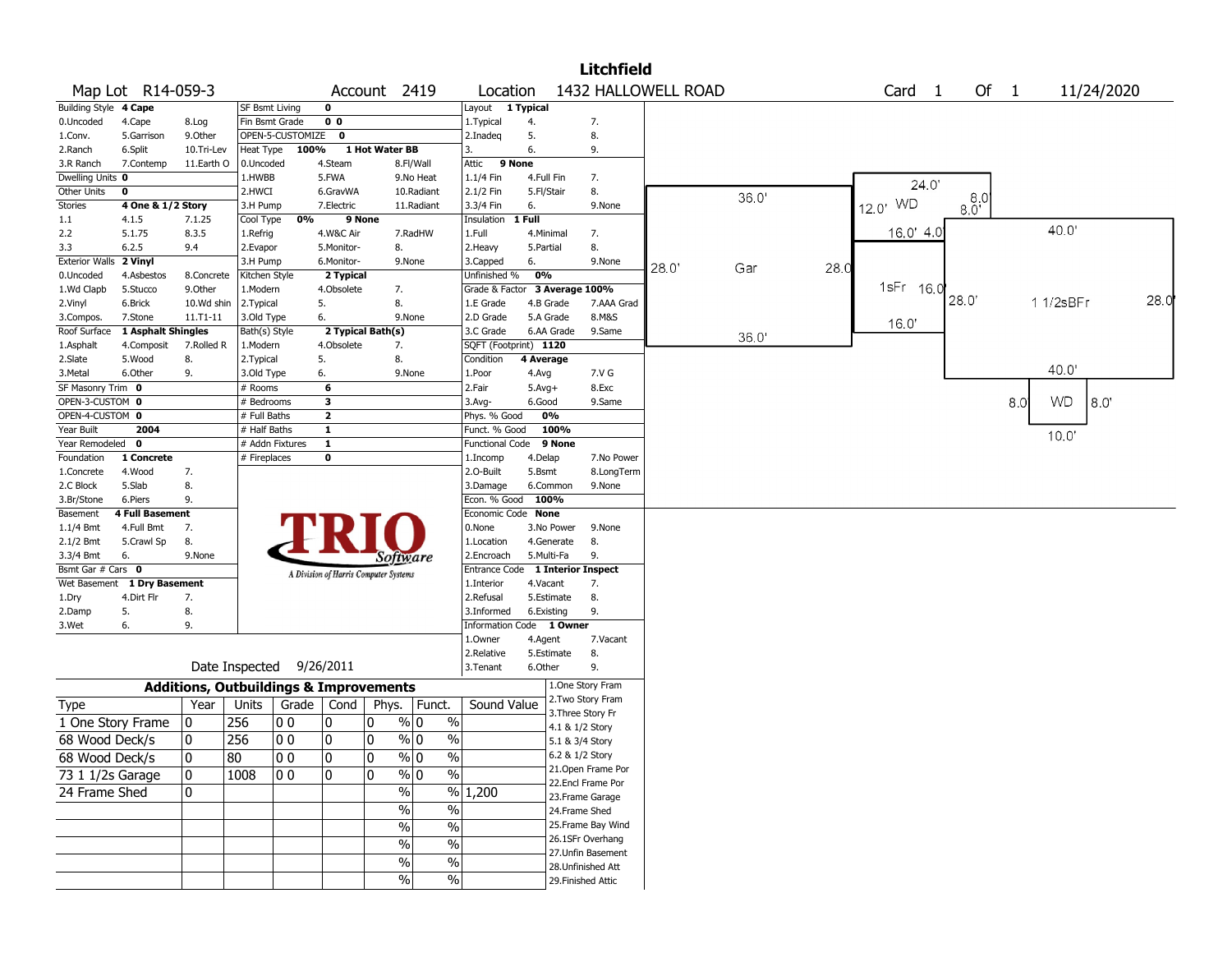# Litchfield

**Map Lot** R14-059-3 **Account** 2419 **Location** 1432 HALLOWELL ROAD **Card** 1 **Of** 1 11/24/2020

| Field | Value |
|---|---|
| Building Style | 4 Cape |
| Dwelling Units | 0 |
| Other Units | 0 |
| Stories | 4 One & 1/2 Story |
| Exterior Walls | 2 Vinyl |
| Roof Surface | 1 Asphalt Shingles |
| SF Masonry Trim | 0 |
| OPEN-3-CUSTOM | 0 |
| OPEN-4-CUSTOM | 0 |
| Year Built | 2004 |
| Year Remodeled | 0 |
| Foundation | 1 Concrete |
| Basement | 4 Full Basement |
| Bsmt Gar # Cars | 0 |
| Wet Basement | 1 Dry Basement |
| SF Bsmt Living | 0 |
| Fin Bsmt Grade | 0 0 |
| OPEN-5-CUSTOMIZE | 0 |
| Heat Type | 100% 1 Hot Water BB |
| Cool Type | 0% 9 None |
| Kitchen Style | 2 Typical |
| Bath(s) Style | 2 Typical Bath(s) |
| # Rooms | 6 |
| # Bedrooms | 3 |
| # Full Baths | 2 |
| # Half Baths | 1 |
| # Addn Fixtures | 1 |
| # Fireplaces | 0 |
| Layout | 1 Typical |
| Attic | 9 None |
| Insulation | 1 Full |
| Unfinished % | 0% |
| Grade & Factor | 3 Average 100% |
| SQFT (Footprint) | 1120 |
| Condition | 4 Average |
| Phys. % Good | 0% |
| Funct. % Good | 100% |
| Functional Code | 9 None |
| Econ. % Good | 100% |
| Economic Code | None |
| Entrance Code | 1 Interior Inspect |
| Information Code | 1 Owner |

Building Style codes: 0.Uncoded, 1.Conv., 2.Ranch, 3.R Ranch, 4.Cape, 5.Garrison, 6.Split, 7.Contemp, 8.Log, 9.Other, 10.Tri-Lev, 11.Earth O

Stories codes: 1.1, 2.2, 3.3, 4.1.5, 5.1.75, 6.2.5, 7.1.25, 8.3.5, 9.4

Exterior Walls codes: 0.Uncoded, 1.Wd Clapb, 2.Vinyl, 3.Compos., 4.Asbestos, 5.Stucco, 6.Brick, 7.Stone, 8.Concrete, 9.Other, 10.Wd shin, 11.T1-11

Roof Surface codes: 1.Asphalt, 2.Slate, 3.Metal, 4.Composit, 5.Wood, 6.Other, 7.Rolled R, 8., 9.

Foundation codes: 1.Concrete, 2.C Block, 3.Br/Stone, 4.Wood, 5.Slab, 6.Piers, 7., 8., 9.

Basement codes: 1.1/4 Bmt, 2.1/2 Bmt, 3.3/4 Bmt, 4.Full Bmt, 5.Crawl Sp, 6., 7., 8., 9.None

Wet Basement codes: 1.Dry, 2.Damp, 3.Wet, 4.Dirt Flr, 5., 6., 7., 8., 9.

Heat Type codes: 0.Uncoded, 1.HWBB, 2.HWCI, 3.H Pump, 4.Steam, 5.FWA, 6.GravWA, 7.Electric, 8.Fl/Wall, 9.No Heat, 10.Radiant, 11.Radiant

Cool Type codes: 1.Refrig, 2.Evapor, 3.H Pump, 4.W&C Air, 5.Monitor-, 6.Monitor-, 7.RadHW, 8., 9.None

Kitchen Style codes: 1.Modern, 2.Typical, 3.Old Type, 4.Obsolete, 5., 6., 7., 8., 9.None

Bath(s) Style codes: 1.Modern, 2.Typical, 3.Old Type, 4.Obsolete, 5., 6., 7., 8., 9.None

Layout codes: 1.Typical, 2.Inadeq, 3., 4., 5., 6., 7., 8., 9.

Attic codes: 1.1/4 Fin, 2.1/2 Fin, 3.3/4 Fin, 4.Full Fin, 5.Fl/Stair, 6., 7., 8., 9.None

Insulation codes: 1.Full, 2.Heavy, 3.Capped, 4.Minimal, 5.Partial, 6., 7., 8., 9.None

Grade codes: 1.E Grade, 2.D Grade, 3.C Grade, 4.B Grade, 5.A Grade, 6.AA Grade, 7.AAA Grad, 8.M&S, 9.Same

Condition codes: 1.Poor, 2.Fair, 3.Avg-, 4.Avg, 5.Avg+, 6.Good, 7.V G, 8.Exc, 9.Same

Functional codes: 1.Incomp, 2.O-Built, 3.Damage, 4.Delap, 5.Bsmt, 6.Common, 7.No Power, 8.LongTerm, 9.None

Economic codes: 0.None, 1.Location, 2.Encroach, 3.No Power, 4.Generate, 5.Multi-Fa, 8., 9.None

Entrance codes: 1.Interior, 2.Refusal, 3.Informed, 4.Vacant, 5.Estimate, 6.Existing, 7., 8., 9.

Information codes: 1.Owner, 2.Relative, 3.Tenant, 4.Agent, 5.Estimate, 6.Other, 7.Vacant, 8., 9.

Date Inspected 9/26/2011

## Additions, Outbuildings & Improvements

| Type | Year | Units | Grade | Cond | Phys. | Funct. | Sound Value |
|---|---|---|---|---|---|---|---|
| 1 One Story Frame | 0 | 256 | 0 0 | 0 | 0 % | 0 % | |
| 68 Wood Deck/s | 0 | 256 | 0 0 | 0 | 0 % | 0 % | |
| 68 Wood Deck/s | 0 | 80 | 0 0 | 0 | 0 % | 0 % | |
| 73 1 1/2s Garage | 0 | 1008 | 0 0 | 0 | 0 % | 0 % | |
| 24 Frame Shed | 0 | | | | % | % | 1,200 |
| | | | | | % | % | |
| | | | | | % | % | |
| | | | | | % | % | |
| | | | | | % | % | |
| | | | | | % | % | |

Type codes: 1.One Story Fram, 2.Two Story Fram, 3.Three Story Fr, 4.1 & 1/2 Story, 5.1 & 3/4 Story, 6.2 & 1/2 Story, 21.Open Frame Por, 22.Encl Frame Por, 23.Frame Garage, 24.Frame Shed, 25.Frame Bay Wind, 26.1SFr Overhang, 27.Unfin Basement, 28.Unfinished Att, 29.Finished Attic

Sketch labels: Gar 36.0' x 28.0'; WD 24.0' x 12.0' (8.0', 8.0'); 1sFr 16.0' x 16.0' (4.0'); 1 1/2sBFr 40.0' x 28.0'; WD 10.0' x 8.0'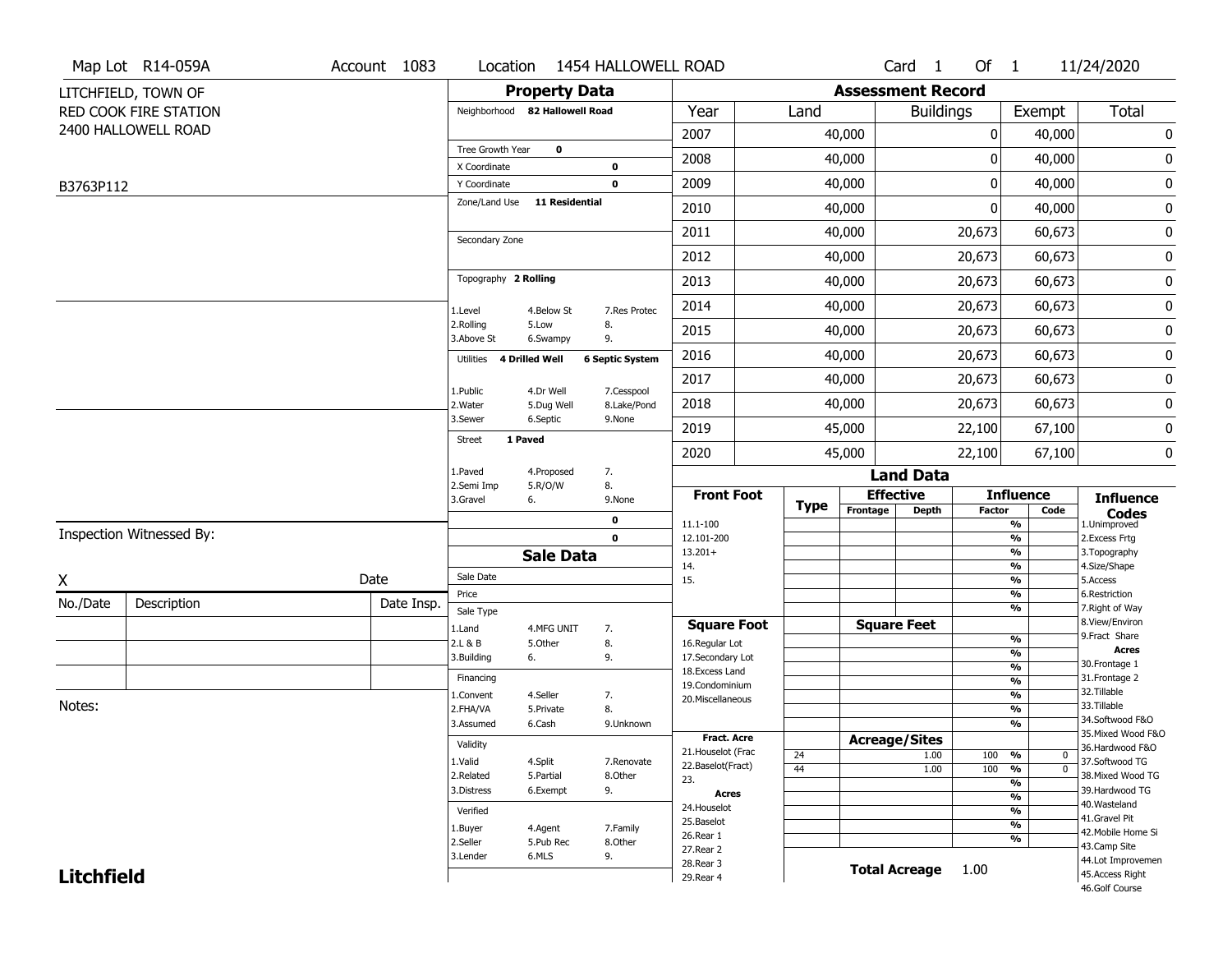Map Lot R14-059A | Account 1083 | Location 1454 HALLOWELL ROAD | Card 1 Of 1 | 11/24/2020

LITCHFIELD, TOWN OF
RED COOK FIRE STATION
2400 HALLOWELL ROAD

B3763P112

## Property Data

Neighborhood **82 Hallowell Road**

Tree Growth Year **0**
X Coordinate **0**
Y Coordinate **0**
Zone/Land Use **11 Residential**

Secondary Zone

Topography **2 Rolling**

| | | |
|---|---|---|
| 1.Level | 4.Below St | 7.Res Protec |
| 2.Rolling | 5.Low | 8. |
| 3.Above St | 6.Swampy | 9. |

Utilities **4 Drilled Well** **6 Septic System**

| | | |
|---|---|---|
| 1.Public | 4.Dr Well | 7.Cesspool |
| 2.Water | 5.Dug Well | 8.Lake/Pond |
| 3.Sewer | 6.Septic | 9.None |

Street **1 Paved**

| | | |
|---|---|---|
| 1.Paved | 4.Proposed | 7. |
| 2.Semi Imp | 5.R/O/W | 8. |
| 3.Gravel | 6. | 9.None |

**0**
**0**

## Sale Data

Sale Date
Price
Sale Type

| | | |
|---|---|---|
| 1.Land | 4.MFG UNIT | 7. |
| 2.L & B | 5.Other | 8. |
| 3.Building | 6. | 9. |

Financing

| | | |
|---|---|---|
| 1.Convent | 4.Seller | 7. |
| 2.FHA/VA | 5.Private | 8. |
| 3.Assumed | 6.Cash | 9.Unknown |

Validity

| | | |
|---|---|---|
| 1.Valid | 4.Split | 7.Renovate |
| 2.Related | 5.Partial | 8.Other |
| 3.Distress | 6.Exempt | 9. |

Verified

| | | |
|---|---|---|
| 1.Buyer | 4.Agent | 7.Family |
| 2.Seller | 5.Pub Rec | 8.Other |
| 3.Lender | 6.MLS | 9. |

## Assessment Record

| Year | Land | Buildings | Exempt | Total |
|---|---|---|---|---|
| 2007 | 40,000 | 0 | 40,000 | 0 |
| 2008 | 40,000 | 0 | 40,000 | 0 |
| 2009 | 40,000 | 0 | 40,000 | 0 |
| 2010 | 40,000 | 0 | 40,000 | 0 |
| 2011 | 40,000 | 20,673 | 60,673 | 0 |
| 2012 | 40,000 | 20,673 | 60,673 | 0 |
| 2013 | 40,000 | 20,673 | 60,673 | 0 |
| 2014 | 40,000 | 20,673 | 60,673 | 0 |
| 2015 | 40,000 | 20,673 | 60,673 | 0 |
| 2016 | 40,000 | 20,673 | 60,673 | 0 |
| 2017 | 40,000 | 20,673 | 60,673 | 0 |
| 2018 | 40,000 | 20,673 | 60,673 | 0 |
| 2019 | 45,000 | 22,100 | 67,100 | 0 |
| 2020 | 45,000 | 22,100 | 67,100 | 0 |

## Land Data

| Front Foot | Type | Effective Frontage | Effective Depth | Influence Factor | Influence Code |
|---|---|---|---|---|---|
| 11.1-100 | | | | % | |
| 12.101-200 | | | | % | |
| 13.201+ | | | | % | |
| 14. | | | | % | |
| 15. | | | | % | |
| | | | | % | |
| **Square Foot** | | **Square Feet** | | | |
| 16.Regular Lot | | | | % | |
| 17.Secondary Lot | | | | % | |
| 18.Excess Land | | | | % | |
| 19.Condominium | | | | % | |
| 20.Miscellaneous | | | | % | |
| | | | | % | |
| | | | | % | |
| **Fract. Acre** | | **Acreage/Sites** | | | |
| 21.Houselot (Frac | 24 | | 1.00 | 100 % | 0 |
| 22.Baselot(Fract) | 44 | | 1.00 | 100 % | 0 |
| 23. | | | | % | |
| **Acres** | | | | % | |
| 24.Houselot | | | | % | |
| 25.Baselot | | | | % | |
| 26.Rear 1 | | | | % | |
| 27.Rear 2 | | | | | |
| 28.Rear 3 | | | | | |
| 29.Rear 4 | | | | | |

**Total Acreage** 1.00

**Influence Codes**
1.Unimproved
2.Excess Frtg
3.Topography
4.Size/Shape
5.Access
6.Restriction
7.Right of Way
8.View/Environ
9.Fract Share
**Acres**
30.Frontage 1
31.Frontage 2
32.Tillable
33.Tillable
34.Softwood F&O
35.Mixed Wood F&O
36.Hardwood F&O
37.Softwood TG
38.Mixed Wood TG
39.Hardwood TG
40.Wasteland
41.Gravel Pit
42.Mobile Home Si
43.Camp Site
44.Lot Improvemen
45.Access Right
46.Golf Course

Inspection Witnessed By:

X Date

| No./Date | Description | Date Insp. |
|---|---|---|
| | | |
| | | |
| | | |

Notes:

**Litchfield**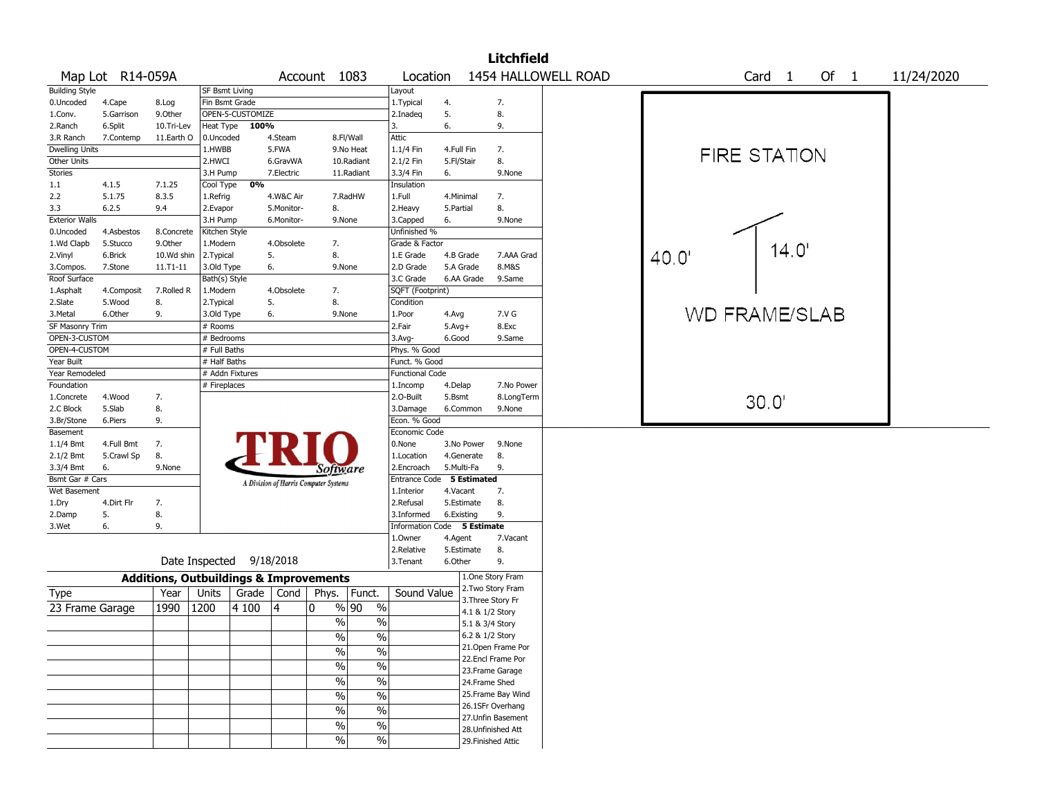# Litchfield

Map Lot R14-059A | Account 1083 | Location 1454 HALLOWELL ROAD | Card 1 Of 1 | 11/24/2020

| Building Style | | | SF Bsmt Living | | | Layout | | |
|---|---|---|---|---|---|---|---|---|
| 0.Uncoded | 4.Cape | 8.Log | Fin Bsmt Grade | | | 1.Typical | 4. | 7. |
| 1.Conv. | 5.Garrison | 9.Other | OPEN-5-CUSTOMIZE | | | 2.Inadeq | 5. | 8. |
| 2.Ranch | 6.Split | 10.Tri-Lev | Heat Type 100% | | | 3. | 6. | 9. |
| 3.R Ranch | 7.Contemp | 11.Earth O | 0.Uncoded | 4.Steam | 8.Fl/Wall | Attic | | |
| Dwelling Units | | | 1.HWBB | 5.FWA | 9.No Heat | 1.1/4 Fin | 4.Full Fin | 7. |
| Other Units | | | 2.HWCI | 6.GravWA | 10.Radiant | 2.1/2 Fin | 5.Fl/Stair | 8. |
| Stories | | | 3.H Pump | 7.Electric | 11.Radiant | 3.3/4 Fin | 6. | 9.None |
| 1.1 | 4.1.5 | 7.1.25 | Cool Type 0% | | | Insulation | | |
| 2.2 | 5.1.75 | 8.3.5 | 1.Refrig | 4.W&C Air | 7.RadHW | 1.Full | 4.Minimal | 7. |
| 3.3 | 6.2.5 | 9.4 | 2.Evapor | 5.Monitor- | 8. | 2.Heavy | 5.Partial | 8. |
| Exterior Walls | | | 3.H Pump | 6.Monitor- | 9.None | 3.Capped | 6. | 9.None |
| 0.Uncoded | 4.Asbestos | 8.Concrete | Kitchen Style | | | Unfinished % | | |
| 1.Wd Clapb | 5.Stucco | 9.Other | 1.Modern | 4.Obsolete | 7. | Grade & Factor | | |
| 2.Vinyl | 6.Brick | 10.Wd shin | 2.Typical | 5. | 8. | 1.E Grade | 4.B Grade | 7.AAA Grad |
| 3.Compos. | 7.Stone | 11.T1-11 | 3.Old Type | 6. | 9.None | 2.D Grade | 5.A Grade | 8.M&S |
| Roof Surface | | | Bath(s) Style | | | 3.C Grade | 6.AA Grade | 9.Same |
| 1.Asphalt | 4.Composit | 7.Rolled R | 1.Modern | 4.Obsolete | 7. | SQFT (Footprint) | | |
| 2.Slate | 5.Wood | 8. | 2.Typical | 5. | 8. | Condition | | |
| 3.Metal | 6.Other | 9. | 3.Old Type | 6. | 9.None | 1.Poor | 4.Avg | 7.V G |
| SF Masonry Trim | | | # Rooms | | | 2.Fair | 5.Avg+ | 8.Exc |
| OPEN-3-CUSTOM | | | # Bedrooms | | | 3.Avg- | 6.Good | 9.Same |
| OPEN-4-CUSTOM | | | # Full Baths | | | Phys. % Good | | |
| Year Built | | | # Half Baths | | | Funct. % Good | | |
| Year Remodeled | | | # Addn Fixtures | | | Functional Code | | |
| Foundation | | | # Fireplaces | | | 1.Incomp | 4.Delap | 7.No Power |
| 1.Concrete | 4.Wood | 7. | | | | 2.O-Built | 5.Bsmt | 8.LongTerm |
| 2.C Block | 5.Slab | 8. | | | | 3.Damage | 6.Common | 9.None |
| 3.Br/Stone | 6.Piers | 9. | | | | Econ. % Good | | |
| Basement | | | | | | Economic Code | | |
| 1.1/4 Bmt | 4.Full Bmt | 7. | | | | 0.None | 3.No Power | 9.None |
| 2.1/2 Bmt | 5.Crawl Sp | 8. | | | | 1.Location | 4.Generate | 8. |
| 3.3/4 Bmt | 6. | 9.None | | | | 2.Encroach | 5.Multi-Fa | 9. |
| Bsmt Gar # Cars | | | | | | Entrance Code 5 Estimated | | |
| Wet Basement | | | | | | 1.Interior | 4.Vacant | 7. |
| 1.Dry | 4.Dirt Flr | 7. | | | | 2.Refusal | 5.Estimate | 8. |
| 2.Damp | 5. | 8. | | | | 3.Informed | 6.Existing | 9. |
| 3.Wet | 6. | 9. | | | | Information Code 5 Estimate | | |
| | | | | | | 1.Owner | 4.Agent | 7.Vacant |
| | | | | | | 2.Relative | 5.Estimate | 8. |
| Date Inspected 9/18/2018 | | | | | | 3.Tenant | 6.Other | 9. |

TRIO Software — A Division of Harris Computer Systems

FIRE STATION

40.0' | 14.0'

WD FRAME/SLAB

30.0'

## Additions, Outbuildings & Improvements

| Type | Year | Units | Grade | Cond | Phys. | Funct. | Sound Value |
|---|---|---|---|---|---|---|---|
| 23 Frame Garage | 1990 | 1200 | 4 100 | 4 | 0 % | 90 % | |
| | | | | | % | % | |
| | | | | | % | % | |
| | | | | | % | % | |
| | | | | | % | % | |
| | | | | | % | % | |
| | | | | | % | % | |
| | | | | | % | % | |
| | | | | | % | % | |
| | | | | | % | % | |

1.One Story Fram
2.Two Story Fram
3.Three Story Fr
4.1 & 1/2 Story
5.1 & 3/4 Story
6.2 & 1/2 Story
21.Open Frame Por
22.Encl Frame Por
23.Frame Garage
24.Frame Shed
25.Frame Bay Wind
26.1SFr Overhang
27.Unfin Basement
28.Unfinished Att
29.Finished Attic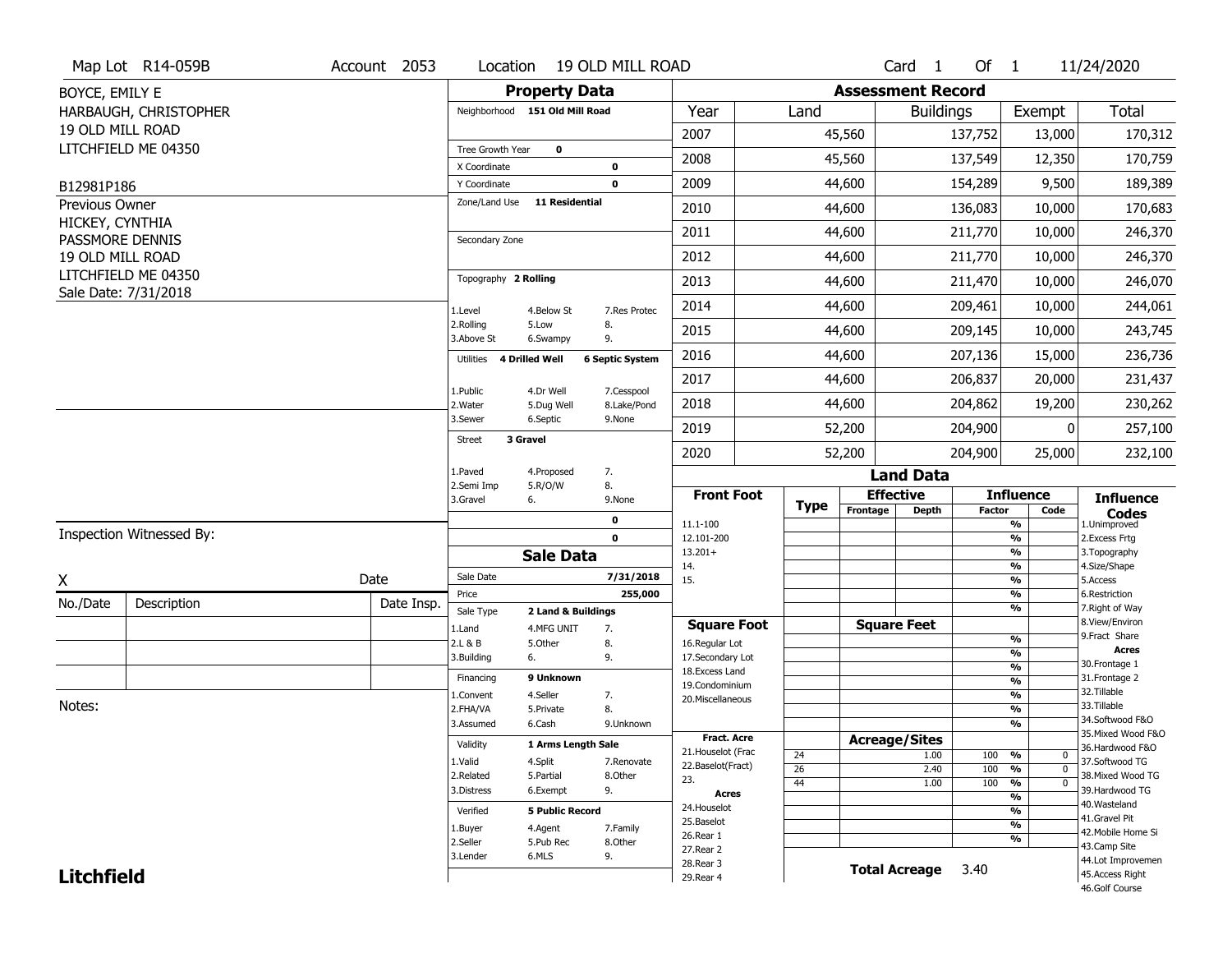Map Lot R14-059B | Account 2053 | Location 19 OLD MILL ROAD | Card 1 Of 1 | 11/24/2020

BOYCE, EMILY E
HARBAUGH, CHRISTOPHER
19 OLD MILL ROAD
LITCHFIELD ME 04350

B12981P186

Previous Owner
HICKEY, CYNTHIA
PASSMORE DENNIS
19 OLD MILL ROAD
LITCHFIELD ME 04350
Sale Date: 7/31/2018

## Property Data

| | |
|---|---|
| Neighborhood | 151 Old Mill Road |
| Tree Growth Year | 0 |
| X Coordinate | 0 |
| Y Coordinate | 0 |
| Zone/Land Use | 11 Residential |
| Secondary Zone | |
| Topography | 2 Rolling |
| Utilities | 4 Drilled Well, 6 Septic System |
| Street | 3 Gravel |

Topography codes: 1.Level, 2.Rolling, 3.Above St, 4.Below St, 5.Low, 6.Swampy, 7.Res Protec, 8., 9.

Utilities codes: 1.Public, 2.Water, 3.Sewer, 4.Dr Well, 5.Dug Well, 6.Septic, 7.Cesspool, 8.Lake/Pond, 9.None

Street codes: 1.Paved, 2.Semi Imp, 3.Gravel, 4.Proposed, 5.R/O/W, 6., 7., 8., 9.None

## Sale Data

| | |
|---|---|
| Sale Date | 7/31/2018 |
| Price | 255,000 |
| Sale Type | 2 Land & Buildings |
| Financing | 9 Unknown |
| Validity | 1 Arms Length Sale |
| Verified | 5 Public Record |

Sale Type codes: 1.Land, 2.L & B, 3.Building, 4.MFG UNIT, 5.Other, 6., 7., 8., 9.

Financing codes: 1.Convent, 2.FHA/VA, 3.Assumed, 4.Seller, 5.Private, 6.Cash, 7., 8., 9.Unknown

Validity codes: 1.Valid, 2.Related, 3.Distress, 4.Split, 5.Partial, 6.Exempt, 7.Renovate, 8.Other, 9.

Verified codes: 1.Buyer, 2.Seller, 3.Lender, 4.Agent, 5.Pub Rec, 6.MLS, 7.Family, 8.Other, 9.

## Assessment Record

| Year | Land | Buildings | Exempt | Total |
|---|---|---|---|---|
| 2007 | 45,560 | 137,752 | 13,000 | 170,312 |
| 2008 | 45,560 | 137,549 | 12,350 | 170,759 |
| 2009 | 44,600 | 154,289 | 9,500 | 189,389 |
| 2010 | 44,600 | 136,083 | 10,000 | 170,683 |
| 2011 | 44,600 | 211,770 | 10,000 | 246,370 |
| 2012 | 44,600 | 211,770 | 10,000 | 246,370 |
| 2013 | 44,600 | 211,470 | 10,000 | 246,070 |
| 2014 | 44,600 | 209,461 | 10,000 | 244,061 |
| 2015 | 44,600 | 209,145 | 10,000 | 243,745 |
| 2016 | 44,600 | 207,136 | 15,000 | 236,736 |
| 2017 | 44,600 | 206,837 | 20,000 | 231,437 |
| 2018 | 44,600 | 204,862 | 19,200 | 230,262 |
| 2019 | 52,200 | 204,900 | 0 | 257,100 |
| 2020 | 52,200 | 204,900 | 25,000 | 232,100 |

## Land Data

| Type | Effective Frontage | Effective Depth | Influence Factor | Influence Code |
|---|---|---|---|---|
| 24 | | 1.00 | 100 % | 0 |
| 26 | | 2.40 | 100 % | 0 |
| 44 | | 1.00 | 100 % | 0 |

**Total Acreage** 3.40

Front Foot: 11.1-100, 12.101-200, 13.201+, 14., 15.

Square Foot: 16.Regular Lot, 17.Secondary Lot, 18.Excess Land, 19.Condominium, 20.Miscellaneous

Fract. Acre: 21.Houselot (Frac, 22.Baselot(Fract), 23.

Acres: 24.Houselot, 25.Baselot, 26.Rear 1, 27.Rear 2, 28.Rear 3, 29.Rear 4

Influence Codes: 1.Unimproved, 2.Excess Frtg, 3.Topography, 4.Size/Shape, 5.Access, 6.Restriction, 7.Right of Way, 8.View/Environ, 9.Fract Share

Acres: 30.Frontage 1, 31.Frontage 2, 32.Tillable, 33.Tillable, 34.Softwood F&O, 35.Mixed Wood F&O, 36.Hardwood F&O, 37.Softwood TG, 38.Mixed Wood TG, 39.Hardwood TG, 40.Wasteland, 41.Gravel Pit, 42.Mobile Home Si, 43.Camp Site, 44.Lot Improvemen, 45.Access Right, 46.Golf Course

Inspection Witnessed By:

X ______________________ Date

| No./Date | Description | Date Insp. |
|---|---|---|
| | | |
| | | |
| | | |

Notes:

**Litchfield**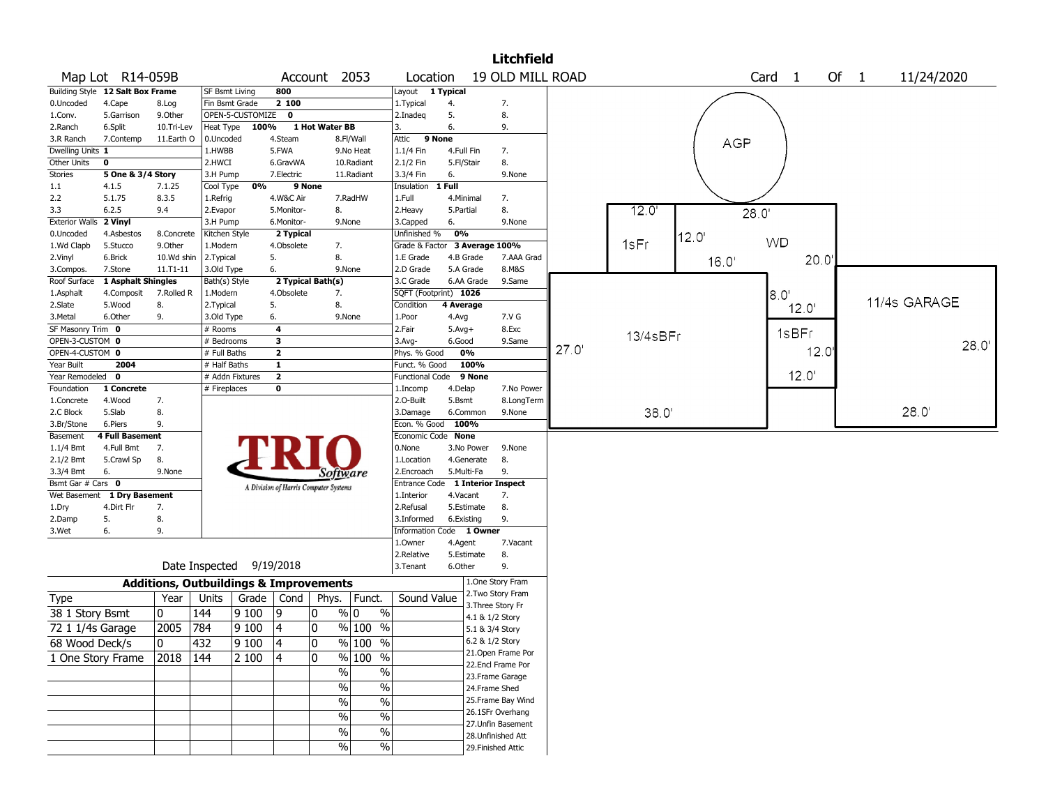# Litchfield

**Map Lot** R14-059B **Account** 2053 **Location** 19 OLD MILL ROAD **Card** 1 **Of** 1 11/24/2020

| | | | |
|---|---|---|---|
| Building Style | 12 Salt Box Frame | SF Bsmt Living | 800 |
| 0.Uncoded 4.Cape 8.Log | | Fin Bsmt Grade | 2 100 |
| 1.Conv. 5.Garrison 9.Other | | OPEN-5-CUSTOMIZE | 0 |
| 2.Ranch 6.Split 10.Tri-Lev | | Heat Type 100% | 1 Hot Water BB |
| 3.R Ranch 7.Contemp 11.Earth O | | 0.Uncoded 4.Steam 8.Fl/Wall | |
| Dwelling Units | 1 | 1.HWBB 5.FWA 9.No Heat | |
| Other Units | 0 | 2.HWCI 6.GravWA 10.Radiant | |
| Stories | 5 One & 3/4 Story | 3.H Pump 7.Electric 11.Radiant | |
| 1.1 4.1.5 7.1.25 | | Cool Type 0% | 9 None |
| 2.2 5.1.75 8.3.5 | | 1.Refrig 4.W&C Air 7.RadHW | |
| 3.3 6.2.5 9.4 | | 2.Evapor 5.Monitor- 8. | |
| Exterior Walls | 2 Vinyl | 3.H Pump 6.Monitor- 9.None | |
| 0.Uncoded 4.Asbestos 8.Concrete | | Kitchen Style | 2 Typical |
| 1.Wd Clapb 5.Stucco 9.Other | | 1.Modern 4.Obsolete 7. | |
| 2.Vinyl 6.Brick 10.Wd shin | | 2.Typical 5. 8. | |
| 3.Compos. 7.Stone 11.T1-11 | | 3.Old Type 6. 9.None | |
| Roof Surface | 1 Asphalt Shingles | Bath(s) Style | 2 Typical Bath(s) |
| 1.Asphalt 4.Composit 7.Rolled R | | 1.Modern 4.Obsolete 7. | |
| 2.Slate 5.Wood 8. | | 2.Typical 5. 8. | |
| 3.Metal 6.Other 9. | | 3.Old Type 6. 9.None | |
| SF Masonry Trim | 0 | # Rooms | 4 |
| OPEN-3-CUSTOM | 0 | # Bedrooms | 3 |
| OPEN-4-CUSTOM | 0 | # Full Baths | 2 |
| Year Built | 2004 | # Half Baths | 1 |
| Year Remodeled | 0 | # Addn Fixtures | 2 |
| Foundation | 1 Concrete | # Fireplaces | 0 |
| 1.Concrete 4.Wood 7. | | | |
| 2.C Block 5.Slab 8. | | | |
| 3.Br/Stone 6.Piers 9. | | | |
| Basement | 4 Full Basement | | |
| 1.1/4 Bmt 4.Full Bmt 7. | | | |
| 2.1/2 Bmt 5.Crawl Sp 8. | | | |
| 3.3/4 Bmt 6. 9.None | | | |
| Bsmt Gar # Cars | 0 | | |
| Wet Basement | 1 Dry Basement | | |
| 1.Dry 4.Dirt Flr 7. | | | |
| 2.Damp 5. 8. | | | |
| 3.Wet 6. 9. | | | |

| | | |
|---|---|---|
| Layout | 1 Typical | |
| 1.Typical 4. 7. | | |
| 2.Inadeq 5. 8. | | |
| 3. 6. 9. | | |
| Attic | 9 None | |
| 1.1/4 Fin 4.Full Fin 7. | | |
| 2.1/2 Fin 5.Fl/Stair 8. | | |
| 3.3/4 Fin 6. 9.None | | |
| Insulation | 1 Full | |
| 1.Full 4.Minimal 7. | | |
| 2.Heavy 5.Partial 8. | | |
| 3.Capped 6. 9.None | | |
| Unfinished % | 0% | |
| Grade & Factor | 3 Average 100% | |
| 1.E Grade 4.B Grade 7.AAA Grad | | |
| 2.D Grade 5.A Grade 8.M&S | | |
| 3.C Grade 6.AA Grade 9.Same | | |
| SQFT (Footprint) | 1026 | |
| Condition | 4 Average | |
| 1.Poor 4.Avg 7.V G | | |
| 2.Fair 5.Avg+ 8.Exc | | |
| 3.Avg- 6.Good 9.Same | | |
| Phys. % Good | 0% | |
| Funct. % Good | 100% | |
| Functional Code | 9 None | |
| 1.Incomp 4.Delap 7.No Power | | |
| 2.O-Built 5.Bsmt 8.LongTerm | | |
| 3.Damage 6.Common 9.None | | |
| Econ. % Good | 100% | |
| Economic Code | None | |
| 0.None 3.No Power 9.None | | |
| 1.Location 4.Generate 8. | | |
| 2.Encroach 5.Multi-Fa 9. | | |
| Entrance Code | 1 Interior Inspect | |
| 1.Interior 4.Vacant 7. | | |
| 2.Refusal 5.Estimate 8. | | |
| 3.Informed 6.Existing 9. | | |
| Information Code | 1 Owner | |
| 1.Owner 4.Agent 7.Vacant | | |
| 2.Relative 5.Estimate 8. | | |
| 3.Tenant 6.Other 9. | | |

Date Inspected 9/19/2018

## Additions, Outbuildings & Improvements

| Type | Year | Units | Grade | Cond | Phys. | Funct. | Sound Value |
|---|---|---|---|---|---|---|---|
| 38 1 Story Bsmt | 0 | 144 | 9 100 | 9 | 0 % | 0 % | |
| 72 1 1/4s Garage | 2005 | 784 | 9 100 | 4 | 0 % | 100 % | |
| 68 Wood Deck/s | 0 | 432 | 9 100 | 4 | 0 % | 100 % | |
| 1 One Story Frame | 2018 | 144 | 2 100 | 4 | 0 % | 100 % | |
| | | | | | % | % | |
| | | | | | % | % | |
| | | | | | % | % | |
| | | | | | % | % | |
| | | | | | % | % | |
| | | | | | % | % | |

1.One Story Fram
2.Two Story Fram
3.Three Story Fr
4.1 & 1/2 Story
5.1 & 3/4 Story
6.2 & 1/2 Story
21.Open Frame Por
22.Encl Frame Por
23.Frame Garage
24.Frame Shed
25.Frame Bay Wind
26.1SFr Overhang
27.Unfin Basement
28.Unfinished Att
29.Finished Attic

Sketch labels: AGP; 1sFr 12.0' x 12.0'; WD 28.0' x 20.0' (16.0', 8.0'); 13/4sBFr 38.0' x 27.0'; 1sBFr 12.0' x 12.0'; 11/4s GARAGE 28.0' x 28.0'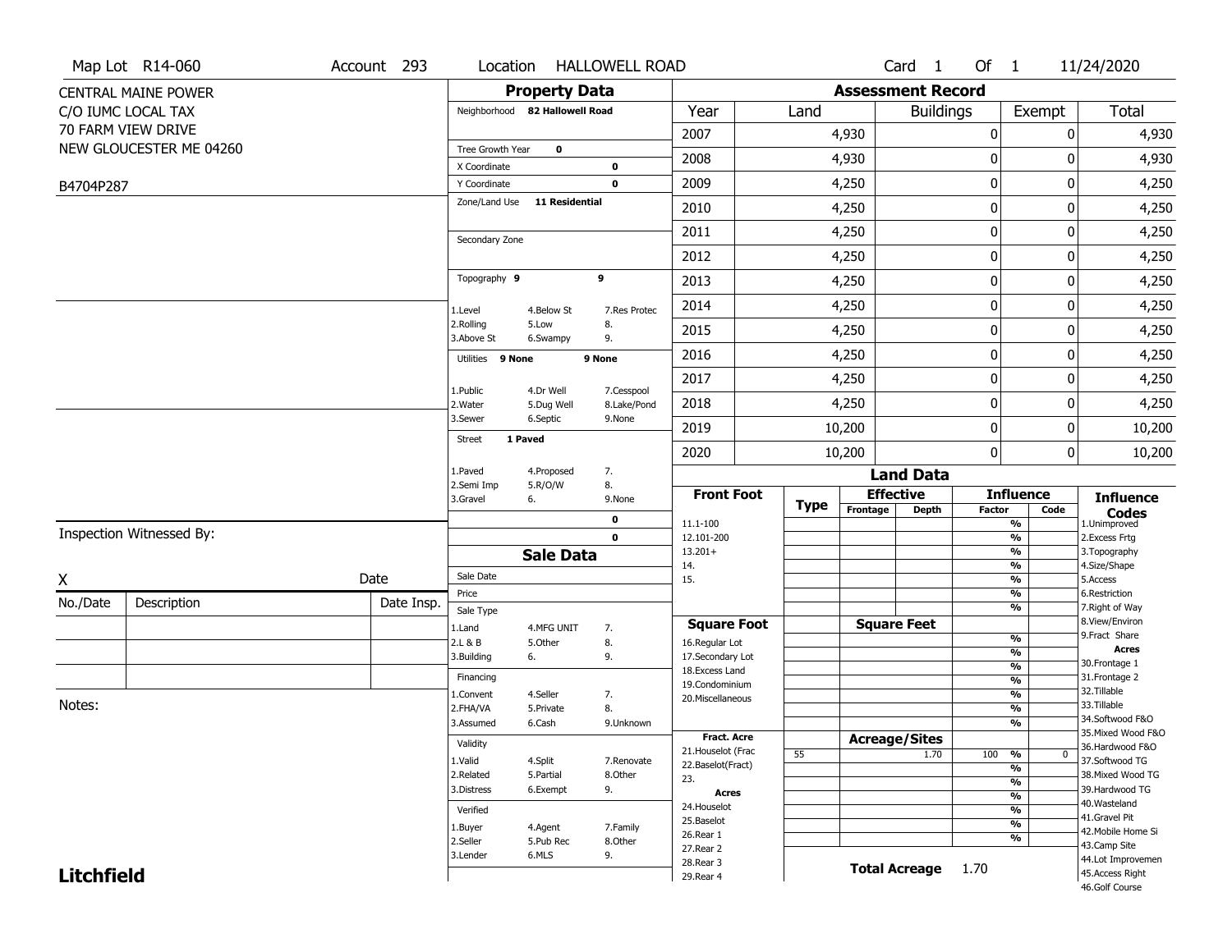Map Lot R14-060 | Account 293 | Location HALLOWELL ROAD | Card 1 Of 1 | 11/24/2020

CENTRAL MAINE POWER
C/O IUMC LOCAL TAX
70 FARM VIEW DRIVE
NEW GLOUCESTER ME 04260

B4704P287

## Property Data

Neighborhood **82 Hallowell Road**

Tree Growth Year **0**
X Coordinate **0**
Y Coordinate **0**
Zone/Land Use **11 Residential**

Secondary Zone

Topography **9** **9**

| | | |
|---|---|---|
| 1.Level | 4.Below St | 7.Res Protec |
| 2.Rolling | 5.Low | 8. |
| 3.Above St | 6.Swampy | 9. |

Utilities **9 None** **9 None**

| | | |
|---|---|---|
| 1.Public | 4.Dr Well | 7.Cesspool |
| 2.Water | 5.Dug Well | 8.Lake/Pond |
| 3.Sewer | 6.Septic | 9.None |

Street **1 Paved**

| | | |
|---|---|---|
| 1.Paved | 4.Proposed | 7. |
| 2.Semi Imp | 5.R/O/W | 8. |
| 3.Gravel | 6. | 9.None |

**0**
**0**

## Sale Data

Sale Date
Price
Sale Type

| | | |
|---|---|---|
| 1.Land | 4.MFG UNIT | 7. |
| 2.L & B | 5.Other | 8. |
| 3.Building | 6. | 9. |

Financing

| | | |
|---|---|---|
| 1.Convent | 4.Seller | 7. |
| 2.FHA/VA | 5.Private | 8. |
| 3.Assumed | 6.Cash | 9.Unknown |

Validity

| | | |
|---|---|---|
| 1.Valid | 4.Split | 7.Renovate |
| 2.Related | 5.Partial | 8.Other |
| 3.Distress | 6.Exempt | 9. |

Verified

| | | |
|---|---|---|
| 1.Buyer | 4.Agent | 7.Family |
| 2.Seller | 5.Pub Rec | 8.Other |
| 3.Lender | 6.MLS | 9. |

## Assessment Record

| Year | Land | Buildings | Exempt | Total |
|---|---|---|---|---|
| 2007 | 4,930 | 0 | 0 | 4,930 |
| 2008 | 4,930 | 0 | 0 | 4,930 |
| 2009 | 4,250 | 0 | 0 | 4,250 |
| 2010 | 4,250 | 0 | 0 | 4,250 |
| 2011 | 4,250 | 0 | 0 | 4,250 |
| 2012 | 4,250 | 0 | 0 | 4,250 |
| 2013 | 4,250 | 0 | 0 | 4,250 |
| 2014 | 4,250 | 0 | 0 | 4,250 |
| 2015 | 4,250 | 0 | 0 | 4,250 |
| 2016 | 4,250 | 0 | 0 | 4,250 |
| 2017 | 4,250 | 0 | 0 | 4,250 |
| 2018 | 4,250 | 0 | 0 | 4,250 |
| 2019 | 10,200 | 0 | 0 | 10,200 |
| 2020 | 10,200 | 0 | 0 | 10,200 |

## Land Data

| Front Foot | Type | Effective Frontage | Effective Depth | Influence Factor | Influence Code |
|---|---|---|---|---|---|
| 11.1-100 | | | | % | |
| 12.101-200 | | | | % | |
| 13.201+ | | | | % | |
| 14. | | | | % | |
| 15. | | | | % | |
| | | | | % | |
| | | | | % | |
| **Square Foot** | | **Square Feet** | | | |
| 16.Regular Lot | | | | % | |
| 17.Secondary Lot | | | | % | |
| 18.Excess Land | | | | % | |
| 19.Condominium | | | | % | |
| 20.Miscellaneous | | | | % | |
| | | | | % | |
| | | | | % | |
| **Fract. Acre** | | **Acreage/Sites** | | | |
| 21.Houselot (Frac | 55 | | 1.70 | 100 % | 0 |
| 22.Baselot(Fract) | | | | % | |
| 23. | | | | % | |
| **Acres** | | | | % | |
| 24.Houselot | | | | % | |
| 25.Baselot | | | | % | |
| 26.Rear 1 | | | | % | |
| 27.Rear 2 | | | | | |
| 28.Rear 3 | | | | | |
| 29.Rear 4 | | | | | |

**Total Acreage** 1.70

**Influence Codes**
1.Unimproved
2.Excess Frtg
3.Topography
4.Size/Shape
5.Access
6.Restriction
7.Right of Way
8.View/Environ
9.Fract Share
**Acres**
30.Frontage 1
31.Frontage 2
32.Tillable
33.Tillable
34.Softwood F&O
35.Mixed Wood F&O
36.Hardwood F&O
37.Softwood TG
38.Mixed Wood TG
39.Hardwood TG
40.Wasteland
41.Gravel Pit
42.Mobile Home Si
43.Camp Site
44.Lot Improvemen
45.Access Right
46.Golf Course

Inspection Witnessed By:

X _______________ Date

| No./Date | Description | Date Insp. |
|---|---|---|
| | | |
| | | |
| | | |

Notes:

**Litchfield**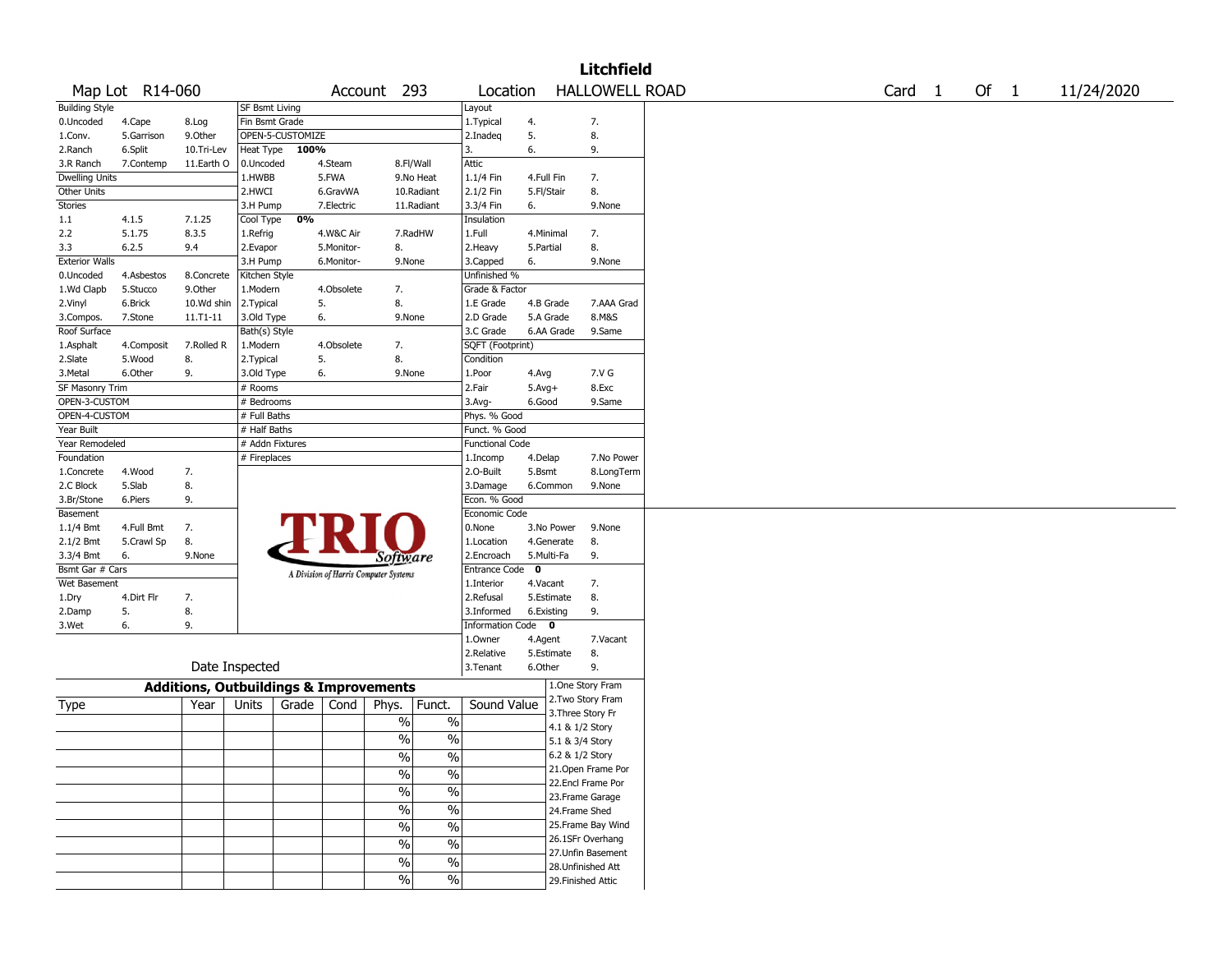# Litchfield

Map Lot R14-060 | Account 293 | Location HALLOWELL ROAD | Card 1 Of 1 | 11/24/2020

| Building Style | | | SF Bsmt Living | | | Layout | | |
|---|---|---|---|---|---|---|---|---|
| 0.Uncoded | 4.Cape | 8.Log | Fin Bsmt Grade | | | 1.Typical | 4. | 7. |
| 1.Conv. | 5.Garrison | 9.Other | OPEN-5-CUSTOMIZE | | | 2.Inadeq | 5. | 8. |
| 2.Ranch | 6.Split | 10.Tri-Lev | Heat Type **100%** | | | 3. | 6. | 9. |
| 3.R Ranch | 7.Contemp | 11.Earth O | 0.Uncoded | 4.Steam | 8.Fl/Wall | Attic | | |
| Dwelling Units | | | 1.HWBB | 5.FWA | 9.No Heat | 1.1/4 Fin | 4.Full Fin | 7. |
| Other Units | | | 2.HWCI | 6.GravWA | 10.Radiant | 2.1/2 Fin | 5.Fl/Stair | 8. |
| Stories | | | 3.H Pump | 7.Electric | 11.Radiant | 3.3/4 Fin | 6. | 9.None |
| 1.1 | 4.1.5 | 7.1.25 | Cool Type **0%** | | | Insulation | | |
| 2.2 | 5.1.75 | 8.3.5 | 1.Refrig | 4.W&C Air | 7.RadHW | 1.Full | 4.Minimal | 7. |
| 3.3 | 6.2.5 | 9.4 | 2.Evapor | 5.Monitor- | 8. | 2.Heavy | 5.Partial | 8. |
| Exterior Walls | | | 3.H Pump | 6.Monitor- | 9.None | 3.Capped | 6. | 9.None |
| 0.Uncoded | 4.Asbestos | 8.Concrete | Kitchen Style | | | Unfinished % | | |
| 1.Wd Clapb | 5.Stucco | 9.Other | 1.Modern | 4.Obsolete | 7. | Grade & Factor | | |
| 2.Vinyl | 6.Brick | 10.Wd shin | 2.Typical | 5. | 8. | 1.E Grade | 4.B Grade | 7.AAA Grad |
| 3.Compos. | 7.Stone | 11.T1-11 | 3.Old Type | 6. | 9.None | 2.D Grade | 5.A Grade | 8.M&S |
| Roof Surface | | | Bath(s) Style | | | 3.C Grade | 6.AA Grade | 9.Same |
| 1.Asphalt | 4.Composit | 7.Rolled R | 1.Modern | 4.Obsolete | 7. | SQFT (Footprint) | | |
| 2.Slate | 5.Wood | 8. | 2.Typical | 5. | 8. | Condition | | |
| 3.Metal | 6.Other | 9. | 3.Old Type | 6. | 9.None | 1.Poor | 4.Avg | 7.V G |
| SF Masonry Trim | | | # Rooms | | | 2.Fair | 5.Avg+ | 8.Exc |
| OPEN-3-CUSTOM | | | # Bedrooms | | | 3.Avg- | 6.Good | 9.Same |
| OPEN-4-CUSTOM | | | # Full Baths | | | Phys. % Good | | |
| Year Built | | | # Half Baths | | | Funct. % Good | | |
| Year Remodeled | | | # Addn Fixtures | | | Functional Code | | |
| Foundation | | | # Fireplaces | | | 1.Incomp | 4.Delap | 7.No Power |
| 1.Concrete | 4.Wood | 7. | | | | 2.O-Built | 5.Bsmt | 8.LongTerm |
| 2.C Block | 5.Slab | 8. | | | | 3.Damage | 6.Common | 9.None |
| 3.Br/Stone | 6.Piers | 9. | | | | Econ. % Good | | |
| Basement | | | | | | Economic Code | | |
| 1.1/4 Bmt | 4.Full Bmt | 7. | | | | 0.None | 3.No Power | 9.None |
| 2.1/2 Bmt | 5.Crawl Sp | 8. | | | | 1.Location | 4.Generate | 8. |
| 3.3/4 Bmt | 6. | 9.None | | | | 2.Encroach | 5.Multi-Fa | 9. |
| Bsmt Gar # Cars | | | | | | Entrance Code **0** | | |
| Wet Basement | | | | | | 1.Interior | 4.Vacant | 7. |
| 1.Dry | 4.Dirt Flr | 7. | | | | 2.Refusal | 5.Estimate | 8. |
| 2.Damp | 5. | 8. | | | | 3.Informed | 6.Existing | 9. |
| 3.Wet | 6. | 9. | | | | Information Code **0** | | |
| | | | | | | 1.Owner | 4.Agent | 7.Vacant |
| | | | | | | 2.Relative | 5.Estimate | 8. |
| Date Inspected | | | | | | 3.Tenant | 6.Other | 9. |

TRIO Software — A Division of Harris Computer Systems

## Additions, Outbuildings & Improvements

| Type | Year | Units | Grade | Cond | Phys. | Funct. | Sound Value | |
|---|---|---|---|---|---|---|---|---|
| | | | | | % | % | | 1.One Story Fram |
| | | | | | % | % | | 2.Two Story Fram |
| | | | | | % | % | | 3.Three Story Fr |
| | | | | | % | % | | 4.1 & 1/2 Story |
| | | | | | % | % | | 5.1 & 3/4 Story |
| | | | | | % | % | | 6.2 & 1/2 Story |
| | | | | | % | % | | 21.Open Frame Por |
| | | | | | % | % | | 22.Encl Frame Por |
| | | | | | % | % | | 23.Frame Garage |
| | | | | | % | % | | 24.Frame Shed |
| | | | | | | | | 25.Frame Bay Wind |
| | | | | | | | | 26.1SFr Overhang |
| | | | | | | | | 27.Unfin Basement |
| | | | | | | | | 28.Unfinished Att |
| | | | | | | | | 29.Finished Attic |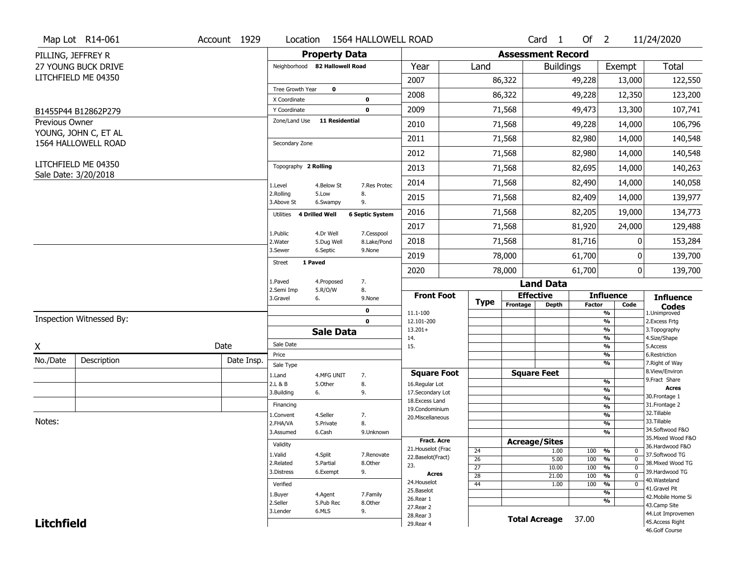Map Lot R14-061 | Account 1929 | Location 1564 HALLOWELL ROAD | Card 1 Of 2 | 11/24/2020

PILLING, JEFFREY R
27 YOUNG BUCK DRIVE
LITCHFIELD ME 04350

B1455P44 B12862P279

Previous Owner
YOUNG, JOHN C, ET AL
1564 HALLOWELL ROAD

LITCHFIELD ME 04350
Sale Date: 3/20/2018

## Property Data

Neighborhood 82 Hallowell Road

Tree Growth Year 0
X Coordinate 0
Y Coordinate 0
Zone/Land Use 11 Residential

Secondary Zone

Topography 2 Rolling

1.Level 4.Below St 7.Res Protec
2.Rolling 5.Low 8.
3.Above St 6.Swampy 9.

Utilities 4 Drilled Well 6 Septic System

1.Public 4.Dr Well 7.Cesspool
2.Water 5.Dug Well 8.Lake/Pond
3.Sewer 6.Septic 9.None

Street 1 Paved

1.Paved 4.Proposed 7.
2.Semi Imp 5.R/O/W 8.
3.Gravel 6. 9.None

0
0

## Sale Data

Sale Date
Price
Sale Type
1.Land 4.MFG UNIT 7.
2.L & B 5.Other 8.
3.Building 6. 9.

Financing
1.Convent 4.Seller 7.
2.FHA/VA 5.Private 8.
3.Assumed 6.Cash 9.Unknown

Validity
1.Valid 4.Split 7.Renovate
2.Related 5.Partial 8.Other
3.Distress 6.Exempt 9.

Verified
1.Buyer 4.Agent 7.Family
2.Seller 5.Pub Rec 8.Other
3.Lender 6.MLS 9.

## Assessment Record

| Year | Land | Buildings | Exempt | Total |
|---|---|---|---|---|
| 2007 | 86,322 | 49,228 | 13,000 | 122,550 |
| 2008 | 86,322 | 49,228 | 12,350 | 123,200 |
| 2009 | 71,568 | 49,473 | 13,300 | 107,741 |
| 2010 | 71,568 | 49,228 | 14,000 | 106,796 |
| 2011 | 71,568 | 82,980 | 14,000 | 140,548 |
| 2012 | 71,568 | 82,980 | 14,000 | 140,548 |
| 2013 | 71,568 | 82,695 | 14,000 | 140,263 |
| 2014 | 71,568 | 82,490 | 14,000 | 140,058 |
| 2015 | 71,568 | 82,409 | 14,000 | 139,977 |
| 2016 | 71,568 | 82,205 | 19,000 | 134,773 |
| 2017 | 71,568 | 81,920 | 24,000 | 129,488 |
| 2018 | 71,568 | 81,716 | 0 | 153,284 |
| 2019 | 78,000 | 61,700 | 0 | 139,700 |
| 2020 | 78,000 | 61,700 | 0 | 139,700 |

## Land Data

Front Foot: 11.1-100, 12.101-200, 13.201+, 14., 15.

Square Foot: 16.Regular Lot, 17.Secondary Lot, 18.Excess Land, 19.Condominium, 20.Miscellaneous

Fract. Acre: 21.Houselot (Frac, 22.Baselot(Fract), 23.

Acres: 24.Houselot, 25.Baselot, 26.Rear 1, 27.Rear 2, 28.Rear 3, 29.Rear 4

### Acreage/Sites

| Type | Acreage/Sites | Influence Factor | | Code |
|---|---|---|---|---|
| 24 | 1.00 | 100 | % | 0 |
| 26 | 5.00 | 100 | % | 0 |
| 27 | 10.00 | 100 | % | 0 |
| 28 | 21.00 | 100 | % | 0 |
| 44 | 1.00 | 100 | % | 0 |

**Total Acreage** 37.00

Influence Codes: 1.Unimproved, 2.Excess Frtg, 3.Topography, 4.Size/Shape, 5.Access, 6.Restriction, 7.Right of Way, 8.View/Environ, 9.Fract Share

Acres: 30.Frontage 1, 31.Frontage 2, 32.Tillable, 33.Tillable, 34.Softwood F&O, 35.Mixed Wood F&O, 36.Hardwood F&O, 37.Softwood TG, 38.Mixed Wood TG, 39.Hardwood TG, 40.Wasteland, 41.Gravel Pit, 42.Mobile Home Si, 43.Camp Site, 44.Lot Improvemen, 45.Access Right, 46.Golf Course

Inspection Witnessed By:

X Date

| No./Date | Description | Date Insp. |
|---|---|---|
| | | |
| | | |
| | | |

Notes:

**Litchfield**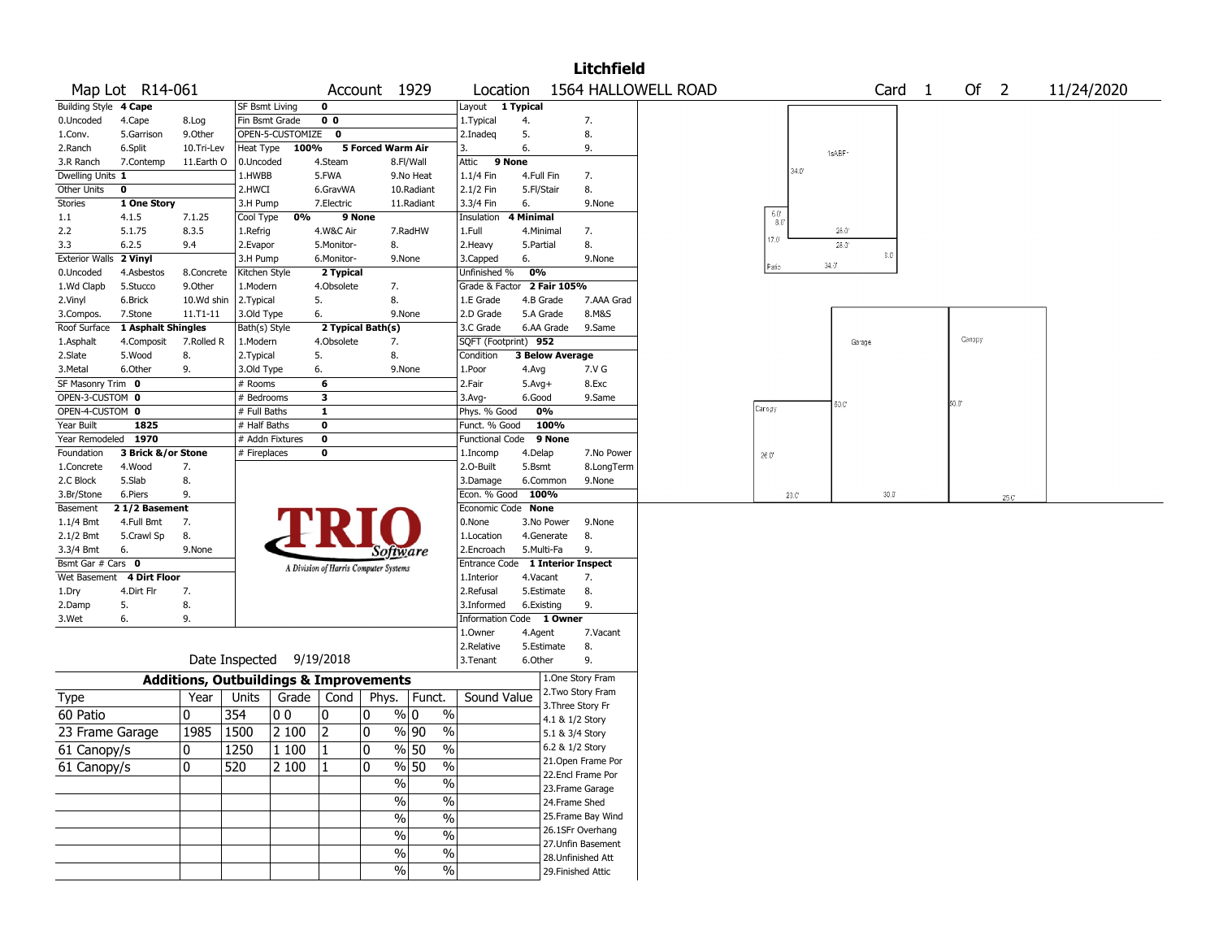# Litchfield

**Map Lot** R14-061 **Account** 1929 **Location** 1564 HALLOWELL ROAD **Card** 1 **Of** 2 11/24/2020

| Building Style | 4 Cape | | SF Bsmt Living | 0 | | | Layout | 1 Typical | |
|---|---|---|---|---|---|---|---|---|---|
| 0.Uncoded | 4.Cape | 8.Log | Fin Bsmt Grade | 0 0 | | | 1.Typical | 4. | 7. |
| 1.Conv. | 5.Garrison | 9.Other | OPEN-5-CUSTOMIZE | 0 | | | 2.Inadeq | 5. | 8. |
| 2.Ranch | 6.Split | 10.Tri-Lev | Heat Type | 100% | 5 Forced Warm Air | | 3. | 6. | 9. |
| 3.R Ranch | 7.Contemp | 11.Earth O | 0.Uncoded | 4.Steam | 8.Fl/Wall | | Attic | 9 None | |
| Dwelling Units | 1 | | 1.HWBB | 5.FWA | 9.No Heat | | 1.1/4 Fin | 4.Full Fin | 7. |
| Other Units | 0 | | 2.HWCI | 6.GravWA | 10.Radiant | | 2.1/2 Fin | 5.Fl/Stair | 8. |
| Stories | 1 One Story | | 3.H Pump | 7.Electric | 11.Radiant | | 3.3/4 Fin | 6. | 9.None |
| 1.1 | 4.1.5 | 7.1.25 | Cool Type | 0% | 9 None | | Insulation | 4 Minimal | |
| 2.2 | 5.1.75 | 8.3.5 | 1.Refrig | 4.W&C Air | 7.RadHW | | 1.Full | 4.Minimal | 7. |
| 3.3 | 6.2.5 | 9.4 | 2.Evapor | 5.Monitor- | 8. | | 2.Heavy | 5.Partial | 8. |
| Exterior Walls | 2 Vinyl | | 3.H Pump | 6.Monitor- | 9.None | | 3.Capped | 6. | 9.None |
| 0.Uncoded | 4.Asbestos | 8.Concrete | Kitchen Style | 2 Typical | | | Unfinished % | 0% | |
| 1.Wd Clapb | 5.Stucco | 9.Other | 1.Modern | 4.Obsolete | 7. | | Grade & Factor | 2 Fair 105% | |
| 2.Vinyl | 6.Brick | 10.Wd shin | 2.Typical | 5. | 8. | | 1.E Grade | 4.B Grade | 7.AAA Grad |
| 3.Compos. | 7.Stone | 11.T1-11 | 3.Old Type | 6. | 9.None | | 2.D Grade | 5.A Grade | 8.M&S |
| Roof Surface | 1 Asphalt Shingles | | Bath(s) Style | 2 Typical Bath(s) | | | 3.C Grade | 6.AA Grade | 9.Same |
| 1.Asphalt | 4.Composit | 7.Rolled R | 1.Modern | 4.Obsolete | 7. | | SQFT (Footprint) | 952 | |
| 2.Slate | 5.Wood | 8. | 2.Typical | 5. | 8. | | Condition | 3 Below Average | |
| 3.Metal | 6.Other | 9. | 3.Old Type | 6. | 9.None | | 1.Poor | 4.Avg | 7.V G |
| SF Masonry Trim | 0 | | # Rooms | 6 | | | 2.Fair | 5.Avg+ | 8.Exc |
| OPEN-3-CUSTOM | 0 | | # Bedrooms | 3 | | | 3.Avg- | 6.Good | 9.Same |
| OPEN-4-CUSTOM | 0 | | # Full Baths | 1 | | | Phys. % Good | 0% | |
| Year Built | 1825 | | # Half Baths | 0 | | | Funct. % Good | 100% | |
| Year Remodeled | 1970 | | # Addn Fixtures | 0 | | | Functional Code | 9 None | |
| Foundation | 3 Brick &/or Stone | | # Fireplaces | 0 | | | 1.Incomp | 4.Delap | 7.No Power |
| 1.Concrete | 4.Wood | 7. | | | | | 2.O-Built | 5.Bsmt | 8.LongTerm |
| 2.C Block | 5.Slab | 8. | | | | | 3.Damage | 6.Common | 9.None |
| 3.Br/Stone | 6.Piers | 9. | | | | | Econ. % Good | 100% | |
| Basement | 2 1/2 Basement | | | | | | Economic Code | None | |
| 1.1/4 Bmt | 4.Full Bmt | 7. | | | | | 0.None | 3.No Power | 9.None |
| 2.1/2 Bmt | 5.Crawl Sp | 8. | | | | | 1.Location | 4.Generate | 8. |
| 3.3/4 Bmt | 6. | 9.None | | | | | 2.Encroach | 5.Multi-Fa | 9. |
| Bsmt Gar # Cars | 0 | | | | | | Entrance Code | 1 Interior Inspect | |
| Wet Basement | 4 Dirt Floor | | | | | | 1.Interior | 4.Vacant | 7. |
| 1.Dry | 4.Dirt Flr | 7. | | | | | 2.Refusal | 5.Estimate | 8. |
| 2.Damp | 5. | 8. | | | | | 3.Informed | 6.Existing | 9. |
| 3.Wet | 6. | 9. | | | | | Information Code | 1 Owner | |
| | | | | | | | 1.Owner | 4.Agent | 7.Vacant |
| | | | | | | | 2.Relative | 5.Estimate | 8. |
| | Date Inspected | 9/19/2018 | | | | | 3.Tenant | 6.Other | 9. |

TRIO Software — A Division of Harris Computer Systems

## Additions, Outbuildings & Improvements

| Type | Year | Units | Grade | Cond | Phys. | Funct. | Sound Value |
|---|---|---|---|---|---|---|---|
| 60 Patio | 0 | 354 | 0 0 | 0 | 0 % | 0 % | |
| 23 Frame Garage | 1985 | 1500 | 2 100 | 2 | 0 % | 90 % | |
| 61 Canopy/s | 0 | 1250 | 1 100 | 1 | 0 % | 50 % | |
| 61 Canopy/s | 0 | 520 | 2 100 | 1 | 0 % | 50 % | |
| | | | | | % | % | |
| | | | | | % | % | |
| | | | | | % | % | |
| | | | | | % | % | |
| | | | | | % | % | |
| | | | | | % | % | |

1.One Story Fram
2.Two Story Fram
3.Three Story Fr
4.1 & 1/2 Story
5.1 & 3/4 Story
6.2 & 1/2 Story
21.Open Frame Por
22.Encl Frame Por
23.Frame Garage
24.Frame Shed
25.Frame Bay Wind
26.1SFr Overhang
27.Unfin Basement
28.Unfinished Att
29.Finished Attic

1sABF
34.0'
6.0'
8.0'
17.0'
28.0'
28.0'
8.0'
Patio
34.0'

Garage
Canopy
Canopy
50.0'
50.0'
26.0'
20.0'
30.0'
25.0'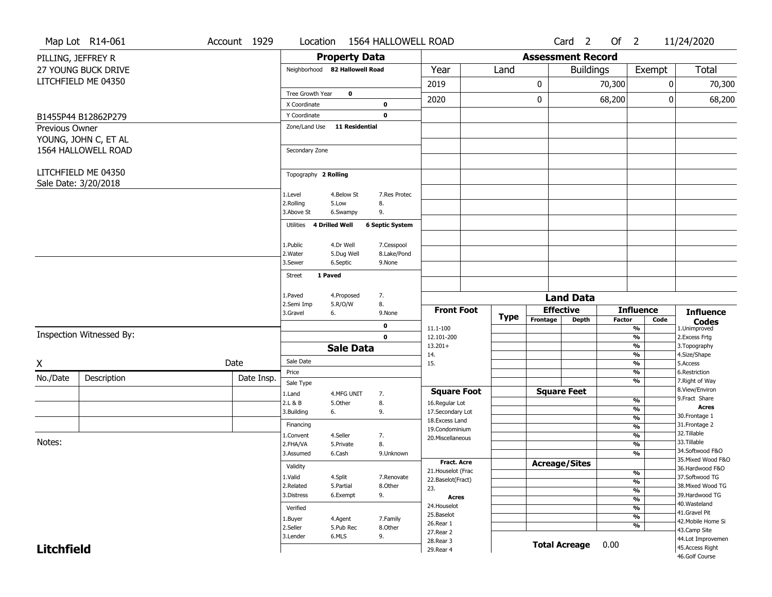Map Lot R14-061 | Account 1929 | Location 1564 HALLOWELL ROAD | Card 2 Of 2 | 11/24/2020

PILLING, JEFFREY R
27 YOUNG BUCK DRIVE
LITCHFIELD ME 04350

B1455P44 B12862P279

Previous Owner
YOUNG, JOHN C, ET AL
1564 HALLOWELL ROAD

LITCHFIELD ME 04350
Sale Date: 3/20/2018

## Property Data

Neighborhood **82 Hallowell Road**

Tree Growth Year **0**
X Coordinate **0**
Y Coordinate **0**
Zone/Land Use **11 Residential**

Secondary Zone

Topography **2 Rolling**

| | | |
|---|---|---|
| 1.Level | 4.Below St | 7.Res Protec |
| 2.Rolling | 5.Low | 8. |
| 3.Above St | 6.Swampy | 9. |

Utilities **4 Drilled Well** **6 Septic System**

| | | |
|---|---|---|
| 1.Public | 4.Dr Well | 7.Cesspool |
| 2.Water | 5.Dug Well | 8.Lake/Pond |
| 3.Sewer | 6.Septic | 9.None |

Street **1 Paved**

| | | |
|---|---|---|
| 1.Paved | 4.Proposed | 7. |
| 2.Semi Imp | 5.R/O/W | 8. |
| 3.Gravel | 6. | 9.None |

0
0

## Sale Data

Sale Date
Price
Sale Type

| | | |
|---|---|---|
| 1.Land | 4.MFG UNIT | 7. |
| 2.L & B | 5.Other | 8. |
| 3.Building | 6. | 9. |

Financing

| | | |
|---|---|---|
| 1.Convent | 4.Seller | 7. |
| 2.FHA/VA | 5.Private | 8. |
| 3.Assumed | 6.Cash | 9.Unknown |

Validity

| | | |
|---|---|---|
| 1.Valid | 4.Split | 7.Renovate |
| 2.Related | 5.Partial | 8.Other |
| 3.Distress | 6.Exempt | 9. |

Verified

| | | |
|---|---|---|
| 1.Buyer | 4.Agent | 7.Family |
| 2.Seller | 5.Pub Rec | 8.Other |
| 3.Lender | 6.MLS | 9. |

## Assessment Record

| Year | Land | Buildings | Exempt | Total |
|---|---|---|---|---|
| 2019 | 0 | 70,300 | 0 | 70,300 |
| 2020 | 0 | 68,200 | 0 | 68,200 |

## Land Data

| Front Foot | Type | Effective Frontage | Effective Depth | Influence Factor | Influence Code |
|---|---|---|---|---|---|
| 11.1-100 | | | | % | |
| 12.101-200 | | | | % | |
| 13.201+ | | | | % | |
| 14. | | | | % | |
| 15. | | | | % | |
| | | | | % | |
| | | | | % | |

| Square Foot | Square Feet | | |
|---|---|---|---|
| 16.Regular Lot | | % | |
| 17.Secondary Lot | | % | |
| 18.Excess Land | | % | |
| 19.Condominium | | % | |
| 20.Miscellaneous | | % | |
| | | % | |
| | | % | |

| Fract. Acre / Acres | Acreage/Sites | | |
|---|---|---|---|
| 21.Houselot (Frac | | % | |
| 22.Baselot(Fract) | | % | |
| 23. | | % | |
| 24.Houselot | | % | |
| 25.Baselot | | % | |
| 26.Rear 1 | | % | |
| 27.Rear 2 | | % | |
| 28.Rear 3 | | | |
| 29.Rear 4 | | | |

**Total Acreage** 0.00

**Influence Codes**
1.Unimproved
2.Excess Frtg
3.Topography
4.Size/Shape
5.Access
6.Restriction
7.Right of Way
8.View/Environ
9.Fract Share

**Acres**
30.Frontage 1
31.Frontage 2
32.Tillable
33.Tillable
34.Softwood F&O
35.Mixed Wood F&O
36.Hardwood F&O
37.Softwood TG
38.Mixed Wood TG
39.Hardwood TG
40.Wasteland
41.Gravel Pit
42.Mobile Home Si
43.Camp Site
44.Lot Improvemen
45.Access Right
46.Golf Course

Inspection Witnessed By:

X Date

| No./Date | Description | Date Insp. |
|---|---|---|
| | | |
| | | |
| | | |

Notes:

**Litchfield**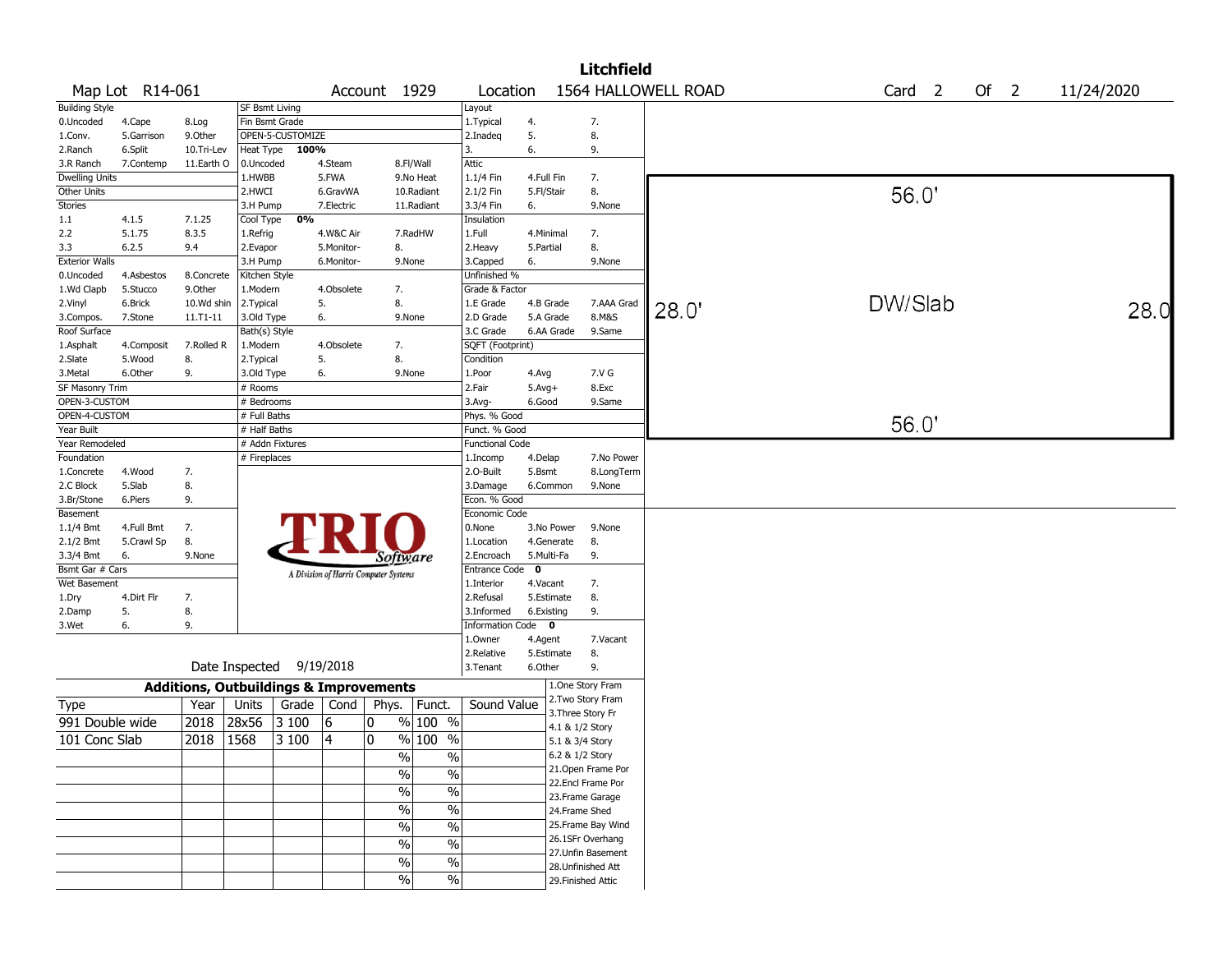# Litchfield

**Map Lot** R14-061 **Account** 1929 **Location** 1564 HALLOWELL ROAD **Card** 2 **Of** 2 11/24/2020

| Building Style | | | SF Bsmt Living | | | Layout | | |
|---|---|---|---|---|---|---|---|---|
| 0.Uncoded | 4.Cape | 8.Log | Fin Bsmt Grade | | | 1.Typical | 4. | 7. |
| 1.Conv. | 5.Garrison | 9.Other | OPEN-5-CUSTOMIZE | | | 2.Inadeq | 5. | 8. |
| 2.Ranch | 6.Split | 10.Tri-Lev | Heat Type 100% | | | 3. | 6. | 9. |
| 3.R Ranch | 7.Contemp | 11.Earth O | 0.Uncoded | 4.Steam | 8.Fl/Wall | Attic | | |
| Dwelling Units | | | 1.HWBB | 5.FWA | 9.No Heat | 1.1/4 Fin | 4.Full Fin | 7. |
| Other Units | | | 2.HWCI | 6.GravWA | 10.Radiant | 2.1/2 Fin | 5.Fl/Stair | 8. |
| Stories | | | 3.H Pump | 7.Electric | 11.Radiant | 3.3/4 Fin | 6. | 9.None |
| 1.1 | 4.1.5 | 7.1.25 | Cool Type 0% | | | Insulation | | |
| 2.2 | 5.1.75 | 8.3.5 | 1.Refrig | 4.W&C Air | 7.RadHW | 1.Full | 4.Minimal | 7. |
| 3.3 | 6.2.5 | 9.4 | 2.Evapor | 5.Monitor- | 8. | 2.Heavy | 5.Partial | 8. |
| Exterior Walls | | | 3.H Pump | 6.Monitor- | 9.None | 3.Capped | 6. | 9.None |
| 0.Uncoded | 4.Asbestos | 8.Concrete | Kitchen Style | | | Unfinished % | | |
| 1.Wd Clapb | 5.Stucco | 9.Other | 1.Modern | 4.Obsolete | 7. | Grade & Factor | | |
| 2.Vinyl | 6.Brick | 10.Wd shin | 2.Typical | 5. | 8. | 1.E Grade | 4.B Grade | 7.AAA Grad |
| 3.Compos. | 7.Stone | 11.T1-11 | 3.Old Type | 6. | 9.None | 2.D Grade | 5.A Grade | 8.M&S |
| Roof Surface | | | Bath(s) Style | | | 3.C Grade | 6.AA Grade | 9.Same |
| 1.Asphalt | 4.Composit | 7.Rolled R | 1.Modern | 4.Obsolete | 7. | SQFT (Footprint) | | |
| 2.Slate | 5.Wood | 8. | 2.Typical | 5. | 8. | Condition | | |
| 3.Metal | 6.Other | 9. | 3.Old Type | 6. | 9.None | 1.Poor | 4.Avg | 7.V G |
| SF Masonry Trim | | | # Rooms | | | 2.Fair | 5.Avg+ | 8.Exc |
| OPEN-3-CUSTOM | | | # Bedrooms | | | 3.Avg- | 6.Good | 9.Same |
| OPEN-4-CUSTOM | | | # Full Baths | | | Phys. % Good | | |
| Year Built | | | # Half Baths | | | Funct. % Good | | |
| Year Remodeled | | | # Addn Fixtures | | | Functional Code | | |
| Foundation | | | # Fireplaces | | | 1.Incomp | 4.Delap | 7.No Power |
| 1.Concrete | 4.Wood | 7. | | | | 2.O-Built | 5.Bsmt | 8.LongTerm |
| 2.C Block | 5.Slab | 8. | | | | 3.Damage | 6.Common | 9.None |
| 3.Br/Stone | 6.Piers | 9. | | | | Econ. % Good | | |
| Basement | | | | | | Economic Code | | |
| 1.1/4 Bmt | 4.Full Bmt | 7. | | | | 0.None | 3.No Power | 9.None |
| 2.1/2 Bmt | 5.Crawl Sp | 8. | | | | 1.Location | 4.Generate | 8. |
| 3.3/4 Bmt | 6. | 9.None | | | | 2.Encroach | 5.Multi-Fa | 9. |
| Bsmt Gar # Cars | | | | | | Entrance Code 0 | | |
| Wet Basement | | | | | | 1.Interior | 4.Vacant | 7. |
| 1.Dry | 4.Dirt Flr | 7. | | | | 2.Refusal | 5.Estimate | 8. |
| 2.Damp | 5. | 8. | | | | 3.Informed | 6.Existing | 9. |
| 3.Wet | 6. | 9. | | | | Information Code 0 | | |
| | | | | | | 1.Owner | 4.Agent | 7.Vacant |
| | | | | | | 2.Relative | 5.Estimate | 8. |
| | | | Date Inspected 9/19/2018 | | | 3.Tenant | 6.Other | 9. |

TRIO Software — A Division of Harris Computer Systems

Sketch: DW/Slab — 56.0' x 28.0'

## Additions, Outbuildings & Improvements

| Type | Year | Units | Grade | Cond | Phys. | Funct. | Sound Value |
|---|---|---|---|---|---|---|---|
| 991 Double wide | 2018 | 28x56 | 3 100 | 6 | 0 % | 100 % | |
| 101 Conc Slab | 2018 | 1568 | 3 100 | 4 | 0 % | 100 % | |
| | | | | | % | % | |
| | | | | | % | % | |
| | | | | | % | % | |
| | | | | | % | % | |
| | | | | | % | % | |
| | | | | | % | % | |
| | | | | | % | % | |
| | | | | | % | % | |

1.One Story Fram
2.Two Story Fram
3.Three Story Fr
4.1 & 1/2 Story
5.1 & 3/4 Story
6.2 & 1/2 Story
21.Open Frame Por
22.Encl Frame Por
23.Frame Garage
24.Frame Shed
25.Frame Bay Wind
26.1SFr Overhang
27.Unfin Basement
28.Unfinished Att
29.Finished Attic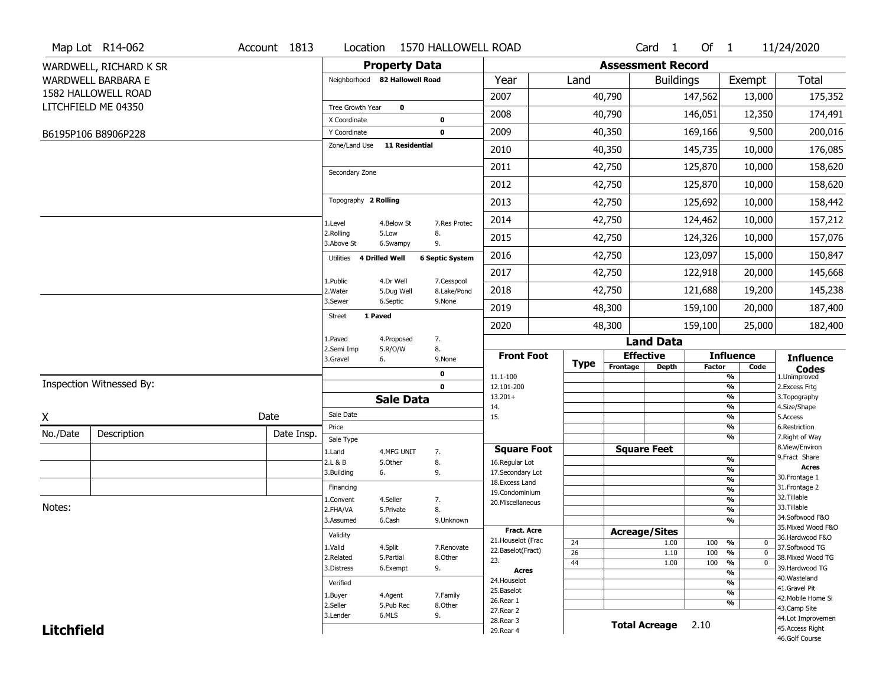Map Lot R14-062 | Account 1813 | Location 1570 HALLOWELL ROAD | Card 1 Of 1 | 11/24/2020

WARDWELL, RICHARD K SR
WARDWELL BARBARA E
1582 HALLOWELL ROAD
LITCHFIELD ME 04350

B6195P106 B8906P228

## Property Data

Neighborhood **82 Hallowell Road**

Tree Growth Year **0**
X Coordinate **0**
Y Coordinate **0**
Zone/Land Use **11 Residential**

Secondary Zone

Topography **2 Rolling**

1.Level 4.Below St 7.Res Protec
2.Rolling 5.Low 8.
3.Above St 6.Swampy 9.

Utilities **4 Drilled Well** **6 Septic System**

1.Public 4.Dr Well 7.Cesspool
2.Water 5.Dug Well 8.Lake/Pond
3.Sewer 6.Septic 9.None

Street **1 Paved**

1.Paved 4.Proposed 7.
2.Semi Imp 5.R/O/W 8.
3.Gravel 6. 9.None

0
0

## Sale Data

Sale Date
Price
Sale Type
1.Land 4.MFG UNIT 7.
2.L & B 5.Other 8.
3.Building 6. 9.

Financing
1.Convent 4.Seller 7.
2.FHA/VA 5.Private 8.
3.Assumed 6.Cash 9.Unknown

Validity
1.Valid 4.Split 7.Renovate
2.Related 5.Partial 8.Other
3.Distress 6.Exempt 9.

Verified
1.Buyer 4.Agent 7.Family
2.Seller 5.Pub Rec 8.Other
3.Lender 6.MLS 9.

## Assessment Record

| Year | Land | Buildings | Exempt | Total |
|---|---|---|---|---|
| 2007 | 40,790 | 147,562 | 13,000 | 175,352 |
| 2008 | 40,790 | 146,051 | 12,350 | 174,491 |
| 2009 | 40,350 | 169,166 | 9,500 | 200,016 |
| 2010 | 40,350 | 145,735 | 10,000 | 176,085 |
| 2011 | 42,750 | 125,870 | 10,000 | 158,620 |
| 2012 | 42,750 | 125,870 | 10,000 | 158,620 |
| 2013 | 42,750 | 125,692 | 10,000 | 158,442 |
| 2014 | 42,750 | 124,462 | 10,000 | 157,212 |
| 2015 | 42,750 | 124,326 | 10,000 | 157,076 |
| 2016 | 42,750 | 123,097 | 15,000 | 150,847 |
| 2017 | 42,750 | 122,918 | 20,000 | 145,668 |
| 2018 | 42,750 | 121,688 | 19,200 | 145,238 |
| 2019 | 48,300 | 159,100 | 20,000 | 187,400 |
| 2020 | 48,300 | 159,100 | 25,000 | 182,400 |

## Land Data

| Front Foot | Type | Effective Frontage | Effective Depth | Influence Factor | Influence Code |
|---|---|---|---|---|---|
| 11.1-100 | | | | % | |
| 12.101-200 | | | | % | |
| 13.201+ | | | | % | |
| 14. | | | | % | |
| 15. | | | | % | |
| | | | | % | |

| Square Foot | Type | Square Feet | Factor | Code |
|---|---|---|---|---|
| 16.Regular Lot | | | % | |
| 17.Secondary Lot | | | % | |
| 18.Excess Land | | | % | |
| 19.Condominium | | | % | |
| 20.Miscellaneous | | | % | |
| | | | % | |
| | | | % | |

| Fract. Acre / Acres | Type | Acreage/Sites | Factor | Code |
|---|---|---|---|---|
| 21.Houselot (Frac | 24 | 1.00 | 100 % | 0 |
| 22.Baselot(Fract) | 26 | 1.10 | 100 % | 0 |
| 23. | 44 | 1.00 | 100 % | 0 |
| 24.Houselot | | | % | |
| 25.Baselot | | | % | |
| 26.Rear 1 | | | % | |
| 27.Rear 2 | | | % | |
| 28.Rear 3 | | | | |
| 29.Rear 4 | | | | |

**Total Acreage** 2.10

### Influence Codes

1.Unimproved
2.Excess Frtg
3.Topography
4.Size/Shape
5.Access
6.Restriction
7.Right of Way
8.View/Environ
9.Fract Share

**Acres**

30.Frontage 1
31.Frontage 2
32.Tillable
33.Tillable
34.Softwood F&O
35.Mixed Wood F&O
36.Hardwood F&O
37.Softwood TG
38.Mixed Wood TG
39.Hardwood TG
40.Wasteland
41.Gravel Pit
42.Mobile Home Si
43.Camp Site
44.Lot Improvemen
45.Access Right
46.Golf Course

Inspection Witnessed By:

X Date

| No./Date | Description | Date Insp. |
|---|---|---|
| | | |
| | | |
| | | |

Notes:

**Litchfield**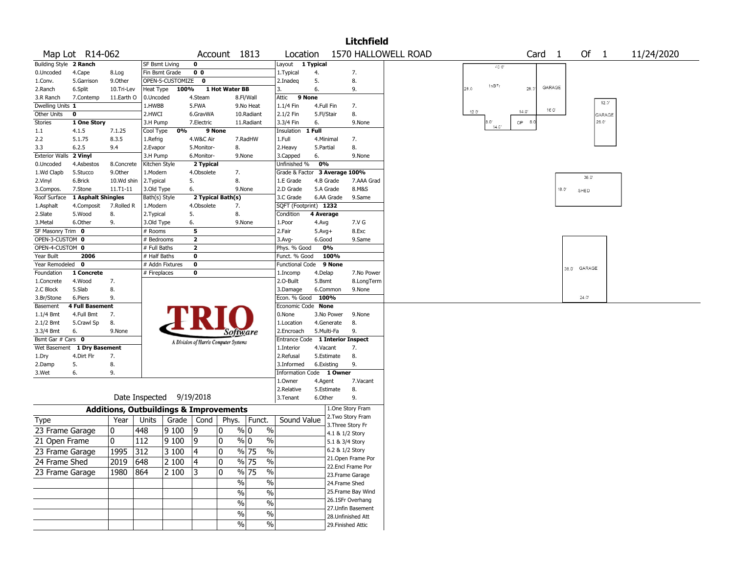# Litchfield

**Map Lot** R14-062 | **Account** 1813 | **Location** 1570 HALLOWELL ROAD | **Card** 1 **Of** 1 | 11/24/2020

| Building Style | 2 Ranch | SF Bsmt Living | 0 | Layout | 1 Typical |
|---|---|---|---|---|---|
| 0.Uncoded / 4.Cape / 8.Log | | Fin Bsmt Grade | 0 0 | 1.Typical / 4. / 7. | |
| 1.Conv. / 5.Garrison / 9.Other | | OPEN-5-CUSTOMIZE | 0 | 2.Inadeq / 5. / 8. | |
| 2.Ranch / 6.Split / 10.Tri-Lev | | Heat Type | 100% 1 Hot Water BB | 3. / 6. / 9. | |
| 3.R Ranch / 7.Contemp / 11.Earth O | | 0.Uncoded / 4.Steam / 8.Fl/Wall | | Attic | 9 None |
| Dwelling Units | 1 | 1.HWBB / 5.FWA / 9.No Heat | | 1.1/4 Fin / 4.Full Fin / 7. | |
| Other Units | 0 | 2.HWCI / 6.GravWA / 10.Radiant | | 2.1/2 Fin / 5.Fl/Stair / 8. | |
| Stories | 1 One Story | 3.H Pump / 7.Electric / 11.Radiant | | 3.3/4 Fin / 6. / 9.None | |
| 1.1 / 4.1.5 / 7.1.25 | | Cool Type | 0% 9 None | Insulation | 1 Full |
| 2.2 / 5.1.75 / 8.3.5 | | 1.Refrig / 4.W&C Air / 7.RadHW | | 1.Full / 4.Minimal / 7. | |
| 3.3 / 6.2.5 / 9.4 | | 2.Evapor / 5.Monitor- / 8. | | 2.Heavy / 5.Partial / 8. | |
| Exterior Walls | 2 Vinyl | 3.H Pump / 6.Monitor- / 9.None | | 3.Capped / 6. / 9.None | |
| 0.Uncoded / 4.Asbestos / 8.Concrete | | Kitchen Style | 2 Typical | Unfinished % | 0% |
| 1.Wd Clapb / 5.Stucco / 9.Other | | 1.Modern / 4.Obsolete / 7. | | Grade & Factor | 3 Average 100% |
| 2.Vinyl / 6.Brick / 10.Wd shin | | 2.Typical / 5. / 8. | | 1.E Grade / 4.B Grade / 7.AAA Grad | |
| 3.Compos. / 7.Stone / 11.T1-11 | | 3.Old Type / 6. / 9.None | | 2.D Grade / 5.A Grade / 8.M&S | |
| Roof Surface | 1 Asphalt Shingles | Bath(s) Style | 2 Typical Bath(s) | 3.C Grade / 6.AA Grade / 9.Same | |
| 1.Asphalt / 4.Composit / 7.Rolled R | | 1.Modern / 4.Obsolete / 7. | | SQFT (Footprint) | 1232 |
| 2.Slate / 5.Wood / 8. | | 2.Typical / 5. / 8. | | Condition | 4 Average |
| 3.Metal / 6.Other / 9. | | 3.Old Type / 6. / 9.None | | 1.Poor / 4.Avg / 7.V G | |
| SF Masonry Trim | 0 | # Rooms | 5 | 2.Fair / 5.Avg+ / 8.Exc | |
| OPEN-3-CUSTOM | 0 | # Bedrooms | 2 | 3.Avg- / 6.Good / 9.Same | |
| OPEN-4-CUSTOM | 0 | # Full Baths | 2 | Phys. % Good | 0% |
| Year Built | 2006 | # Half Baths | 0 | Funct. % Good | 100% |
| Year Remodeled | 0 | # Addn Fixtures | 0 | Functional Code | 9 None |
| Foundation | 1 Concrete | # Fireplaces | 0 | 1.Incomp / 4.Delap / 7.No Power | |
| 1.Concrete / 4.Wood / 7. | | | | 2.O-Built / 5.Bsmt / 8.LongTerm | |
| 2.C Block / 5.Slab / 8. | | | | 3.Damage / 6.Common / 9.None | |
| 3.Br/Stone / 6.Piers / 9. | | | | Econ. % Good | 100% |
| Basement | 4 Full Basement | | | Economic Code | None |
| 1.1/4 Bmt / 4.Full Bmt / 7. | | | | 0.None / 3.No Power / 9.None | |
| 2.1/2 Bmt / 5.Crawl Sp / 8. | | | | 1.Location / 4.Generate / 8. | |
| 3.3/4 Bmt / 6. / 9.None | | | | 2.Encroach / 5.Multi-Fa / 9. | |
| Bsmt Gar # Cars | 0 | | | Entrance Code | 1 Interior Inspect |
| Wet Basement | 1 Dry Basement | | | 1.Interior / 4.Vacant / 7. | |
| 1.Dry / 4.Dirt Flr / 7. | | | | 2.Refusal / 5.Estimate / 8. | |
| 2.Damp / 5. / 8. | | | | 3.Informed / 6.Existing / 9. | |
| 3.Wet / 6. / 9. | | | | Information Code | 1 Owner |
| | | | | 1.Owner / 4.Agent / 7.Vacant | |
| | | | | 2.Relative / 5.Estimate / 8. | |
| Date Inspected | 9/19/2018 | | | 3.Tenant / 6.Other / 9. | |

TRIO Software — A Division of Harris Computer Systems

## Additions, Outbuildings & Improvements

| Type | Year | Units | Grade | Cond | Phys. | Funct. | Sound Value |
|---|---|---|---|---|---|---|---|
| 23 Frame Garage | 0 | 448 | 9 100 | 9 | 0 % | 0 % | |
| 21 Open Frame | 0 | 112 | 9 100 | 9 | 0 % | 0 % | |
| 23 Frame Garage | 1995 | 312 | 3 100 | 4 | 0 % | 75 % | |
| 24 Frame Shed | 2019 | 648 | 2 100 | 4 | 0 % | 75 % | |
| 23 Frame Garage | 1980 | 864 | 2 100 | 3 | 0 % | 75 % | |
| | | | | | % | % | |
| | | | | | % | % | |
| | | | | | % | % | |
| | | | | | % | % | |
| | | | | | % | % | |

1.One Story Fram
2.Two Story Fram
3.Three Story Fr
4.1 & 1/2 Story
5.1 & 3/4 Story
6.2 & 1/2 Story
21.Open Frame Por
22.Encl Frame Por
23.Frame Garage
24.Frame Shed
25.Frame Bay Wind
26.1SFr Overhang
27.Unfin Basement
28.Unfinished Att
29.Finished Attic

Sketch labels: 40.0' / 1sBFr / 28.0 / 28.0' / GARAGE / 12.0' / 14.0' / 16.0 / 8.0' / 14.0' / OP 8.0 / 12.0' GARAGE 26.0' / 36.0' 18.0' SHED / 36.0' GARAGE 24.0'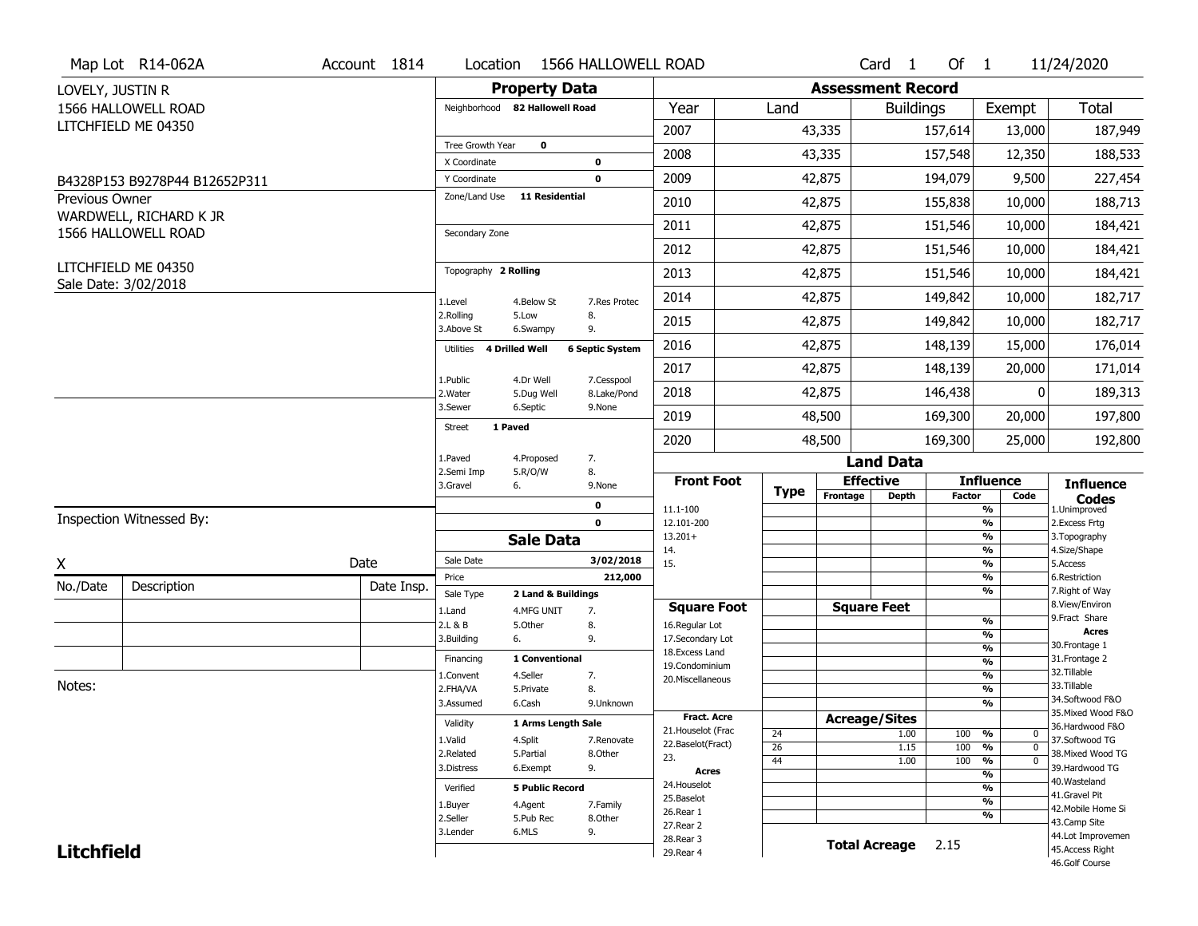Map Lot R14-062A | Account 1814 | Location 1566 HALLOWELL ROAD | Card 1 Of 1 | 11/24/2020

LOVELY, JUSTIN R
1566 HALLOWELL ROAD
LITCHFIELD ME 04350

B4328P153 B9278P44 B12652P311

Previous Owner
WARDWELL, RICHARD K JR
1566 HALLOWELL ROAD

LITCHFIELD ME 04350
Sale Date: 3/02/2018

## Property Data

| | |
|---|---|
| Neighborhood | 82 Hallowell Road |
| Tree Growth Year | 0 |
| X Coordinate | 0 |
| Y Coordinate | 0 |
| Zone/Land Use | 11 Residential |
| Secondary Zone | |
| Topography | 2 Rolling |
| Utilities | 4 Drilled Well, 6 Septic System |
| Street | 1 Paved |

Topography codes: 1.Level 2.Rolling 3.Above St 4.Below St 5.Low 6.Swampy 7.Res Protec 8. 9.

Utilities codes: 1.Public 2.Water 3.Sewer 4.Dr Well 5.Dug Well 6.Septic 7.Cesspool 8.Lake/Pond 9.None

Street codes: 1.Paved 2.Semi Imp 3.Gravel 4.Proposed 5.R/O/W 6. 7. 8. 9.None

| | 0 |
|---|---|
| | 0 |

## Sale Data

| | |
|---|---|
| Sale Date | 3/02/2018 |
| Price | 212,000 |
| Sale Type | 2 Land & Buildings |
| Financing | 1 Conventional |
| Validity | 1 Arms Length Sale |
| Verified | 5 Public Record |

Sale Type codes: 1.Land 2.L & B 3.Building 4.MFG UNIT 5.Other 6. 7. 8. 9.

Financing codes: 1.Convent 2.FHA/VA 3.Assumed 4.Seller 5.Private 6.Cash 7. 8. 9.Unknown

Validity codes: 1.Valid 2.Related 3.Distress 4.Split 5.Partial 6.Exempt 7.Renovate 8.Other 9.

Verified codes: 1.Buyer 2.Seller 3.Lender 4.Agent 5.Pub Rec 6.MLS 7.Family 8.Other 9.

## Assessment Record

| Year | Land | Buildings | Exempt | Total |
|---|---|---|---|---|
| 2007 | 43,335 | 157,614 | 13,000 | 187,949 |
| 2008 | 43,335 | 157,548 | 12,350 | 188,533 |
| 2009 | 42,875 | 194,079 | 9,500 | 227,454 |
| 2010 | 42,875 | 155,838 | 10,000 | 188,713 |
| 2011 | 42,875 | 151,546 | 10,000 | 184,421 |
| 2012 | 42,875 | 151,546 | 10,000 | 184,421 |
| 2013 | 42,875 | 151,546 | 10,000 | 184,421 |
| 2014 | 42,875 | 149,842 | 10,000 | 182,717 |
| 2015 | 42,875 | 149,842 | 10,000 | 182,717 |
| 2016 | 42,875 | 148,139 | 15,000 | 176,014 |
| 2017 | 42,875 | 148,139 | 20,000 | 171,014 |
| 2018 | 42,875 | 146,438 | 0 | 189,313 |
| 2019 | 48,500 | 169,300 | 20,000 | 197,800 |
| 2020 | 48,500 | 169,300 | 25,000 | 192,800 |

## Land Data

| Type | Effective Frontage | Effective Depth | Influence Factor | Influence Code |
|---|---|---|---|---|
| 24 | | 1.00 | 100 % | 0 |
| 26 | | 1.15 | 100 % | 0 |
| 44 | | 1.00 | 100 % | 0 |

Front Foot: 11.1-100, 12.101-200, 13.201+, 14., 15.

Square Foot: 16.Regular Lot, 17.Secondary Lot, 18.Excess Land, 19.Condominium, 20.Miscellaneous

Fract. Acre: 21.Houselot (Frac, 22.Baselot(Fract), 23.

Acres: 24.Houselot, 25.Baselot, 26.Rear 1, 27.Rear 2, 28.Rear 3, 29.Rear 4

**Total Acreage** 2.15

Influence Codes: 1.Unimproved 2.Excess Frtg 3.Topography 4.Size/Shape 5.Access 6.Restriction 7.Right of Way 8.View/Environ 9.Fract Share

Acres: 30.Frontage 1 31.Frontage 2 32.Tillable 33.Tillable 34.Softwood F&O 35.Mixed Wood F&O 36.Hardwood F&O 37.Softwood TG 38.Mixed Wood TG 39.Hardwood TG 40.Wasteland 41.Gravel Pit 42.Mobile Home Si 43.Camp Site 44.Lot Improvemen 45.Access Right 46.Golf Course

Inspection Witnessed By:

X Date

| No./Date | Description | Date Insp. |
|---|---|---|
| | | |
| | | |
| | | |

Notes:

**Litchfield**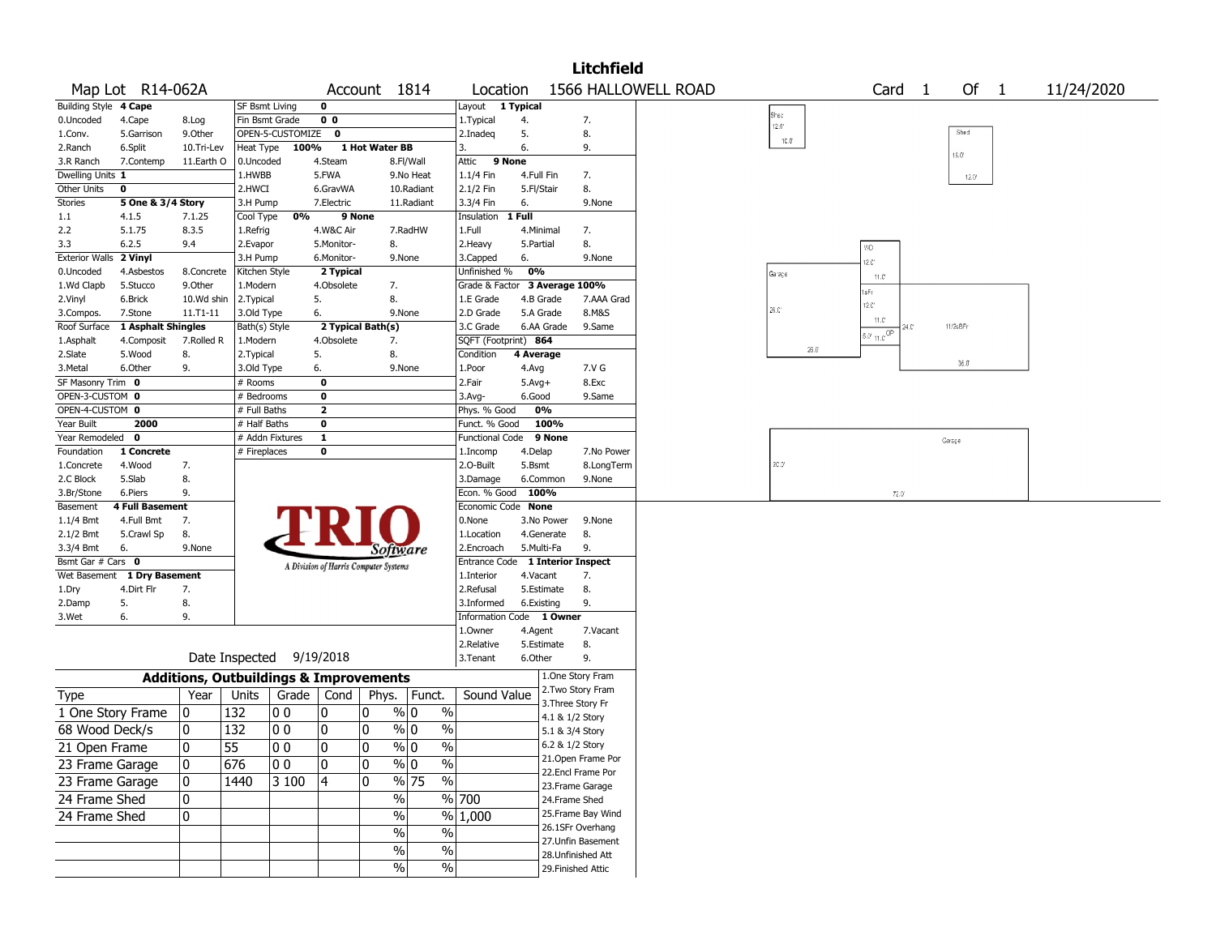# Litchfield

**Map Lot** R14-062A **Account** 1814 **Location** 1566 HALLOWELL ROAD **Card** 1 **Of** 1 11/24/2020

| Building Style | 4 Cape | | SF Bsmt Living | 0 | | | Layout | 1 Typical | |
|---|---|---|---|---|---|---|---|---|---|
| 0.Uncoded | 4.Cape | 8.Log | Fin Bsmt Grade | 0 0 | | | 1.Typical | 4. | 7. |
| 1.Conv. | 5.Garrison | 9.Other | OPEN-5-CUSTOMIZE | 0 | | | 2.Inadeq | 5. | 8. |
| 2.Ranch | 6.Split | 10.Tri-Lev | Heat Type | 100% | 1 Hot Water BB | | 3. | 6. | 9. |
| 3.R Ranch | 7.Contemp | 11.Earth O | 0.Uncoded | 4.Steam | 8.Fl/Wall | | Attic | 9 None | |
| Dwelling Units | 1 | | 1.HWBB | 5.FWA | 9.No Heat | | 1.1/4 Fin | 4.Full Fin | 7. |
| Other Units | 0 | | 2.HWCI | 6.GravWA | 10.Radiant | | 2.1/2 Fin | 5.Fl/Stair | 8. |
| Stories | 5 One & 3/4 Story | | 3.H Pump | 7.Electric | 11.Radiant | | 3.3/4 Fin | 6. | 9.None |
| 1.1 | 4.1.5 | 7.1.25 | Cool Type | 0% | 9 None | | Insulation | 1 Full | |
| 2.2 | 5.1.75 | 8.3.5 | 1.Refrig | 4.W&C Air | 7.RadHW | | 1.Full | 4.Minimal | 7. |
| 3.3 | 6.2.5 | 9.4 | 2.Evapor | 5.Monitor- | 8. | | 2.Heavy | 5.Partial | 8. |
| Exterior Walls | 2 Vinyl | | 3.H Pump | 6.Monitor- | 9.None | | 3.Capped | 6. | 9.None |
| 0.Uncoded | 4.Asbestos | 8.Concrete | Kitchen Style | 2 Typical | | | Unfinished % | 0% | |
| 1.Wd Clapb | 5.Stucco | 9.Other | 1.Modern | 4.Obsolete | 7. | | Grade & Factor | 3 Average 100% | |
| 2.Vinyl | 6.Brick | 10.Wd shin | 2.Typical | 5. | 8. | | 1.E Grade | 4.B Grade | 7.AAA Grad |
| 3.Compos. | 7.Stone | 11.T1-11 | 3.Old Type | 6. | 9.None | | 2.D Grade | 5.A Grade | 8.M&S |
| Roof Surface | 1 Asphalt Shingles | | Bath(s) Style | 2 Typical Bath(s) | | | 3.C Grade | 6.AA Grade | 9.Same |
| 1.Asphalt | 4.Composit | 7.Rolled R | 1.Modern | 4.Obsolete | 7. | | SQFT (Footprint) | 864 | |
| 2.Slate | 5.Wood | 8. | 2.Typical | 5. | 8. | | Condition | 4 Average | |
| 3.Metal | 6.Other | 9. | 3.Old Type | 6. | 9.None | | 1.Poor | 4.Avg | 7.V G |
| SF Masonry Trim | 0 | | # Rooms | 0 | | | 2.Fair | 5.Avg+ | 8.Exc |
| OPEN-3-CUSTOM | 0 | | # Bedrooms | 0 | | | 3.Avg- | 6.Good | 9.Same |
| OPEN-4-CUSTOM | 0 | | # Full Baths | 2 | | | Phys. % Good | 0% | |
| Year Built | 2000 | | # Half Baths | 0 | | | Funct. % Good | 100% | |
| Year Remodeled | 0 | | # Addn Fixtures | 1 | | | Functional Code | 9 None | |
| Foundation | 1 Concrete | | # Fireplaces | 0 | | | 1.Incomp | 4.Delap | 7.No Power |
| 1.Concrete | 4.Wood | 7. | | | | | 2.O-Built | 5.Bsmt | 8.LongTerm |
| 2.C Block | 5.Slab | 8. | | | | | 3.Damage | 6.Common | 9.None |
| 3.Br/Stone | 6.Piers | 9. | | | | | Econ. % Good | 100% | |
| Basement | 4 Full Basement | | | | | | Economic Code | None | |
| 1.1/4 Bmt | 4.Full Bmt | 7. | | | | | 0.None | 3.No Power | 9.None |
| 2.1/2 Bmt | 5.Crawl Sp | 8. | | | | | 1.Location | 4.Generate | 8. |
| 3.3/4 Bmt | 6. | 9.None | | | | | 2.Encroach | 5.Multi-Fa | 9. |
| Bsmt Gar # Cars | 0 | | | | | | Entrance Code | 1 Interior Inspect | |
| Wet Basement | 1 Dry Basement | | | | | | 1.Interior | 4.Vacant | 7. |
| 1.Dry | 4.Dirt Flr | 7. | | | | | 2.Refusal | 5.Estimate | 8. |
| 2.Damp | 5. | 8. | | | | | 3.Informed | 6.Existing | 9. |
| 3.Wet | 6. | 9. | | | | | Information Code | 1 Owner | |
| | | | | | | | 1.Owner | 4.Agent | 7.Vacant |
| | | | | | | | 2.Relative | 5.Estimate | 8. |
| | | | | | | | 3.Tenant | 6.Other | 9. |

TRIO Software — A Division of Harris Computer Systems

Date Inspected 9/19/2018

## Additions, Outbuildings & Improvements

| Type | Year | Units | Grade | Cond | Phys. | Funct. | Sound Value |
|---|---|---|---|---|---|---|---|
| 1 One Story Frame | 0 | 132 | 0 0 | 0 | 0 % | 0 % | |
| 68 Wood Deck/s | 0 | 132 | 0 0 | 0 | 0 % | 0 % | |
| 21 Open Frame | 0 | 55 | 0 0 | 0 | 0 % | 0 % | |
| 23 Frame Garage | 0 | 676 | 0 0 | 0 | 0 % | 0 % | |
| 23 Frame Garage | 0 | 1440 | 3 100 | 4 | 0 % | 75 % | |
| 24 Frame Shed | 0 | | | | % | % | 700 |
| 24 Frame Shed | 0 | | | | % | % | 1,000 |
| | | | | | % | % | |
| | | | | | % | % | |
| | | | | | % | % | |

1.One Story Fram
2.Two Story Fram
3.Three Story Fr
4.1 & 1/2 Story
5.1 & 3/4 Story
6.2 & 1/2 Story
21.Open Frame Por
22.Encl Frame Por
23.Frame Garage
24.Frame Shed
25.Frame Bay Wind
26.1SFr Overhang
27.Unfin Basement
28.Unfinished Att
29.Finished Attic

Sketch labels: Shed 12.0' 10.0'; Shed 16.0' 12.0'; Garage 26.0' 26.0'; WD 12.0' 11.0'; 1sFr 12.0' 11.0'; OP 5.0' 11.0'; 11/3sBFr 24.0' 36.0'; Garage 20.0' 72.0'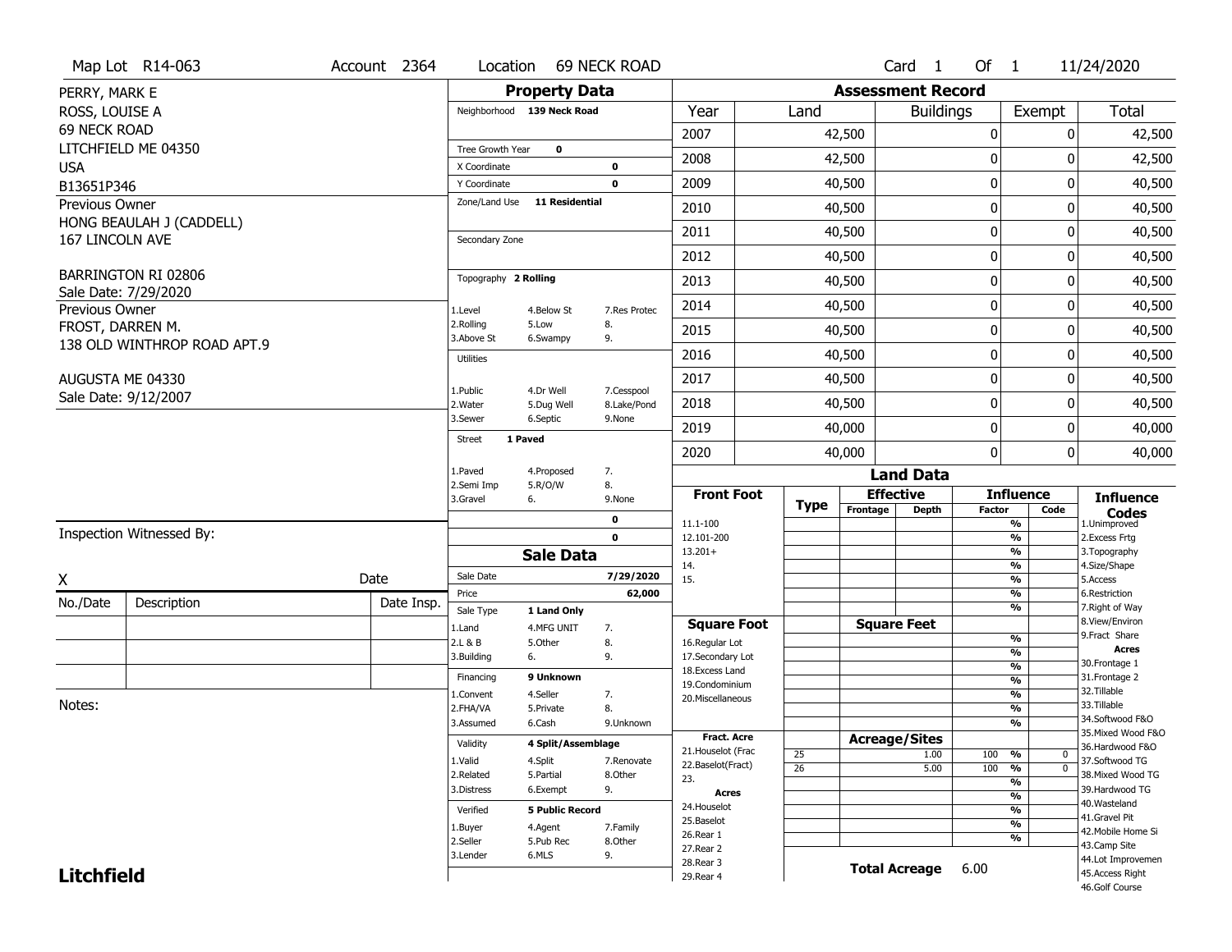Map Lot R14-063 | Account 2364 | Location 69 NECK ROAD | Card 1 Of 1 | 11/24/2020

PERRY, MARK E
ROSS, LOUISE A
69 NECK ROAD
LITCHFIELD ME 04350
USA
B13651P346

Previous Owner
HONG BEAULAH J (CADDELL)
167 LINCOLN AVE

BARRINGTON RI 02806
Sale Date: 7/29/2020

Previous Owner
FROST, DARREN M.
138 OLD WINTHROP ROAD APT.9

AUGUSTA ME 04330
Sale Date: 9/12/2007

Inspection Witnessed By:

X ____________________ Date

| No./Date | Description | Date Insp. |
|---|---|---|
| | | |
| | | |
| | | |

Notes:

**Litchfield**

## Property Data

Neighborhood **139 Neck Road**

Tree Growth Year **0**
X Coordinate **0**
Y Coordinate **0**
Zone/Land Use **11 Residential**

Secondary Zone

Topography **2 Rolling**

| | | |
|---|---|---|
| 1.Level | 4.Below St | 7.Res Protec |
| 2.Rolling | 5.Low | 8. |
| 3.Above St | 6.Swampy | 9. |

Utilities

| | | |
|---|---|---|
| 1.Public | 4.Dr Well | 7.Cesspool |
| 2.Water | 5.Dug Well | 8.Lake/Pond |
| 3.Sewer | 6.Septic | 9.None |

Street **1 Paved**

| | | |
|---|---|---|
| 1.Paved | 4.Proposed | 7. |
| 2.Semi Imp | 5.R/O/W | 8. |
| 3.Gravel | 6. | 9.None |

0
0

## Sale Data

Sale Date **7/29/2020**
Price **62,000**
Sale Type **1 Land Only**

| | | |
|---|---|---|
| 1.Land | 4.MFG UNIT | 7. |
| 2.L & B | 5.Other | 8. |
| 3.Building | 6. | 9. |

Financing **9 Unknown**

| | | |
|---|---|---|
| 1.Convent | 4.Seller | 7. |
| 2.FHA/VA | 5.Private | 8. |
| 3.Assumed | 6.Cash | 9.Unknown |

Validity **4 Split/Assemblage**

| | | |
|---|---|---|
| 1.Valid | 4.Split | 7.Renovate |
| 2.Related | 5.Partial | 8.Other |
| 3.Distress | 6.Exempt | 9. |

Verified **5 Public Record**

| | | |
|---|---|---|
| 1.Buyer | 4.Agent | 7.Family |
| 2.Seller | 5.Pub Rec | 8.Other |
| 3.Lender | 6.MLS | 9. |

## Assessment Record

| Year | Land | Buildings | Exempt | Total |
|---|---|---|---|---|
| 2007 | 42,500 | 0 | 0 | 42,500 |
| 2008 | 42,500 | 0 | 0 | 42,500 |
| 2009 | 40,500 | 0 | 0 | 40,500 |
| 2010 | 40,500 | 0 | 0 | 40,500 |
| 2011 | 40,500 | 0 | 0 | 40,500 |
| 2012 | 40,500 | 0 | 0 | 40,500 |
| 2013 | 40,500 | 0 | 0 | 40,500 |
| 2014 | 40,500 | 0 | 0 | 40,500 |
| 2015 | 40,500 | 0 | 0 | 40,500 |
| 2016 | 40,500 | 0 | 0 | 40,500 |
| 2017 | 40,500 | 0 | 0 | 40,500 |
| 2018 | 40,500 | 0 | 0 | 40,500 |
| 2019 | 40,000 | 0 | 0 | 40,000 |
| 2020 | 40,000 | 0 | 0 | 40,000 |

## Land Data

| Front Foot | Type | Effective Frontage | Effective Depth | Influence Factor | Influence Code |
|---|---|---|---|---|---|
| 11.1-100 | | | | % | |
| 12.101-200 | | | | % | |
| 13.201+ | | | | % | |
| 14. | | | | % | |
| 15. | | | | % | |
| | | | | % | |
| | | | | % | |

| Square Foot | Square Feet | | Influence Factor | |
|---|---|---|---|---|
| 16.Regular Lot | | | % | |
| 17.Secondary Lot | | | % | |
| 18.Excess Land | | | % | |
| 19.Condominium | | | % | |
| 20.Miscellaneous | | | % | |
| | | | % | |
| | | | % | |

| Fract. Acre | Type | Acreage/Sites | Influence Factor | Influence Code |
|---|---|---|---|---|
| 21.Houselot (Frac | 25 | 1.00 | 100 % | 0 |
| 22.Baselot(Fract) | 26 | 5.00 | 100 % | 0 |
| 23. | | | % | |
| **Acres** | | | % | |
| 24.Houselot | | | % | |
| 25.Baselot | | | % | |
| 26.Rear 1 | | | % | |
| 27.Rear 2 | | | | |
| 28.Rear 3 | | | | |
| 29.Rear 4 | | | | |

**Total Acreage** 6.00

**Influence Codes**
1.Unimproved
2.Excess Frtg
3.Topography
4.Size/Shape
5.Access
6.Restriction
7.Right of Way
8.View/Environ
9.Fract Share

**Acres**
30.Frontage 1
31.Frontage 2
32.Tillable
33.Tillable
34.Softwood F&O
35.Mixed Wood F&O
36.Hardwood F&O
37.Softwood TG
38.Mixed Wood TG
39.Hardwood TG
40.Wasteland
41.Gravel Pit
42.Mobile Home Si
43.Camp Site
44.Lot Improvemen
45.Access Right
46.Golf Course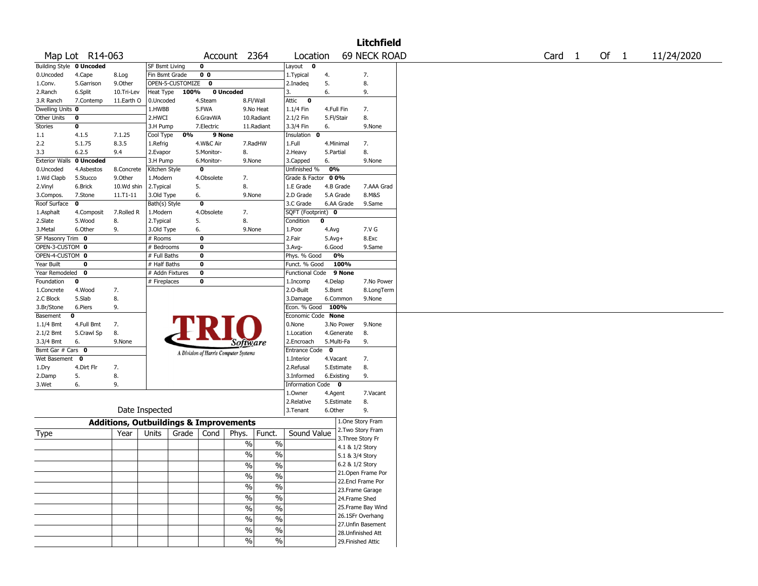# Litchfield

Map Lot R14-063 | Account 2364 | Location 69 NECK ROAD | Card 1 Of 1 | 11/24/2020

| | | |
|---|---|---|
| Building Style **0 Uncoded** | | |
| 0.Uncoded | 4.Cape | 8.Log |
| 1.Conv. | 5.Garrison | 9.Other |
| 2.Ranch | 6.Split | 10.Tri-Lev |
| 3.R Ranch | 7.Contemp | 11.Earth O |
| Dwelling Units **0** | | |
| Other Units **0** | | |
| Stories **0** | | |
| 1.1 | 4.1.5 | 7.1.25 |
| 2.2 | 5.1.75 | 8.3.5 |
| 3.3 | 6.2.5 | 9.4 |
| Exterior Walls **0 Uncoded** | | |
| 0.Uncoded | 4.Asbestos | 8.Concrete |
| 1.Wd Clapb | 5.Stucco | 9.Other |
| 2.Vinyl | 6.Brick | 10.Wd shin |
| 3.Compos. | 7.Stone | 11.T1-11 |
| Roof Surface **0** | | |
| 1.Asphalt | 4.Composit | 7.Rolled R |
| 2.Slate | 5.Wood | 8. |
| 3.Metal | 6.Other | 9. |
| SF Masonry Trim **0** | | |
| OPEN-3-CUSTOM **0** | | |
| OPEN-4-CUSTOM **0** | | |
| Year Built **0** | | |
| Year Remodeled **0** | | |
| Foundation **0** | | |
| 1.Concrete | 4.Wood | 7. |
| 2.C Block | 5.Slab | 8. |
| 3.Br/Stone | 6.Piers | 9. |
| Basement **0** | | |
| 1.1/4 Bmt | 4.Full Bmt | 7. |
| 2.1/2 Bmt | 5.Crawl Sp | 8. |
| 3.3/4 Bmt | 6. | 9.None |
| Bsmt Gar # Cars **0** | | |
| Wet Basement **0** | | |
| 1.Dry | 4.Dirt Flr | 7. |
| 2.Damp | 5. | 8. |
| 3.Wet | 6. | 9. |

| | | |
|---|---|---|
| SF Bsmt Living **0** | | |
| Fin Bsmt Grade **0 0** | | |
| OPEN-5-CUSTOMIZE **0** | | |
| Heat Type **100%** **0 Uncoded** | | |
| 0.Uncoded | 4.Steam | 8.Fl/Wall |
| 1.HWBB | 5.FWA | 9.No Heat |
| 2.HWCI | 6.GravWA | 10.Radiant |
| 3.H Pump | 7.Electric | 11.Radiant |
| Cool Type **0%** **9 None** | | |
| 1.Refrig | 4.W&C Air | 7.RadHW |
| 2.Evapor | 5.Monitor- | 8. |
| 3.H Pump | 6.Monitor- | 9.None |
| Kitchen Style **0** | | |
| 1.Modern | 4.Obsolete | 7. |
| 2.Typical | 5. | 8. |
| 3.Old Type | 6. | 9.None |
| Bath(s) Style **0** | | |
| 1.Modern | 4.Obsolete | 7. |
| 2.Typical | 5. | 8. |
| 3.Old Type | 6. | 9.None |
| # Rooms **0** | | |
| # Bedrooms **0** | | |
| # Full Baths **0** | | |
| # Half Baths **0** | | |
| # Addn Fixtures **0** | | |
| # Fireplaces **0** | | |

TRIO Software — A Division of Harris Computer Systems

| | | |
|---|---|---|
| Layout **0** | | |
| 1.Typical | 4. | 7. |
| 2.Inadeq | 5. | 8. |
| 3. | 6. | 9. |
| Attic **0** | | |
| 1.1/4 Fin | 4.Full Fin | 7. |
| 2.1/2 Fin | 5.Fl/Stair | 8. |
| 3.3/4 Fin | 6. | 9.None |
| Insulation **0** | | |
| 1.Full | 4.Minimal | 7. |
| 2.Heavy | 5.Partial | 8. |
| 3.Capped | 6. | 9.None |
| Unfinished % **0%** | | |
| Grade & Factor **0 0%** | | |
| 1.E Grade | 4.B Grade | 7.AAA Grad |
| 2.D Grade | 5.A Grade | 8.M&S |
| 3.C Grade | 6.AA Grade | 9.Same |
| SQFT (Footprint) **0** | | |
| Condition **0** | | |
| 1.Poor | 4.Avg | 7.V G |
| 2.Fair | 5.Avg+ | 8.Exc |
| 3.Avg- | 6.Good | 9.Same |
| Phys. % Good **0%** | | |
| Funct. % Good **100%** | | |
| Functional Code **9 None** | | |
| 1.Incomp | 4.Delap | 7.No Power |
| 2.O-Built | 5.Bsmt | 8.LongTerm |
| 3.Damage | 6.Common | 9.None |
| Econ. % Good **100%** | | |
| Economic Code **None** | | |
| 0.None | 3.No Power | 9.None |
| 1.Location | 4.Generate | 8. |
| 2.Encroach | 5.Multi-Fa | 9. |
| Entrance Code **0** | | |
| 1.Interior | 4.Vacant | 7. |
| 2.Refusal | 5.Estimate | 8. |
| 3.Informed | 6.Existing | 9. |
| Information Code **0** | | |
| 1.Owner | 4.Agent | 7.Vacant |
| 2.Relative | 5.Estimate | 8. |
| 3.Tenant | 6.Other | 9. |

Date Inspected

## Additions, Outbuildings & Improvements

| Type | Year | Units | Grade | Cond | Phys. | Funct. | Sound Value |
|---|---|---|---|---|---|---|---|
| | | | | | % | % | |
| | | | | | % | % | |
| | | | | | % | % | |
| | | | | | % | % | |
| | | | | | % | % | |
| | | | | | % | % | |
| | | | | | % | % | |
| | | | | | % | % | |
| | | | | | % | % | |
| | | | | | % | % | |

1.One Story Fram
2.Two Story Fram
3.Three Story Fr
4.1 & 1/2 Story
5.1 & 3/4 Story
6.2 & 1/2 Story
21.Open Frame Por
22.Encl Frame Por
23.Frame Garage
24.Frame Shed
25.Frame Bay Wind
26.1SFr Overhang
27.Unfin Basement
28.Unfinished Att
29.Finished Attic